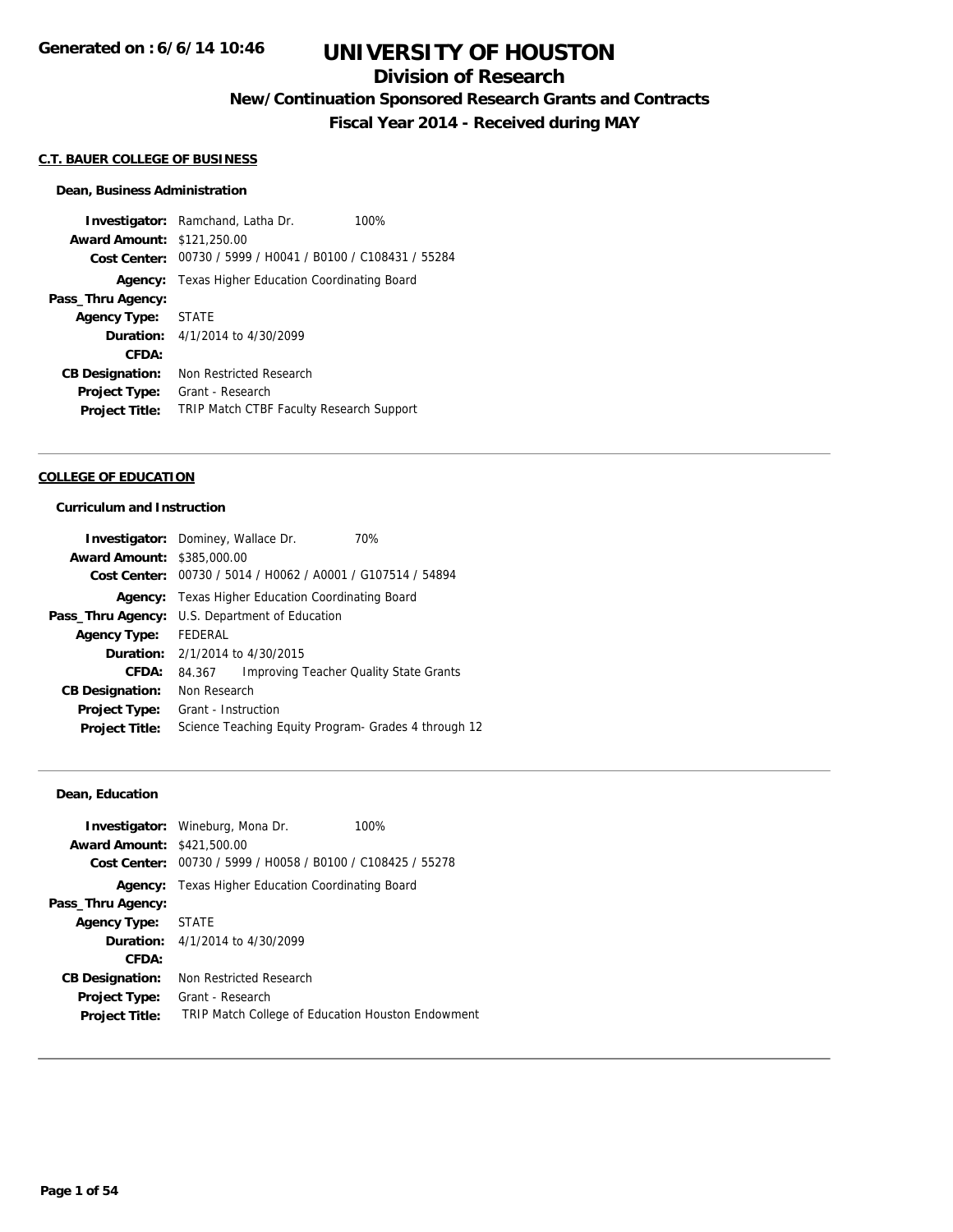Generated on : 6/6/14 10:46

# UNIVERSITY OF HOUSTON

## Division of Research

### New/Continuation Sponsored Research Grants and Contracts

### Fiscal Year 2014 - Received during MAY

**C.T. BAUER COLLEGE OF BUSINESS**

**Dean, Business Administration**

**Investigator:** Ramchand, Latha Dr. 100%
**Award Amount:** $121,250.00
**Cost Center:** 00730 / 5999 / H0041 / B0100 / C108431 / 55284
**Agency:** Texas Higher Education Coordinating Board
**Pass_Thru Agency:**
**Agency Type:** STATE
**Duration:** 4/1/2014 to 4/30/2099
**CFDA:**
**CB Designation:** Non Restricted Research
**Project Type:** Grant - Research
**Project Title:** TRIP Match CTBF Faculty Research Support

---

**COLLEGE OF EDUCATION**

**Curriculum and Instruction**

**Investigator:** Dominey, Wallace Dr. 70%
**Award Amount:** $385,000.00
**Cost Center:** 00730 / 5014 / H0062 / A0001 / G107514 / 54894
**Agency:** Texas Higher Education Coordinating Board
**Pass_Thru Agency:** U.S. Department of Education
**Agency Type:** FEDERAL
**Duration:** 2/1/2014 to 4/30/2015
**CFDA:** 84.367 Improving Teacher Quality State Grants
**CB Designation:** Non Research
**Project Type:** Grant - Instruction
**Project Title:** Science Teaching Equity Program- Grades 4 through 12

---

**Dean, Education**

**Investigator:** Wineburg, Mona Dr. 100%
**Award Amount:** $421,500.00
**Cost Center:** 00730 / 5999 / H0058 / B0100 / C108425 / 55278
**Agency:** Texas Higher Education Coordinating Board
**Pass_Thru Agency:**
**Agency Type:** STATE
**Duration:** 4/1/2014 to 4/30/2099
**CFDA:**
**CB Designation:** Non Restricted Research
**Project Type:** Grant - Research
**Project Title:** TRIP Match College of Education Houston Endowment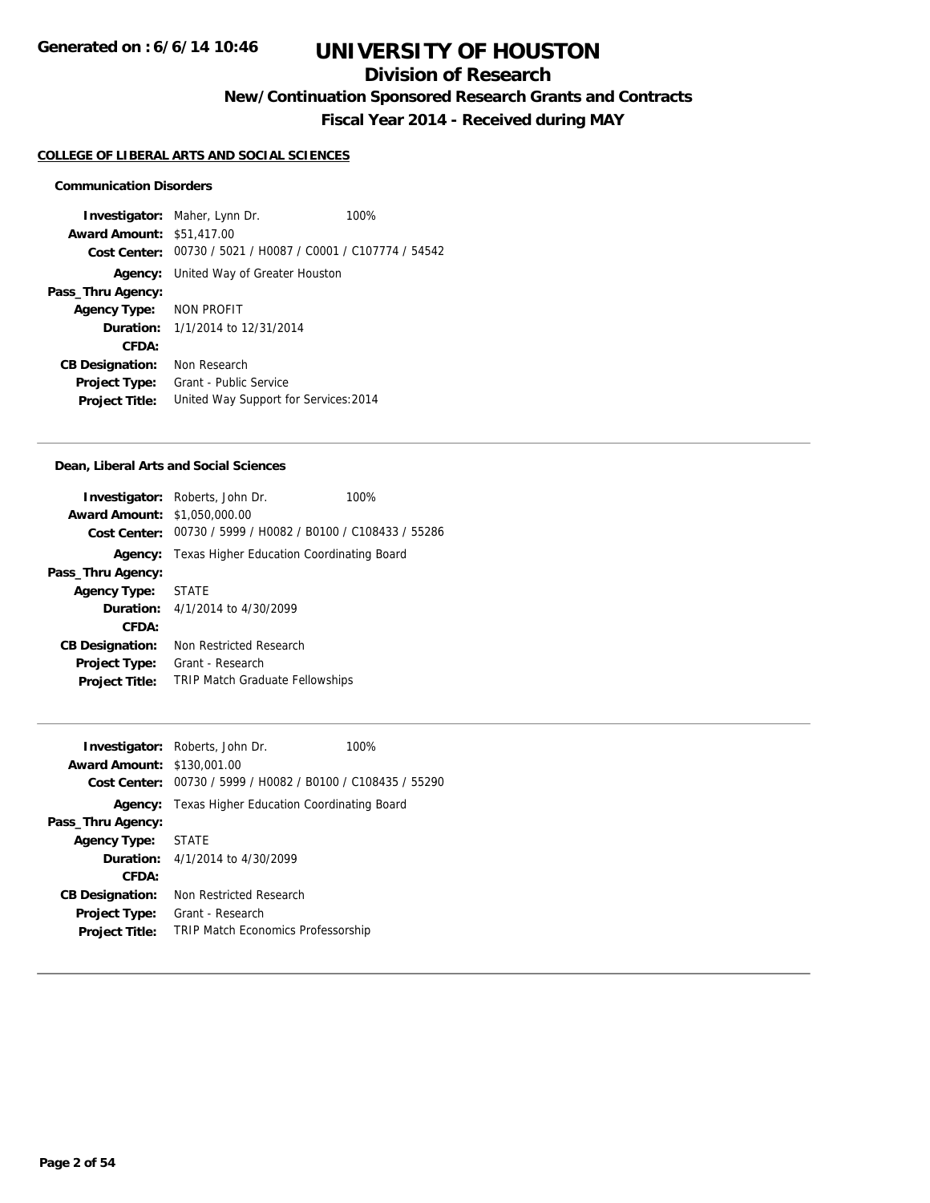# UNIVERSITY OF HOUSTON

## Division of Research

### New/Continuation Sponsored Research Grants and Contracts

### Fiscal Year 2014 - Received during MAY

**Generated on : 6/6/14 10:46**

**COLLEGE OF LIBERAL ARTS AND SOCIAL SCIENCES**

**Communication Disorders**

| | | |
|---|---|---|
| **Investigator:** | Maher, Lynn Dr. | 100% |
| **Award Amount:** | $51,417.00 | |
| **Cost Center:** | 00730 / 5021 / H0087 / C0001 / C107774 / 54542 | |
| **Agency:** | United Way of Greater Houston | |
| **Pass_Thru Agency:** | | |
| **Agency Type:** | NON PROFIT | |
| **Duration:** | 1/1/2014 to 12/31/2014 | |
| **CFDA:** | | |
| **CB Designation:** | Non Research | |
| **Project Type:** | Grant - Public Service | |
| **Project Title:** | United Way Support for Services:2014 | |

---

**Dean, Liberal Arts and Social Sciences**

| | | |
|---|---|---|
| **Investigator:** | Roberts, John Dr. | 100% |
| **Award Amount:** | $1,050,000.00 | |
| **Cost Center:** | 00730 / 5999 / H0082 / B0100 / C108433 / 55286 | |
| **Agency:** | Texas Higher Education Coordinating Board | |
| **Pass_Thru Agency:** | | |
| **Agency Type:** | STATE | |
| **Duration:** | 4/1/2014 to 4/30/2099 | |
| **CFDA:** | | |
| **CB Designation:** | Non Restricted Research | |
| **Project Type:** | Grant - Research | |
| **Project Title:** | TRIP Match Graduate Fellowships | |

---

| | | |
|---|---|---|
| **Investigator:** | Roberts, John Dr. | 100% |
| **Award Amount:** | $130,001.00 | |
| **Cost Center:** | 00730 / 5999 / H0082 / B0100 / C108435 / 55290 | |
| **Agency:** | Texas Higher Education Coordinating Board | |
| **Pass_Thru Agency:** | | |
| **Agency Type:** | STATE | |
| **Duration:** | 4/1/2014 to 4/30/2099 | |
| **CFDA:** | | |
| **CB Designation:** | Non Restricted Research | |
| **Project Type:** | Grant - Research | |
| **Project Title:** | TRIP Match Economics Professorship | |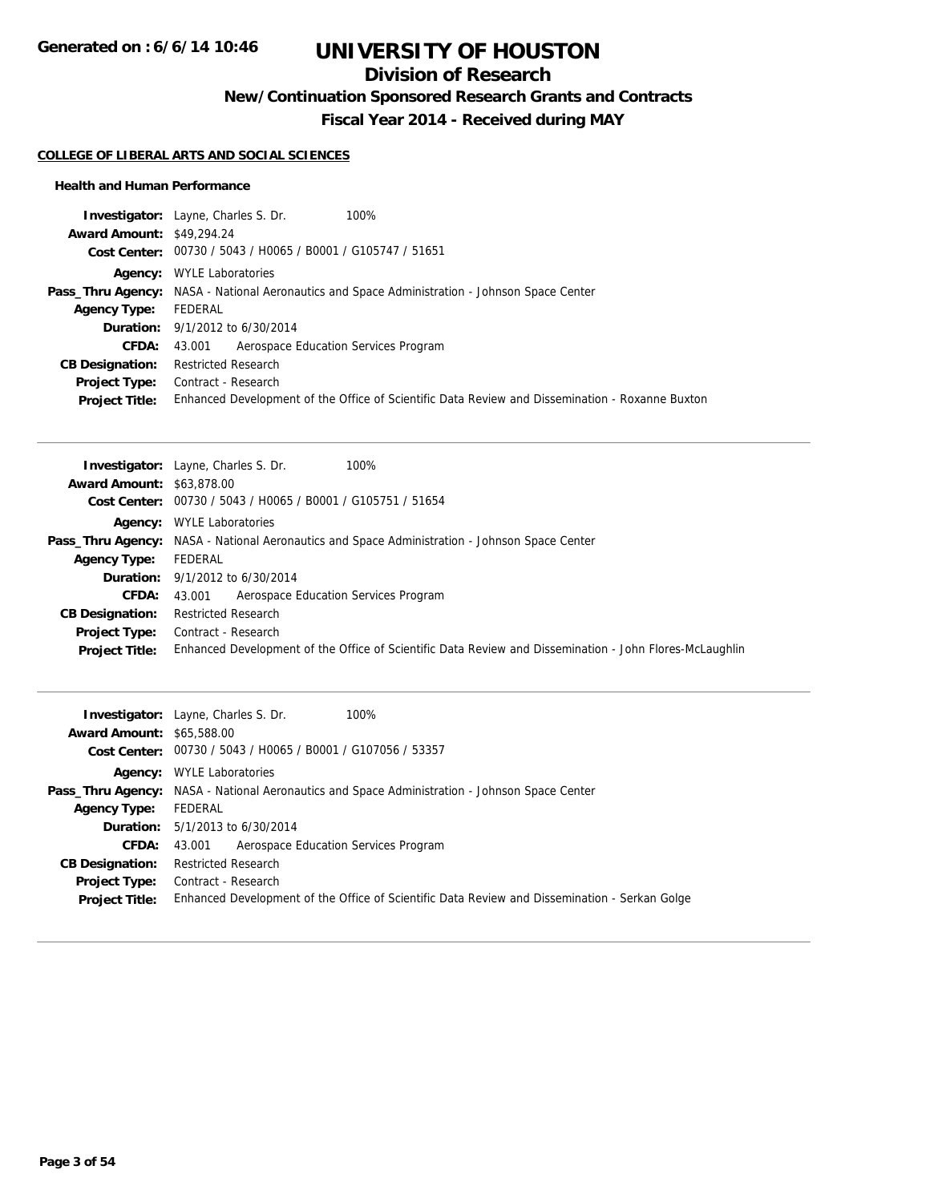# UNIVERSITY OF HOUSTON

## Division of Research

### New/Continuation Sponsored Research Grants and Contracts

### Fiscal Year 2014 - Received during MAY

Generated on : 6/6/14 10:46

**COLLEGE OF LIBERAL ARTS AND SOCIAL SCIENCES**

**Health and Human Performance**

**Investigator:** Layne, Charles S. Dr. 100%
**Award Amount:** $49,294.24
**Cost Center:** 00730 / 5043 / H0065 / B0001 / G105747 / 51651
**Agency:** WYLE Laboratories
**Pass_Thru Agency:** NASA - National Aeronautics and Space Administration - Johnson Space Center
**Agency Type:** FEDERAL
**Duration:** 9/1/2012 to 6/30/2014
**CFDA:** 43.001 Aerospace Education Services Program
**CB Designation:** Restricted Research
**Project Type:** Contract - Research
**Project Title:** Enhanced Development of the Office of Scientific Data Review and Dissemination - Roxanne Buxton

---

**Investigator:** Layne, Charles S. Dr. 100%
**Award Amount:** $63,878.00
**Cost Center:** 00730 / 5043 / H0065 / B0001 / G105751 / 51654
**Agency:** WYLE Laboratories
**Pass_Thru Agency:** NASA - National Aeronautics and Space Administration - Johnson Space Center
**Agency Type:** FEDERAL
**Duration:** 9/1/2012 to 6/30/2014
**CFDA:** 43.001 Aerospace Education Services Program
**CB Designation:** Restricted Research
**Project Type:** Contract - Research
**Project Title:** Enhanced Development of the Office of Scientific Data Review and Dissemination - John Flores-McLaughlin

---

**Investigator:** Layne, Charles S. Dr. 100%
**Award Amount:** $65,588.00
**Cost Center:** 00730 / 5043 / H0065 / B0001 / G107056 / 53357
**Agency:** WYLE Laboratories
**Pass_Thru Agency:** NASA - National Aeronautics and Space Administration - Johnson Space Center
**Agency Type:** FEDERAL
**Duration:** 5/1/2013 to 6/30/2014
**CFDA:** 43.001 Aerospace Education Services Program
**CB Designation:** Restricted Research
**Project Type:** Contract - Research
**Project Title:** Enhanced Development of the Office of Scientific Data Review and Dissemination - Serkan Golge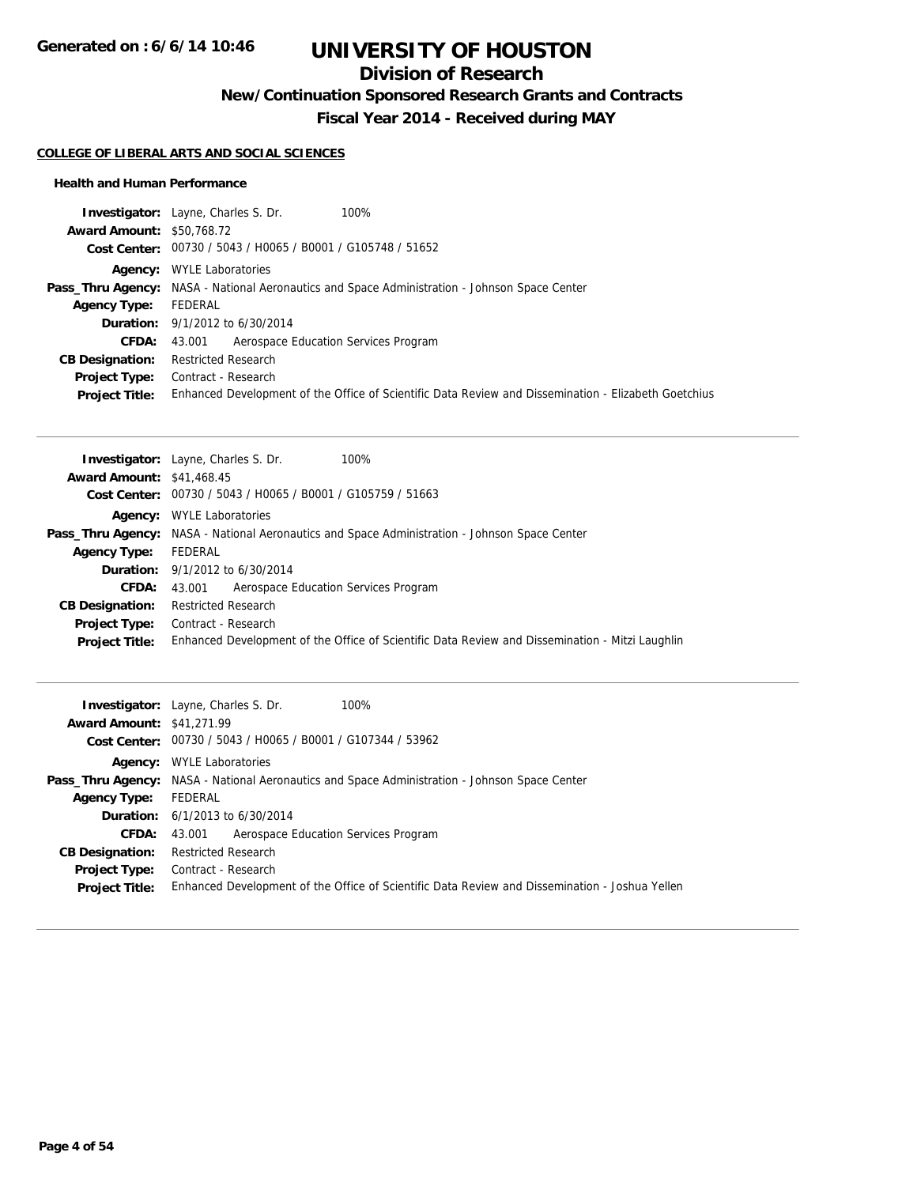# UNIVERSITY OF HOUSTON

## Division of Research

### New/Continuation Sponsored Research Grants and Contracts

### Fiscal Year 2014 - Received during MAY

Generated on : 6/6/14 10:46

**COLLEGE OF LIBERAL ARTS AND SOCIAL SCIENCES**

**Health and Human Performance**

**Investigator:** Layne, Charles S. Dr. 100%
**Award Amount:** $50,768.72
**Cost Center:** 00730 / 5043 / H0065 / B0001 / G105748 / 51652
**Agency:** WYLE Laboratories
**Pass_Thru Agency:** NASA - National Aeronautics and Space Administration - Johnson Space Center
**Agency Type:** FEDERAL
**Duration:** 9/1/2012 to 6/30/2014
**CFDA:** 43.001 Aerospace Education Services Program
**CB Designation:** Restricted Research
**Project Type:** Contract - Research
**Project Title:** Enhanced Development of the Office of Scientific Data Review and Dissemination - Elizabeth Goetchius

---

**Investigator:** Layne, Charles S. Dr. 100%
**Award Amount:** $41,468.45
**Cost Center:** 00730 / 5043 / H0065 / B0001 / G105759 / 51663
**Agency:** WYLE Laboratories
**Pass_Thru Agency:** NASA - National Aeronautics and Space Administration - Johnson Space Center
**Agency Type:** FEDERAL
**Duration:** 9/1/2012 to 6/30/2014
**CFDA:** 43.001 Aerospace Education Services Program
**CB Designation:** Restricted Research
**Project Type:** Contract - Research
**Project Title:** Enhanced Development of the Office of Scientific Data Review and Dissemination - Mitzi Laughlin

---

**Investigator:** Layne, Charles S. Dr. 100%
**Award Amount:** $41,271.99
**Cost Center:** 00730 / 5043 / H0065 / B0001 / G107344 / 53962
**Agency:** WYLE Laboratories
**Pass_Thru Agency:** NASA - National Aeronautics and Space Administration - Johnson Space Center
**Agency Type:** FEDERAL
**Duration:** 6/1/2013 to 6/30/2014
**CFDA:** 43.001 Aerospace Education Services Program
**CB Designation:** Restricted Research
**Project Type:** Contract - Research
**Project Title:** Enhanced Development of the Office of Scientific Data Review and Dissemination - Joshua Yellen

---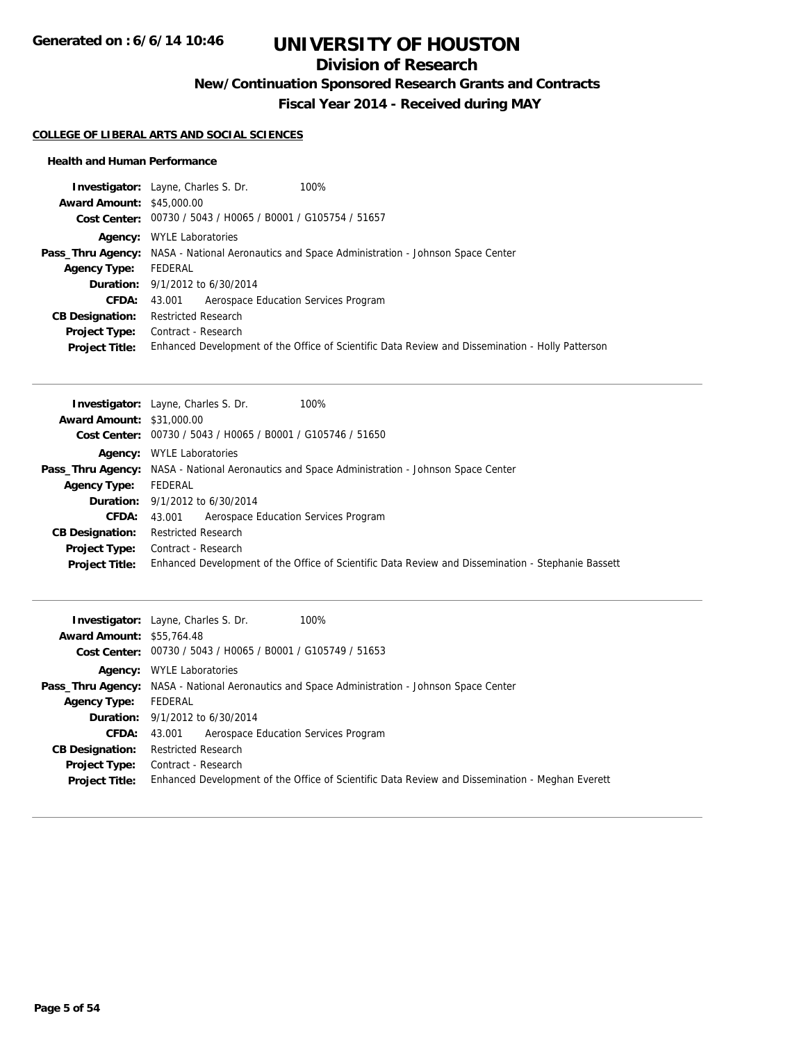# UNIVERSITY OF HOUSTON

## Division of Research

### New/Continuation Sponsored Research Grants and Contracts

### Fiscal Year 2014 - Received during MAY

**COLLEGE OF LIBERAL ARTS AND SOCIAL SCIENCES**

#### Health and Human Performance

**Investigator:** Layne, Charles S. Dr. 100%
**Award Amount:** $45,000.00
**Cost Center:** 00730 / 5043 / H0065 / B0001 / G105754 / 51657
**Agency:** WYLE Laboratories
**Pass_Thru Agency:** NASA - National Aeronautics and Space Administration - Johnson Space Center
**Agency Type:** FEDERAL
**Duration:** 9/1/2012 to 6/30/2014
**CFDA:** 43.001 Aerospace Education Services Program
**CB Designation:** Restricted Research
**Project Type:** Contract - Research
**Project Title:** Enhanced Development of the Office of Scientific Data Review and Dissemination - Holly Patterson

---

**Investigator:** Layne, Charles S. Dr. 100%
**Award Amount:** $31,000.00
**Cost Center:** 00730 / 5043 / H0065 / B0001 / G105746 / 51650
**Agency:** WYLE Laboratories
**Pass_Thru Agency:** NASA - National Aeronautics and Space Administration - Johnson Space Center
**Agency Type:** FEDERAL
**Duration:** 9/1/2012 to 6/30/2014
**CFDA:** 43.001 Aerospace Education Services Program
**CB Designation:** Restricted Research
**Project Type:** Contract - Research
**Project Title:** Enhanced Development of the Office of Scientific Data Review and Dissemination - Stephanie Bassett

---

**Investigator:** Layne, Charles S. Dr. 100%
**Award Amount:** $55,764.48
**Cost Center:** 00730 / 5043 / H0065 / B0001 / G105749 / 51653
**Agency:** WYLE Laboratories
**Pass_Thru Agency:** NASA - National Aeronautics and Space Administration - Johnson Space Center
**Agency Type:** FEDERAL
**Duration:** 9/1/2012 to 6/30/2014
**CFDA:** 43.001 Aerospace Education Services Program
**CB Designation:** Restricted Research
**Project Type:** Contract - Research
**Project Title:** Enhanced Development of the Office of Scientific Data Review and Dissemination - Meghan Everett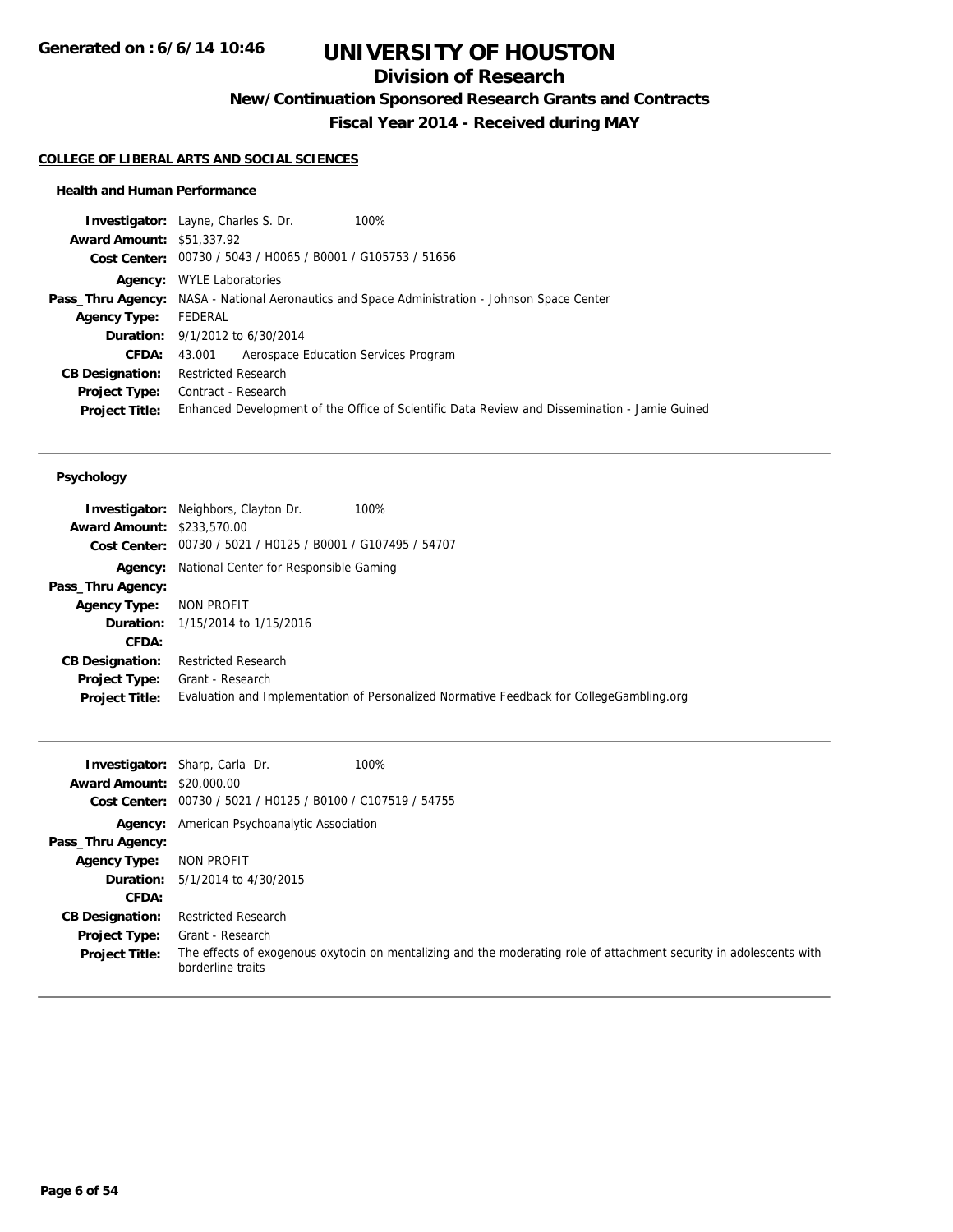# UNIVERSITY OF HOUSTON

## Division of Research

### New/Continuation Sponsored Research Grants and Contracts

### Fiscal Year 2014 - Received during MAY

#### COLLEGE OF LIBERAL ARTS AND SOCIAL SCIENCES

##### Health and Human Performance

**Investigator:** Layne, Charles S. Dr. 100%
**Award Amount:** $51,337.92
**Cost Center:** 00730 / 5043 / H0065 / B0001 / G105753 / 51656
**Agency:** WYLE Laboratories
**Pass_Thru Agency:** NASA - National Aeronautics and Space Administration - Johnson Space Center
**Agency Type:** FEDERAL
**Duration:** 9/1/2012 to 6/30/2014
**CFDA:** 43.001 Aerospace Education Services Program
**CB Designation:** Restricted Research
**Project Type:** Contract - Research
**Project Title:** Enhanced Development of the Office of Scientific Data Review and Dissemination - Jamie Guined

---

##### Psychology

**Investigator:** Neighbors, Clayton Dr. 100%
**Award Amount:** $233,570.00
**Cost Center:** 00730 / 5021 / H0125 / B0001 / G107495 / 54707
**Agency:** National Center for Responsible Gaming
**Pass_Thru Agency:**
**Agency Type:** NON PROFIT
**Duration:** 1/15/2014 to 1/15/2016
**CFDA:**
**CB Designation:** Restricted Research
**Project Type:** Grant - Research
**Project Title:** Evaluation and Implementation of Personalized Normative Feedback for CollegeGambling.org

---

**Investigator:** Sharp, Carla Dr. 100%
**Award Amount:** $20,000.00
**Cost Center:** 00730 / 5021 / H0125 / B0100 / C107519 / 54755
**Agency:** American Psychoanalytic Association
**Pass_Thru Agency:**
**Agency Type:** NON PROFIT
**Duration:** 5/1/2014 to 4/30/2015
**CFDA:**
**CB Designation:** Restricted Research
**Project Type:** Grant - Research
**Project Title:** The effects of exogenous oxytocin on mentalizing and the moderating role of attachment security in adolescents with borderline traits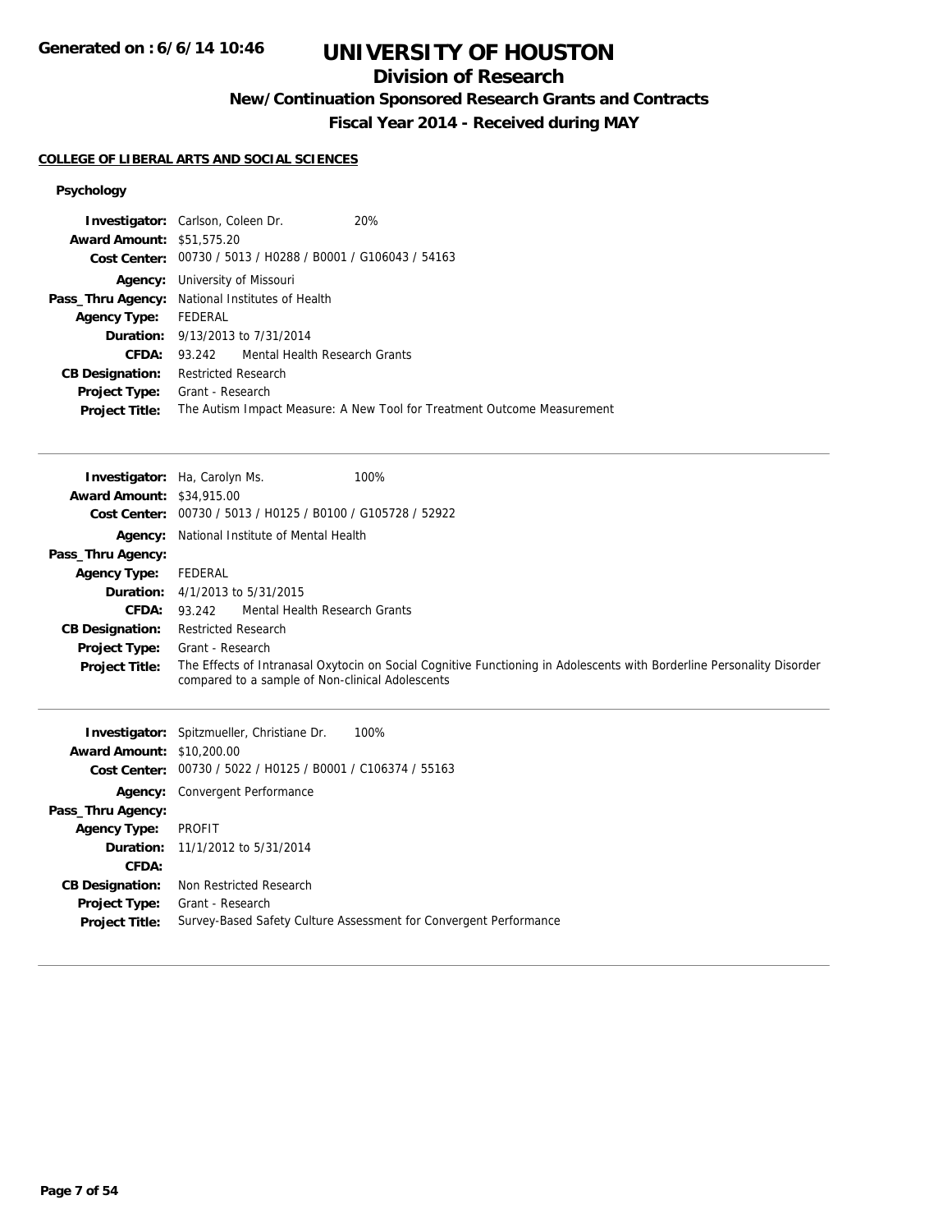# UNIVERSITY OF HOUSTON

## Division of Research

### New/Continuation Sponsored Research Grants and Contracts

### Fiscal Year 2014 - Received during MAY

Generated on : 6/6/14 10:46

**COLLEGE OF LIBERAL ARTS AND SOCIAL SCIENCES**

**Psychology**

**Investigator:** Carlson, Coleen Dr. 20%
**Award Amount:** $51,575.20
**Cost Center:** 00730 / 5013 / H0288 / B0001 / G106043 / 54163
**Agency:** University of Missouri
**Pass_Thru Agency:** National Institutes of Health
**Agency Type:** FEDERAL
**Duration:** 9/13/2013 to 7/31/2014
**CFDA:** 93.242 Mental Health Research Grants
**CB Designation:** Restricted Research
**Project Type:** Grant - Research
**Project Title:** The Autism Impact Measure: A New Tool for Treatment Outcome Measurement

---

**Investigator:** Ha, Carolyn Ms. 100%
**Award Amount:** $34,915.00
**Cost Center:** 00730 / 5013 / H0125 / B0100 / G105728 / 52922
**Agency:** National Institute of Mental Health
**Pass_Thru Agency:**
**Agency Type:** FEDERAL
**Duration:** 4/1/2013 to 5/31/2015
**CFDA:** 93.242 Mental Health Research Grants
**CB Designation:** Restricted Research
**Project Type:** Grant - Research
**Project Title:** The Effects of Intranasal Oxytocin on Social Cognitive Functioning in Adolescents with Borderline Personality Disorder compared to a sample of Non-clinical Adolescents

---

**Investigator:** Spitzmueller, Christiane Dr. 100%
**Award Amount:** $10,200.00
**Cost Center:** 00730 / 5022 / H0125 / B0001 / C106374 / 55163
**Agency:** Convergent Performance
**Pass_Thru Agency:**
**Agency Type:** PROFIT
**Duration:** 11/1/2012 to 5/31/2014
**CFDA:**
**CB Designation:** Non Restricted Research
**Project Type:** Grant - Research
**Project Title:** Survey-Based Safety Culture Assessment for Convergent Performance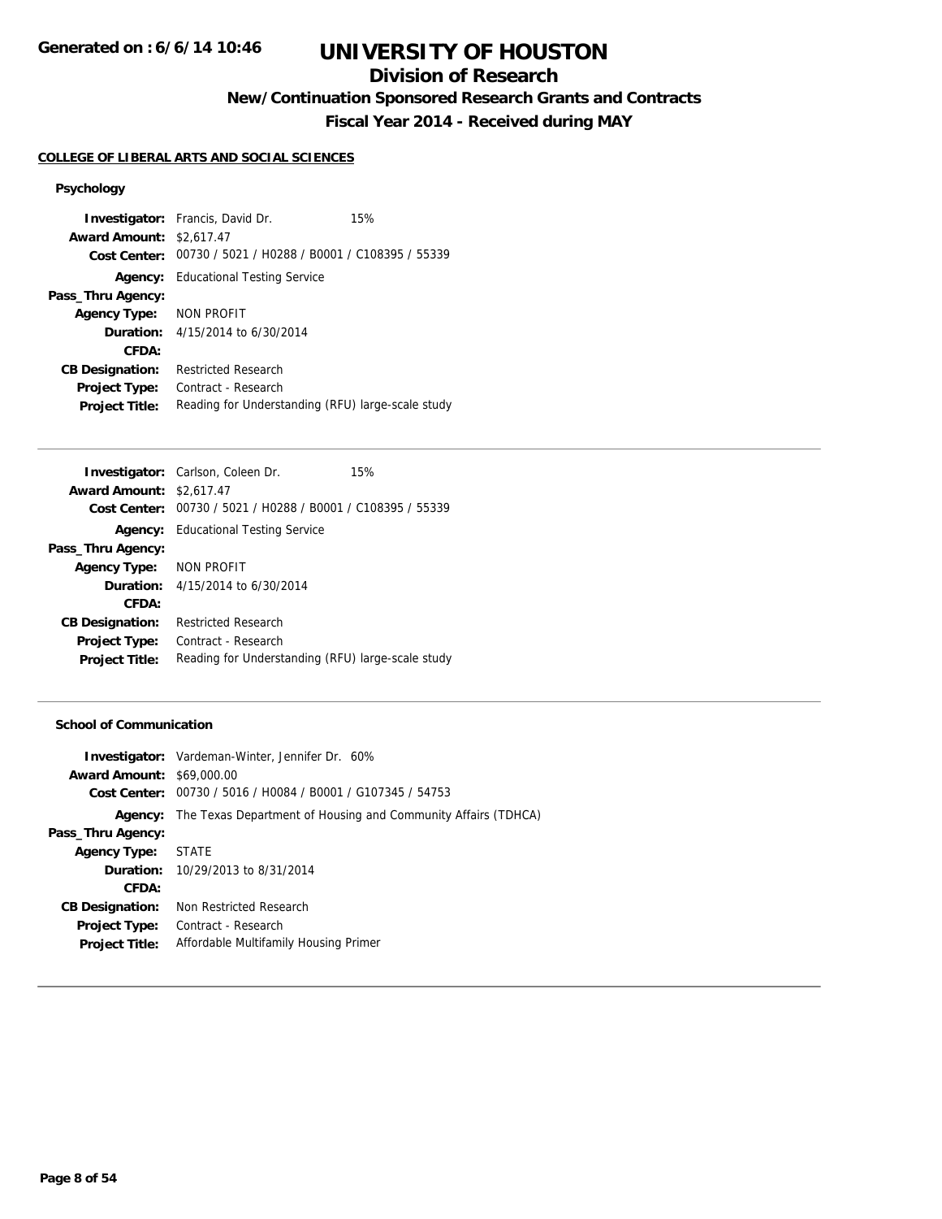# UNIVERSITY OF HOUSTON

## Division of Research

### New/Continuation Sponsored Research Grants and Contracts

### Fiscal Year 2014 - Received during MAY

**COLLEGE OF LIBERAL ARTS AND SOCIAL SCIENCES**

#### Psychology

**Investigator:** Francis, David Dr. 15%
**Award Amount:** $2,617.47
**Cost Center:** 00730 / 5021 / H0288 / B0001 / C108395 / 55339
**Agency:** Educational Testing Service
**Pass_Thru Agency:**
**Agency Type:** NON PROFIT
**Duration:** 4/15/2014 to 6/30/2014
**CFDA:**
**CB Designation:** Restricted Research
**Project Type:** Contract - Research
**Project Title:** Reading for Understanding (RFU) large-scale study

---

**Investigator:** Carlson, Coleen Dr. 15%
**Award Amount:** $2,617.47
**Cost Center:** 00730 / 5021 / H0288 / B0001 / C108395 / 55339
**Agency:** Educational Testing Service
**Pass_Thru Agency:**
**Agency Type:** NON PROFIT
**Duration:** 4/15/2014 to 6/30/2014
**CFDA:**
**CB Designation:** Restricted Research
**Project Type:** Contract - Research
**Project Title:** Reading for Understanding (RFU) large-scale study

---

#### School of Communication

**Investigator:** Vardeman-Winter, Jennifer Dr. 60%
**Award Amount:** $69,000.00
**Cost Center:** 00730 / 5016 / H0084 / B0001 / G107345 / 54753
**Agency:** The Texas Department of Housing and Community Affairs (TDHCA)
**Pass_Thru Agency:**
**Agency Type:** STATE
**Duration:** 10/29/2013 to 8/31/2014
**CFDA:**
**CB Designation:** Non Restricted Research
**Project Type:** Contract - Research
**Project Title:** Affordable Multifamily Housing Primer

---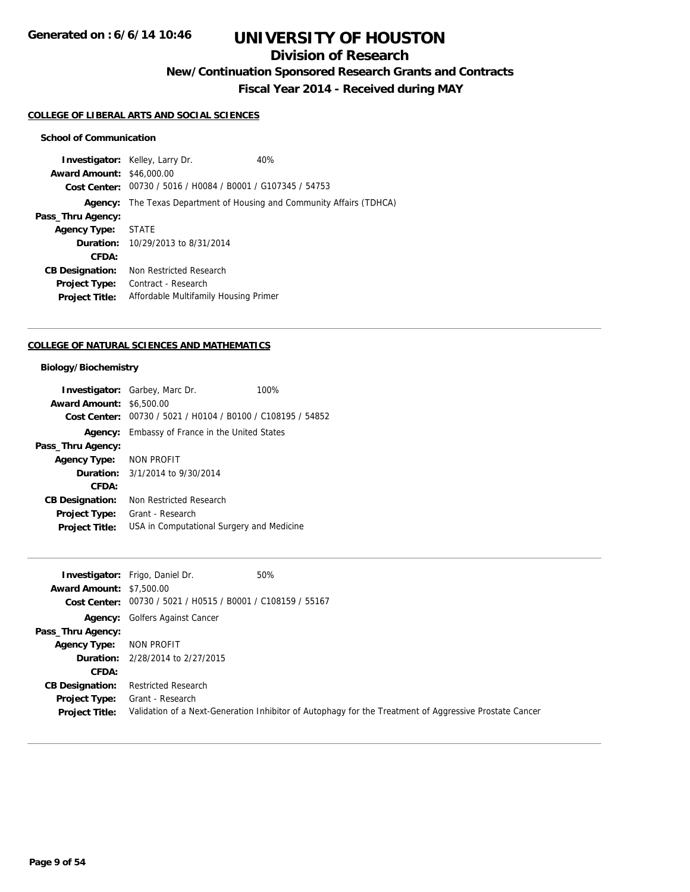# UNIVERSITY OF HOUSTON

## Division of Research

### New/Continuation Sponsored Research Grants and Contracts

### Fiscal Year 2014 - Received during MAY

**Generated on : 6/6/14 10:46**

#### COLLEGE OF LIBERAL ARTS AND SOCIAL SCIENCES

**School of Communication**

**Investigator:** Kelley, Larry Dr. 40%
**Award Amount:** $46,000.00
**Cost Center:** 00730 / 5016 / H0084 / B0001 / G107345 / 54753
**Agency:** The Texas Department of Housing and Community Affairs (TDHCA)
**Pass_Thru Agency:**
**Agency Type:** STATE
**Duration:** 10/29/2013 to 8/31/2014
**CFDA:**
**CB Designation:** Non Restricted Research
**Project Type:** Contract - Research
**Project Title:** Affordable Multifamily Housing Primer

---

#### COLLEGE OF NATURAL SCIENCES AND MATHEMATICS

**Biology/Biochemistry**

**Investigator:** Garbey, Marc Dr. 100%
**Award Amount:** $6,500.00
**Cost Center:** 00730 / 5021 / H0104 / B0100 / C108195 / 54852
**Agency:** Embassy of France in the United States
**Pass_Thru Agency:**
**Agency Type:** NON PROFIT
**Duration:** 3/1/2014 to 9/30/2014
**CFDA:**
**CB Designation:** Non Restricted Research
**Project Type:** Grant - Research
**Project Title:** USA in Computational Surgery and Medicine

---

**Investigator:** Frigo, Daniel Dr. 50%
**Award Amount:** $7,500.00
**Cost Center:** 00730 / 5021 / H0515 / B0001 / C108159 / 55167
**Agency:** Golfers Against Cancer
**Pass_Thru Agency:**
**Agency Type:** NON PROFIT
**Duration:** 2/28/2014 to 2/27/2015
**CFDA:**
**CB Designation:** Restricted Research
**Project Type:** Grant - Research
**Project Title:** Validation of a Next-Generation Inhibitor of Autophagy for the Treatment of Aggressive Prostate Cancer

---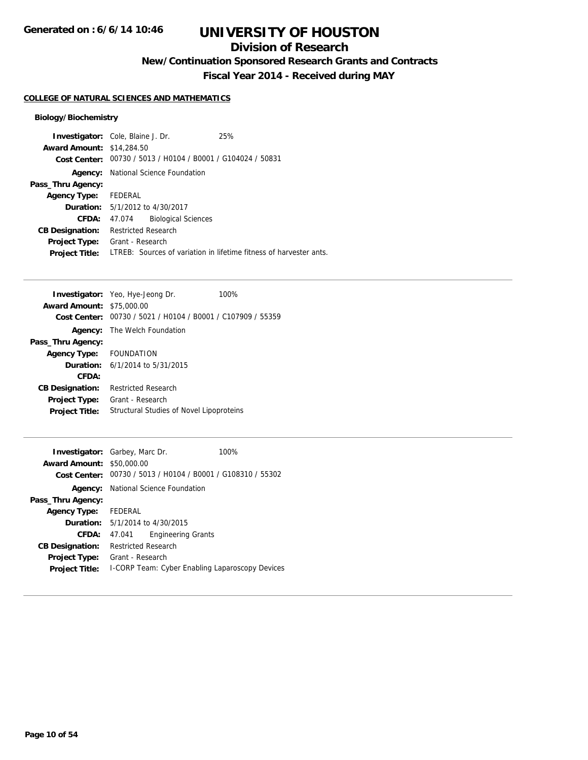# UNIVERSITY OF HOUSTON

## Division of Research

### New/Continuation Sponsored Research Grants and Contracts

### Fiscal Year 2014 - Received during MAY

**COLLEGE OF NATURAL SCIENCES AND MATHEMATICS**

**Biology/Biochemistry**

**Investigator:** Cole, Blaine J. Dr. 25%
**Award Amount:** $14,284.50
**Cost Center:** 00730 / 5013 / H0104 / B0001 / G104024 / 50831
**Agency:** National Science Foundation
**Pass_Thru Agency:**
**Agency Type:** FEDERAL
**Duration:** 5/1/2012 to 4/30/2017
**CFDA:** 47.074 Biological Sciences
**CB Designation:** Restricted Research
**Project Type:** Grant - Research
**Project Title:** LTREB: Sources of variation in lifetime fitness of harvester ants.

---

**Investigator:** Yeo, Hye-Jeong Dr. 100%
**Award Amount:** $75,000.00
**Cost Center:** 00730 / 5021 / H0104 / B0001 / C107909 / 55359
**Agency:** The Welch Foundation
**Pass_Thru Agency:**
**Agency Type:** FOUNDATION
**Duration:** 6/1/2014 to 5/31/2015
**CFDA:**
**CB Designation:** Restricted Research
**Project Type:** Grant - Research
**Project Title:** Structural Studies of Novel Lipoproteins

---

**Investigator:** Garbey, Marc Dr. 100%
**Award Amount:** $50,000.00
**Cost Center:** 00730 / 5013 / H0104 / B0001 / G108310 / 55302
**Agency:** National Science Foundation
**Pass_Thru Agency:**
**Agency Type:** FEDERAL
**Duration:** 5/1/2014 to 4/30/2015
**CFDA:** 47.041 Engineering Grants
**CB Designation:** Restricted Research
**Project Type:** Grant - Research
**Project Title:** I-CORP Team: Cyber Enabling Laparoscopy Devices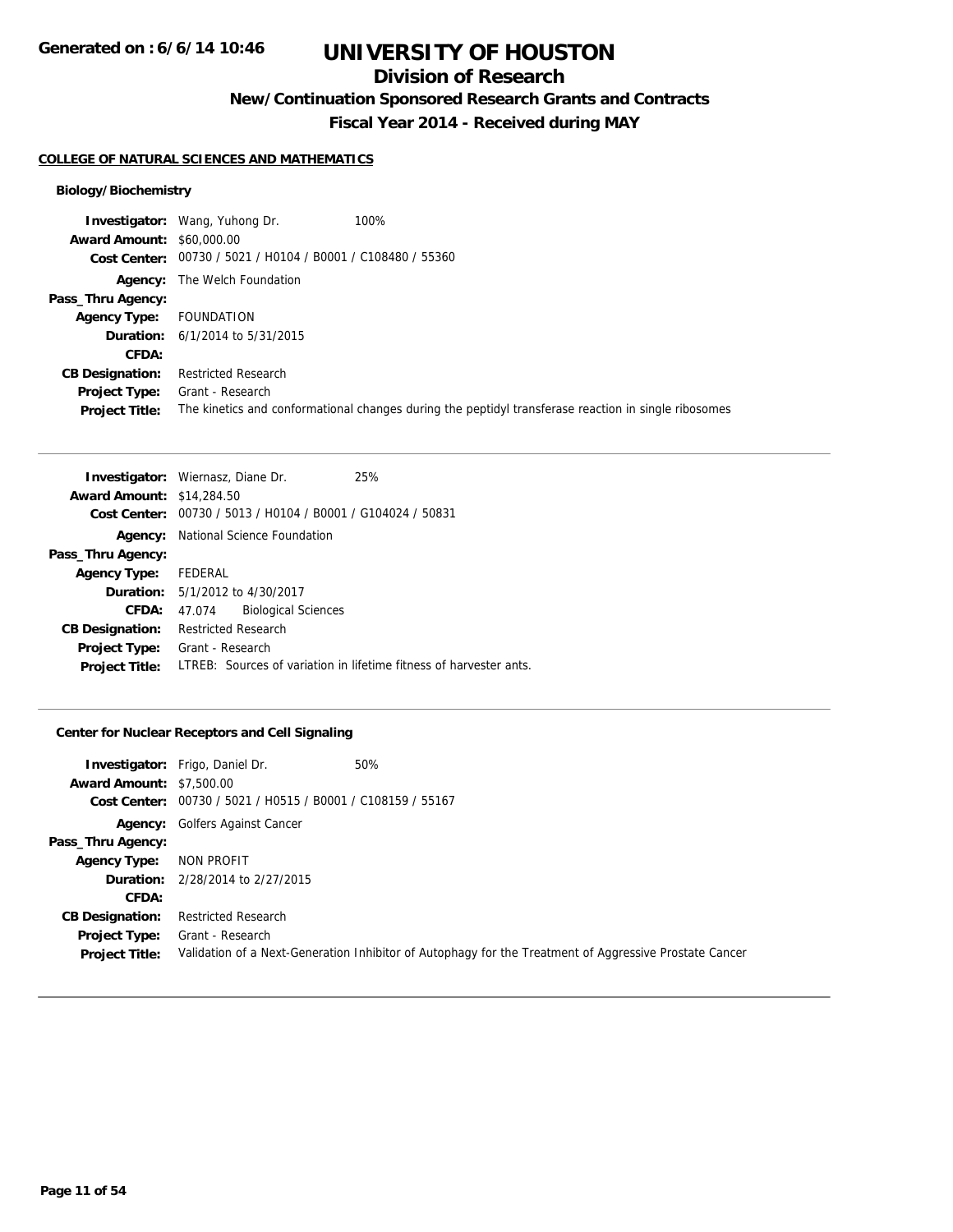**Generated on : 6/6/14 10:46**

# UNIVERSITY OF HOUSTON

## Division of Research

### New/Continuation Sponsored Research Grants and Contracts

### Fiscal Year 2014 - Received during MAY

#### COLLEGE OF NATURAL SCIENCES AND MATHEMATICS

##### Biology/Biochemistry

**Investigator:** Wang, Yuhong Dr. 100%
**Award Amount:** $60,000.00
**Cost Center:** 00730 / 5021 / H0104 / B0001 / C108480 / 55360
**Agency:** The Welch Foundation
**Pass_Thru Agency:**
**Agency Type:** FOUNDATION
**Duration:** 6/1/2014 to 5/31/2015
**CFDA:**
**CB Designation:** Restricted Research
**Project Type:** Grant - Research
**Project Title:** The kinetics and conformational changes during the peptidyl transferase reaction in single ribosomes

---

**Investigator:** Wiernasz, Diane Dr. 25%
**Award Amount:** $14,284.50
**Cost Center:** 00730 / 5013 / H0104 / B0001 / G104024 / 50831
**Agency:** National Science Foundation
**Pass_Thru Agency:**
**Agency Type:** FEDERAL
**Duration:** 5/1/2012 to 4/30/2017
**CFDA:** 47.074 Biological Sciences
**CB Designation:** Restricted Research
**Project Type:** Grant - Research
**Project Title:** LTREB: Sources of variation in lifetime fitness of harvester ants.

---

##### Center for Nuclear Receptors and Cell Signaling

**Investigator:** Frigo, Daniel Dr. 50%
**Award Amount:** $7,500.00
**Cost Center:** 00730 / 5021 / H0515 / B0001 / C108159 / 55167
**Agency:** Golfers Against Cancer
**Pass_Thru Agency:**
**Agency Type:** NON PROFIT
**Duration:** 2/28/2014 to 2/27/2015
**CFDA:**
**CB Designation:** Restricted Research
**Project Type:** Grant - Research
**Project Title:** Validation of a Next-Generation Inhibitor of Autophagy for the Treatment of Aggressive Prostate Cancer

---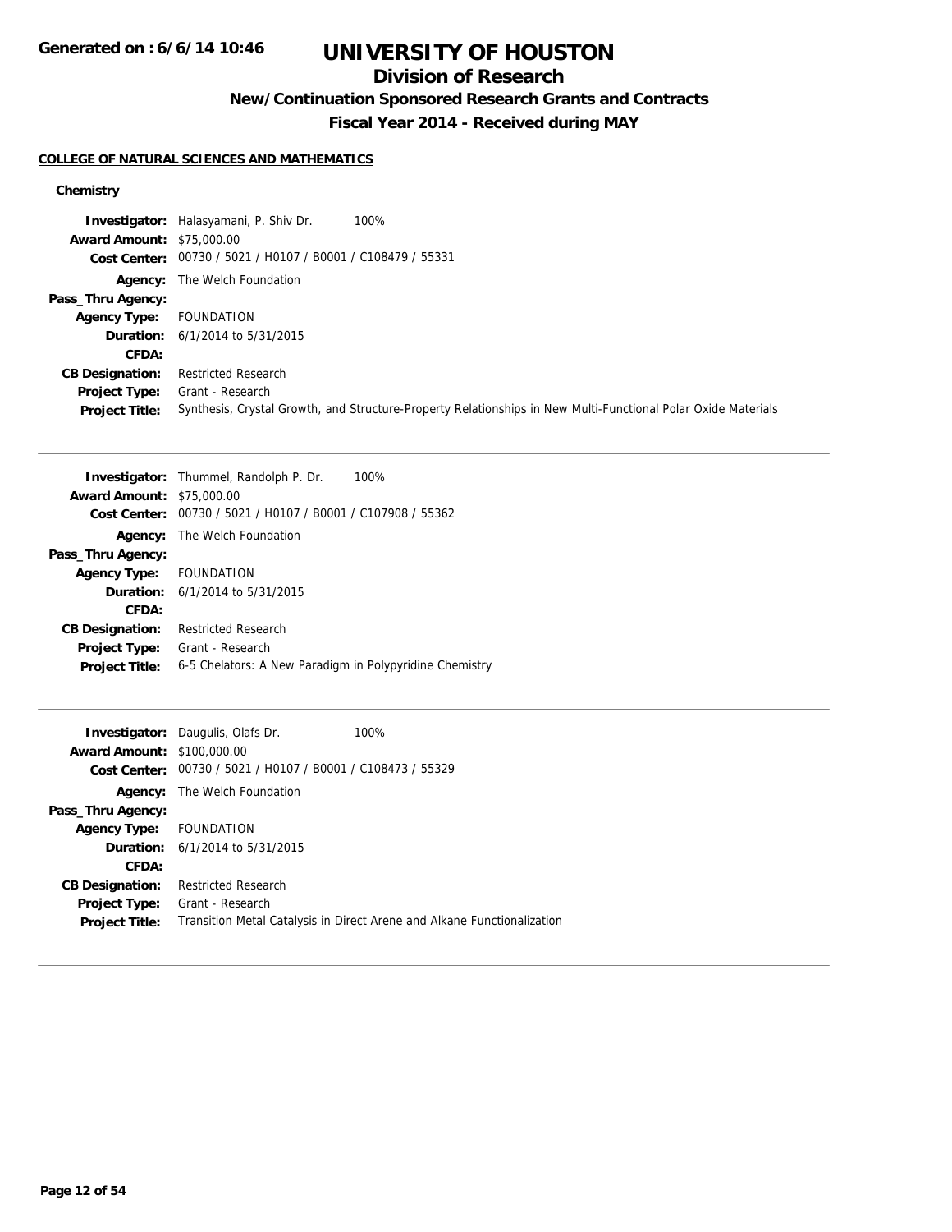# UNIVERSITY OF HOUSTON

## Division of Research

### New/Continuation Sponsored Research Grants and Contracts

### Fiscal Year 2014 - Received during MAY

**COLLEGE OF NATURAL SCIENCES AND MATHEMATICS**

**Chemistry**

**Investigator:** Halasyamani, P. Shiv Dr. 100%
**Award Amount:** $75,000.00
**Cost Center:** 00730 / 5021 / H0107 / B0001 / C108479 / 55331
**Agency:** The Welch Foundation
**Pass_Thru Agency:**
**Agency Type:** FOUNDATION
**Duration:** 6/1/2014 to 5/31/2015
**CFDA:**
**CB Designation:** Restricted Research
**Project Type:** Grant - Research
**Project Title:** Synthesis, Crystal Growth, and Structure-Property Relationships in New Multi-Functional Polar Oxide Materials

---

**Investigator:** Thummel, Randolph P. Dr. 100%
**Award Amount:** $75,000.00
**Cost Center:** 00730 / 5021 / H0107 / B0001 / C107908 / 55362
**Agency:** The Welch Foundation
**Pass_Thru Agency:**
**Agency Type:** FOUNDATION
**Duration:** 6/1/2014 to 5/31/2015
**CFDA:**
**CB Designation:** Restricted Research
**Project Type:** Grant - Research
**Project Title:** 6-5 Chelators: A New Paradigm in Polypyridine Chemistry

---

**Investigator:** Daugulis, Olafs Dr. 100%
**Award Amount:** $100,000.00
**Cost Center:** 00730 / 5021 / H0107 / B0001 / C108473 / 55329
**Agency:** The Welch Foundation
**Pass_Thru Agency:**
**Agency Type:** FOUNDATION
**Duration:** 6/1/2014 to 5/31/2015
**CFDA:**
**CB Designation:** Restricted Research
**Project Type:** Grant - Research
**Project Title:** Transition Metal Catalysis in Direct Arene and Alkane Functionalization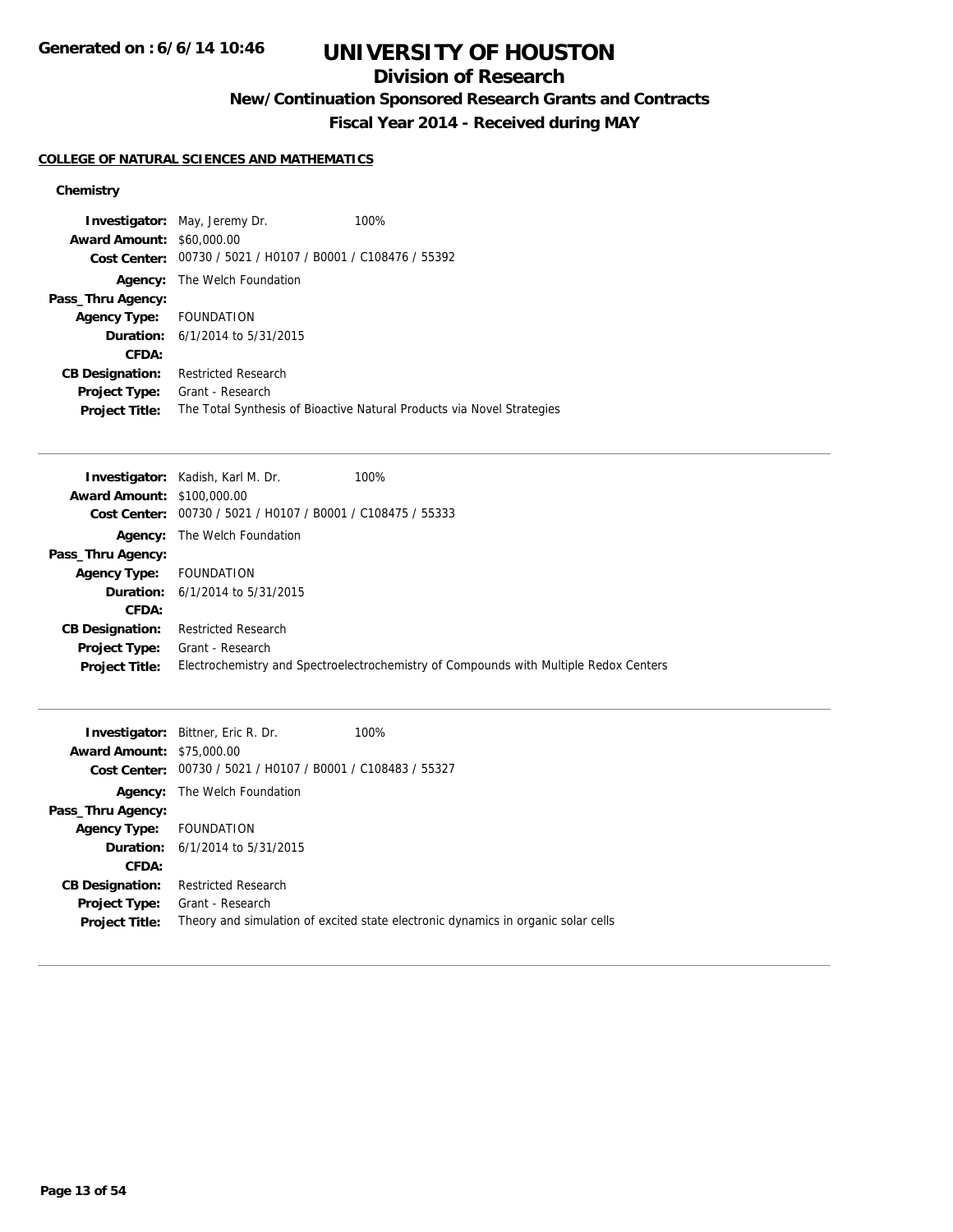# UNIVERSITY OF HOUSTON

## Division of Research

### New/Continuation Sponsored Research Grants and Contracts

### Fiscal Year 2014 - Received during MAY

**COLLEGE OF NATURAL SCIENCES AND MATHEMATICS**

#### Chemistry

**Investigator:** May, Jeremy Dr. 100%
**Award Amount:** $60,000.00
**Cost Center:** 00730 / 5021 / H0107 / B0001 / C108476 / 55392
**Agency:** The Welch Foundation
**Pass_Thru Agency:**
**Agency Type:** FOUNDATION
**Duration:** 6/1/2014 to 5/31/2015
**CFDA:**
**CB Designation:** Restricted Research
**Project Type:** Grant - Research
**Project Title:** The Total Synthesis of Bioactive Natural Products via Novel Strategies

---

**Investigator:** Kadish, Karl M. Dr. 100%
**Award Amount:** $100,000.00
**Cost Center:** 00730 / 5021 / H0107 / B0001 / C108475 / 55333
**Agency:** The Welch Foundation
**Pass_Thru Agency:**
**Agency Type:** FOUNDATION
**Duration:** 6/1/2014 to 5/31/2015
**CFDA:**
**CB Designation:** Restricted Research
**Project Type:** Grant - Research
**Project Title:** Electrochemistry and Spectroelectrochemistry of Compounds with Multiple Redox Centers

---

**Investigator:** Bittner, Eric R. Dr. 100%
**Award Amount:** $75,000.00
**Cost Center:** 00730 / 5021 / H0107 / B0001 / C108483 / 55327
**Agency:** The Welch Foundation
**Pass_Thru Agency:**
**Agency Type:** FOUNDATION
**Duration:** 6/1/2014 to 5/31/2015
**CFDA:**
**CB Designation:** Restricted Research
**Project Type:** Grant - Research
**Project Title:** Theory and simulation of excited state electronic dynamics in organic solar cells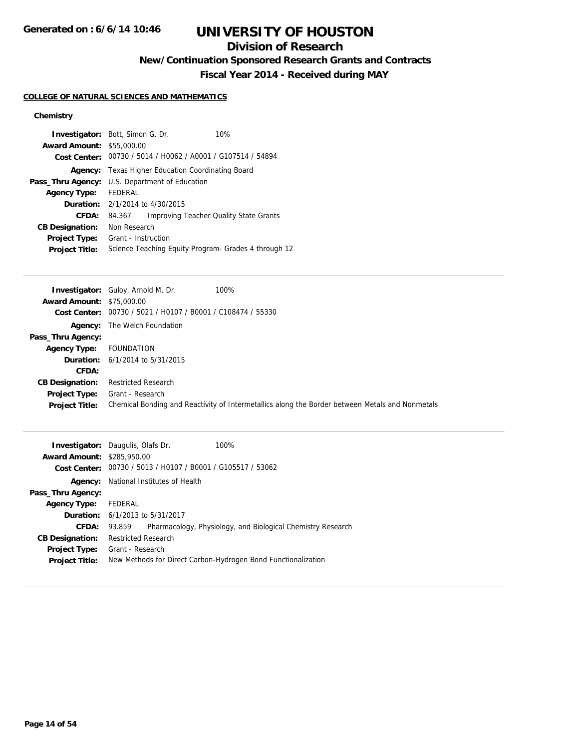# UNIVERSITY OF HOUSTON

## Division of Research

### New/Continuation Sponsored Research Grants and Contracts

### Fiscal Year 2014 - Received during MAY

Generated on : 6/6/14 10:46

**COLLEGE OF NATURAL SCIENCES AND MATHEMATICS**

**Chemistry**

**Investigator:** Bott, Simon G. Dr. 10%
**Award Amount:** $55,000.00
**Cost Center:** 00730 / 5014 / H0062 / A0001 / G107514 / 54894
**Agency:** Texas Higher Education Coordinating Board
**Pass_Thru Agency:** U.S. Department of Education
**Agency Type:** FEDERAL
**Duration:** 2/1/2014 to 4/30/2015
**CFDA:** 84.367 Improving Teacher Quality State Grants
**CB Designation:** Non Research
**Project Type:** Grant - Instruction
**Project Title:** Science Teaching Equity Program- Grades 4 through 12

---

**Investigator:** Guloy, Arnold M. Dr. 100%
**Award Amount:** $75,000.00
**Cost Center:** 00730 / 5021 / H0107 / B0001 / C108474 / 55330
**Agency:** The Welch Foundation
**Pass_Thru Agency:**
**Agency Type:** FOUNDATION
**Duration:** 6/1/2014 to 5/31/2015
**CFDA:**
**CB Designation:** Restricted Research
**Project Type:** Grant - Research
**Project Title:** Chemical Bonding and Reactivity of Intermetallics along the Border between Metals and Nonmetals

---

**Investigator:** Daugulis, Olafs Dr. 100%
**Award Amount:** $285,950.00
**Cost Center:** 00730 / 5013 / H0107 / B0001 / G105517 / 53062
**Agency:** National Institutes of Health
**Pass_Thru Agency:**
**Agency Type:** FEDERAL
**Duration:** 6/1/2013 to 5/31/2017
**CFDA:** 93.859 Pharmacology, Physiology, and Biological Chemistry Research
**CB Designation:** Restricted Research
**Project Type:** Grant - Research
**Project Title:** New Methods for Direct Carbon-Hydrogen Bond Functionalization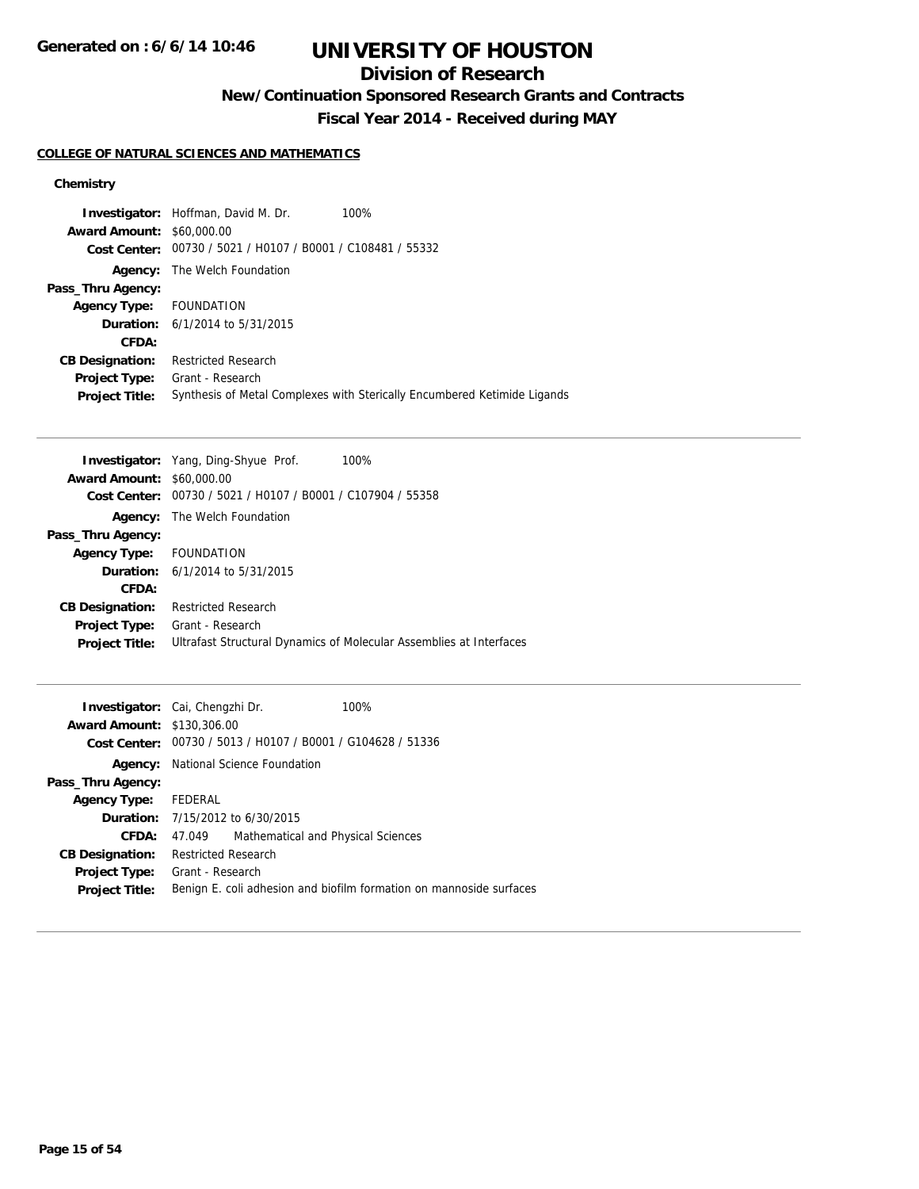# UNIVERSITY OF HOUSTON

## Division of Research

### New/Continuation Sponsored Research Grants and Contracts

### Fiscal Year 2014 - Received during MAY

**Generated on : 6/6/14 10:46**

#### COLLEGE OF NATURAL SCIENCES AND MATHEMATICS

**Chemistry**

**Investigator:** Hoffman, David M. Dr. 100%
**Award Amount:** $60,000.00
**Cost Center:** 00730 / 5021 / H0107 / B0001 / C108481 / 55332
**Agency:** The Welch Foundation
**Pass_Thru Agency:**
**Agency Type:** FOUNDATION
**Duration:** 6/1/2014 to 5/31/2015
**CFDA:**
**CB Designation:** Restricted Research
**Project Type:** Grant - Research
**Project Title:** Synthesis of Metal Complexes with Sterically Encumbered Ketimide Ligands

---

**Investigator:** Yang, Ding-Shyue Prof. 100%
**Award Amount:** $60,000.00
**Cost Center:** 00730 / 5021 / H0107 / B0001 / C107904 / 55358
**Agency:** The Welch Foundation
**Pass_Thru Agency:**
**Agency Type:** FOUNDATION
**Duration:** 6/1/2014 to 5/31/2015
**CFDA:**
**CB Designation:** Restricted Research
**Project Type:** Grant - Research
**Project Title:** Ultrafast Structural Dynamics of Molecular Assemblies at Interfaces

---

**Investigator:** Cai, Chengzhi Dr. 100%
**Award Amount:** $130,306.00
**Cost Center:** 00730 / 5013 / H0107 / B0001 / G104628 / 51336
**Agency:** National Science Foundation
**Pass_Thru Agency:**
**Agency Type:** FEDERAL
**Duration:** 7/15/2012 to 6/30/2015
**CFDA:** 47.049 Mathematical and Physical Sciences
**CB Designation:** Restricted Research
**Project Type:** Grant - Research
**Project Title:** Benign E. coli adhesion and biofilm formation on mannoside surfaces

---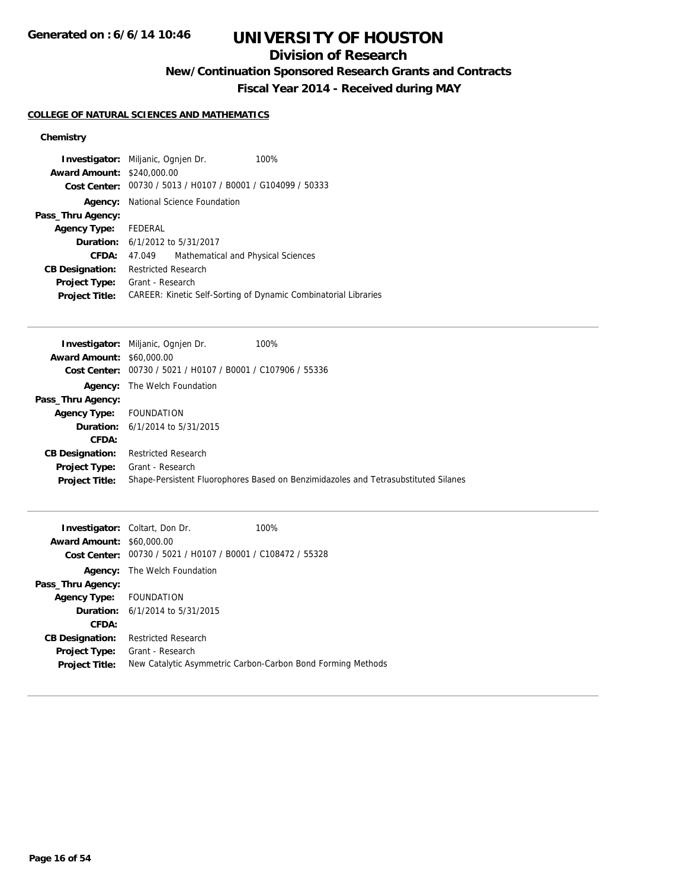# UNIVERSITY OF HOUSTON

## Division of Research

### New/Continuation Sponsored Research Grants and Contracts

### Fiscal Year 2014 - Received during MAY

**COLLEGE OF NATURAL SCIENCES AND MATHEMATICS**

**Chemistry**

**Investigator:** Miljanic, Ognjen Dr. 100%
**Award Amount:** $240,000.00
**Cost Center:** 00730 / 5013 / H0107 / B0001 / G104099 / 50333
**Agency:** National Science Foundation
**Pass_Thru Agency:**
**Agency Type:** FEDERAL
**Duration:** 6/1/2012 to 5/31/2017
**CFDA:** 47.049 Mathematical and Physical Sciences
**CB Designation:** Restricted Research
**Project Type:** Grant - Research
**Project Title:** CAREER: Kinetic Self-Sorting of Dynamic Combinatorial Libraries

---

**Investigator:** Miljanic, Ognjen Dr. 100%
**Award Amount:** $60,000.00
**Cost Center:** 00730 / 5021 / H0107 / B0001 / C107906 / 55336
**Agency:** The Welch Foundation
**Pass_Thru Agency:**
**Agency Type:** FOUNDATION
**Duration:** 6/1/2014 to 5/31/2015
**CFDA:**
**CB Designation:** Restricted Research
**Project Type:** Grant - Research
**Project Title:** Shape-Persistent Fluorophores Based on Benzimidazoles and Tetrasubstituted Silanes

---

**Investigator:** Coltart, Don Dr. 100%
**Award Amount:** $60,000.00
**Cost Center:** 00730 / 5021 / H0107 / B0001 / C108472 / 55328
**Agency:** The Welch Foundation
**Pass_Thru Agency:**
**Agency Type:** FOUNDATION
**Duration:** 6/1/2014 to 5/31/2015
**CFDA:**
**CB Designation:** Restricted Research
**Project Type:** Grant - Research
**Project Title:** New Catalytic Asymmetric Carbon-Carbon Bond Forming Methods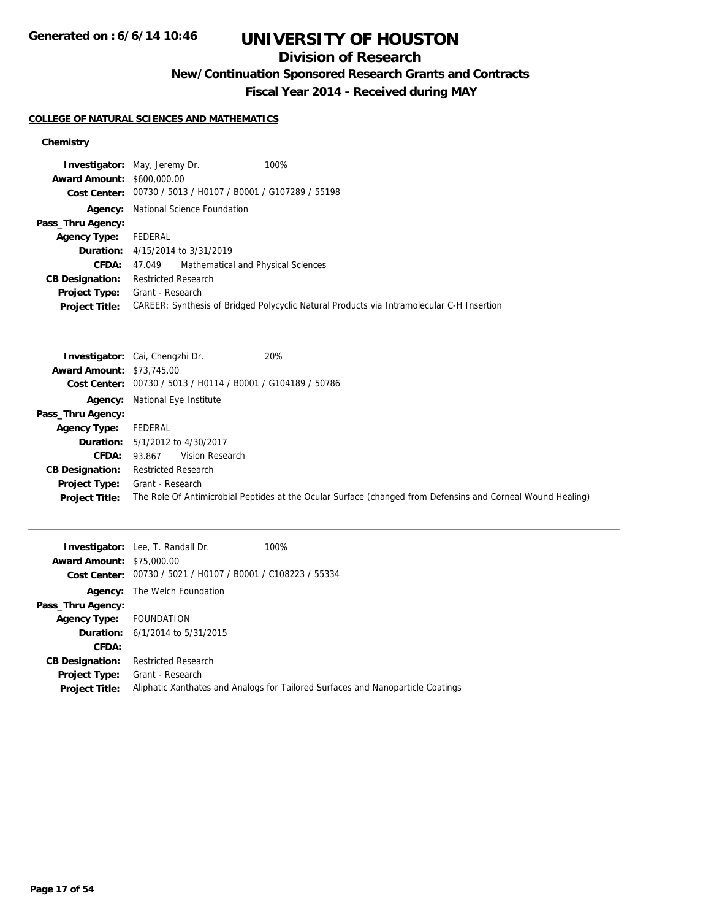# UNIVERSITY OF HOUSTON

## Division of Research

### New/Continuation Sponsored Research Grants and Contracts

### Fiscal Year 2014 - Received during MAY

#### COLLEGE OF NATURAL SCIENCES AND MATHEMATICS

##### Chemistry

**Investigator:** May, Jeremy Dr. 100%
**Award Amount:** $600,000.00
**Cost Center:** 00730 / 5013 / H0107 / B0001 / G107289 / 55198
**Agency:** National Science Foundation
**Pass_Thru Agency:**
**Agency Type:** FEDERAL
**Duration:** 4/15/2014 to 3/31/2019
**CFDA:** 47.049 Mathematical and Physical Sciences
**CB Designation:** Restricted Research
**Project Type:** Grant - Research
**Project Title:** CAREER: Synthesis of Bridged Polycyclic Natural Products via Intramolecular C-H Insertion

---

**Investigator:** Cai, Chengzhi Dr. 20%
**Award Amount:** $73,745.00
**Cost Center:** 00730 / 5013 / H0114 / B0001 / G104189 / 50786
**Agency:** National Eye Institute
**Pass_Thru Agency:**
**Agency Type:** FEDERAL
**Duration:** 5/1/2012 to 4/30/2017
**CFDA:** 93.867 Vision Research
**CB Designation:** Restricted Research
**Project Type:** Grant - Research
**Project Title:** The Role Of Antimicrobial Peptides at the Ocular Surface (changed from Defensins and Corneal Wound Healing)

---

**Investigator:** Lee, T. Randall Dr. 100%
**Award Amount:** $75,000.00
**Cost Center:** 00730 / 5021 / H0107 / B0001 / C108223 / 55334
**Agency:** The Welch Foundation
**Pass_Thru Agency:**
**Agency Type:** FOUNDATION
**Duration:** 6/1/2014 to 5/31/2015
**CFDA:**
**CB Designation:** Restricted Research
**Project Type:** Grant - Research
**Project Title:** Aliphatic Xanthates and Analogs for Tailored Surfaces and Nanoparticle Coatings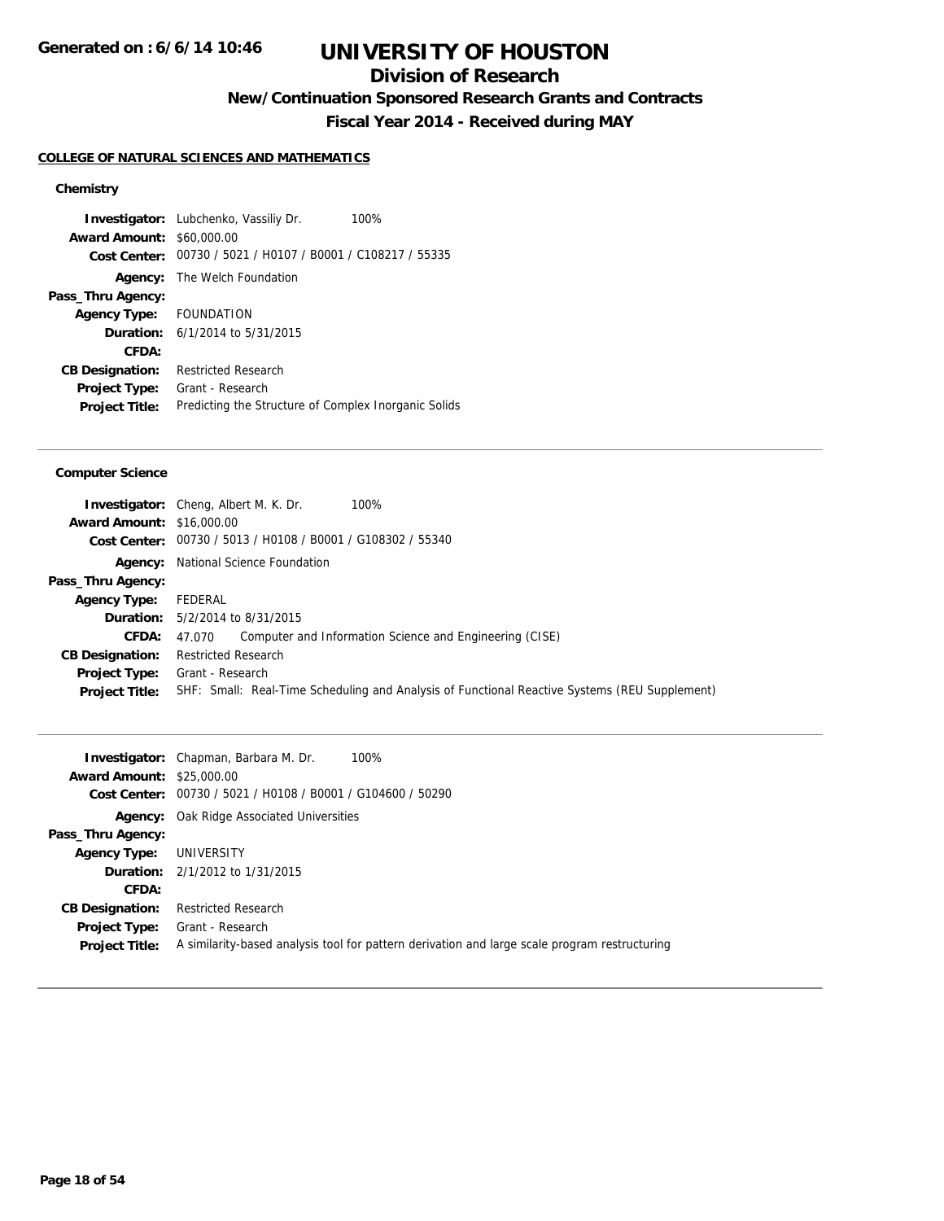Generated on : 6/6/14 10:46

# UNIVERSITY OF HOUSTON

## Division of Research

### New/Continuation Sponsored Research Grants and Contracts

### Fiscal Year 2014 - Received during MAY

**COLLEGE OF NATURAL SCIENCES AND MATHEMATICS**

#### Chemistry

**Investigator:** Lubchenko, Vassiliy Dr. 100%
**Award Amount:** $60,000.00
**Cost Center:** 00730 / 5021 / H0107 / B0001 / C108217 / 55335
**Agency:** The Welch Foundation
**Pass_Thru Agency:**
**Agency Type:** FOUNDATION
**Duration:** 6/1/2014 to 5/31/2015
**CFDA:**
**CB Designation:** Restricted Research
**Project Type:** Grant - Research
**Project Title:** Predicting the Structure of Complex Inorganic Solids

---

#### Computer Science

**Investigator:** Cheng, Albert M. K. Dr. 100%
**Award Amount:** $16,000.00
**Cost Center:** 00730 / 5013 / H0108 / B0001 / G108302 / 55340
**Agency:** National Science Foundation
**Pass_Thru Agency:**
**Agency Type:** FEDERAL
**Duration:** 5/2/2014 to 8/31/2015
**CFDA:** 47.070 Computer and Information Science and Engineering (CISE)
**CB Designation:** Restricted Research
**Project Type:** Grant - Research
**Project Title:** SHF: Small: Real-Time Scheduling and Analysis of Functional Reactive Systems (REU Supplement)

---

**Investigator:** Chapman, Barbara M. Dr. 100%
**Award Amount:** $25,000.00
**Cost Center:** 00730 / 5021 / H0108 / B0001 / G104600 / 50290
**Agency:** Oak Ridge Associated Universities
**Pass_Thru Agency:**
**Agency Type:** UNIVERSITY
**Duration:** 2/1/2012 to 1/31/2015
**CFDA:**
**CB Designation:** Restricted Research
**Project Type:** Grant - Research
**Project Title:** A similarity-based analysis tool for pattern derivation and large scale program restructuring

---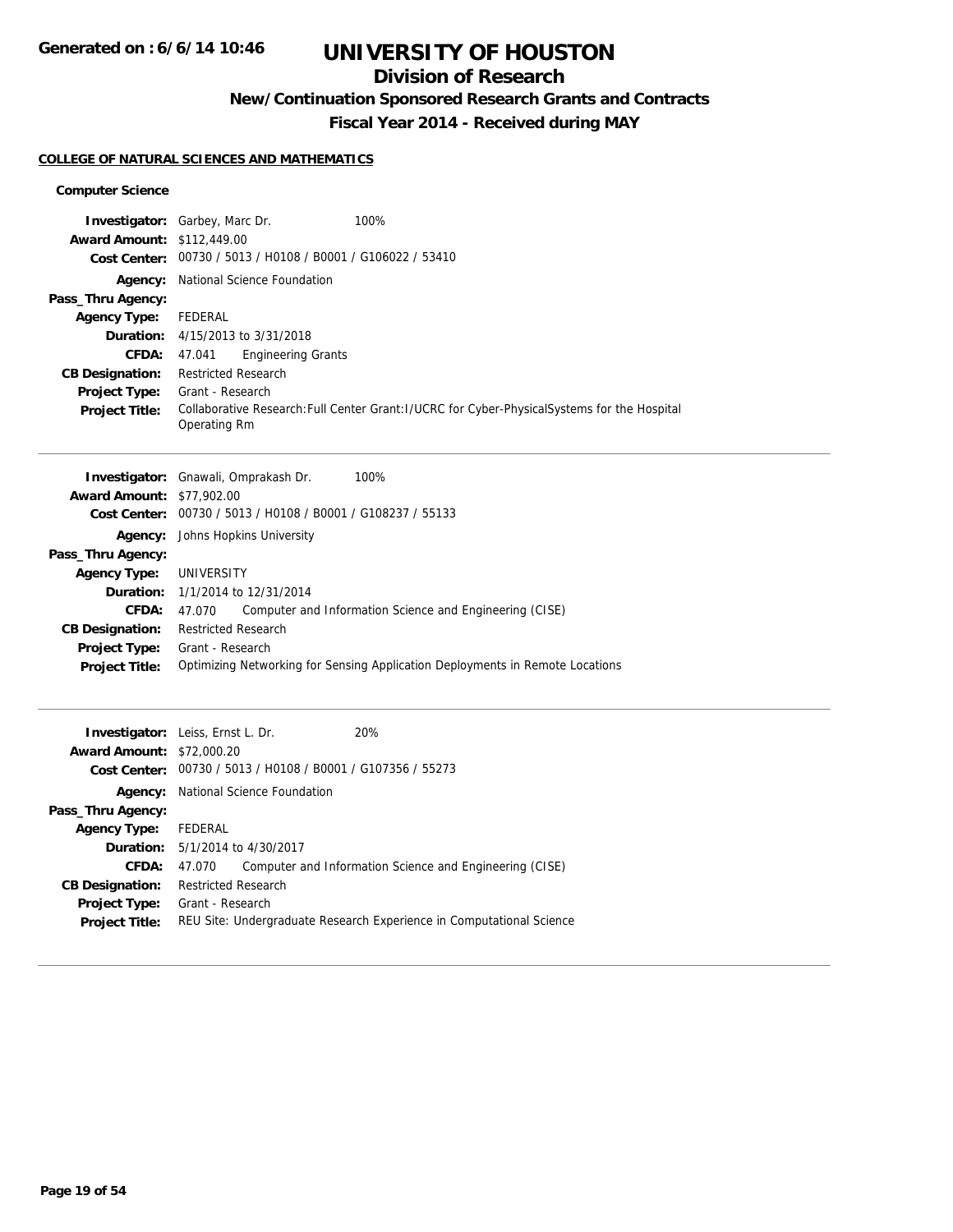# UNIVERSITY OF HOUSTON

## Division of Research

### New/Continuation Sponsored Research Grants and Contracts

### Fiscal Year 2014 - Received during MAY

**COLLEGE OF NATURAL SCIENCES AND MATHEMATICS**

**Computer Science**

| | |
|---|---|
| **Investigator:** | Garbey, Marc Dr. 100% |
| **Award Amount:** | $112,449.00 |
| **Cost Center:** | 00730 / 5013 / H0108 / B0001 / G106022 / 53410 |
| **Agency:** | National Science Foundation |
| **Pass_Thru Agency:** | |
| **Agency Type:** | FEDERAL |
| **Duration:** | 4/15/2013 to 3/31/2018 |
| **CFDA:** | 47.041 Engineering Grants |
| **CB Designation:** | Restricted Research |
| **Project Type:** | Grant - Research |
| **Project Title:** | Collaborative Research:Full Center Grant:I/UCRC for Cyber-PhysicalSystems for the Hospital Operating Rm |

---

| | |
|---|---|
| **Investigator:** | Gnawali, Omprakash Dr. 100% |
| **Award Amount:** | $77,902.00 |
| **Cost Center:** | 00730 / 5013 / H0108 / B0001 / G108237 / 55133 |
| **Agency:** | Johns Hopkins University |
| **Pass_Thru Agency:** | |
| **Agency Type:** | UNIVERSITY |
| **Duration:** | 1/1/2014 to 12/31/2014 |
| **CFDA:** | 47.070 Computer and Information Science and Engineering (CISE) |
| **CB Designation:** | Restricted Research |
| **Project Type:** | Grant - Research |
| **Project Title:** | Optimizing Networking for Sensing Application Deployments in Remote Locations |

---

| | |
|---|---|
| **Investigator:** | Leiss, Ernst L. Dr. 20% |
| **Award Amount:** | $72,000.20 |
| **Cost Center:** | 00730 / 5013 / H0108 / B0001 / G107356 / 55273 |
| **Agency:** | National Science Foundation |
| **Pass_Thru Agency:** | |
| **Agency Type:** | FEDERAL |
| **Duration:** | 5/1/2014 to 4/30/2017 |
| **CFDA:** | 47.070 Computer and Information Science and Engineering (CISE) |
| **CB Designation:** | Restricted Research |
| **Project Type:** | Grant - Research |
| **Project Title:** | REU Site: Undergraduate Research Experience in Computational Science |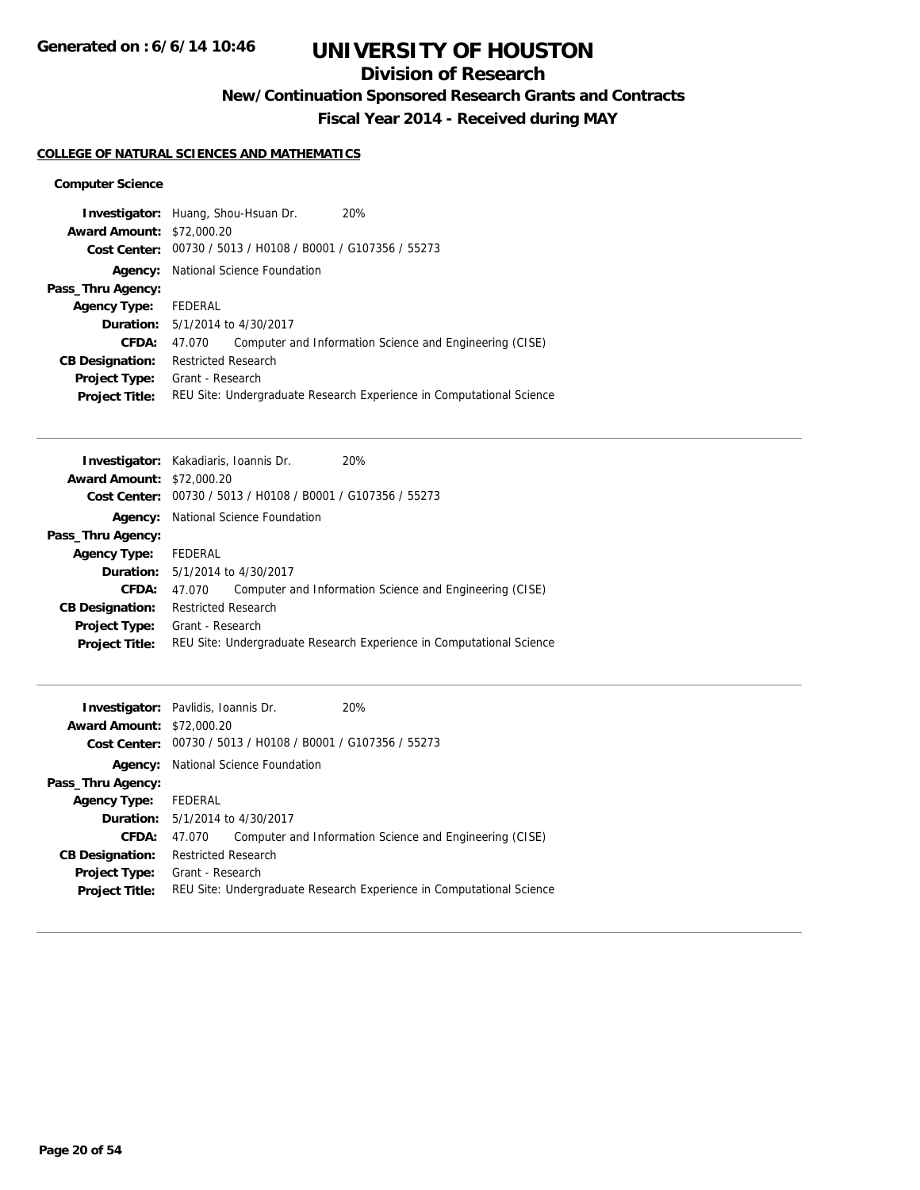# UNIVERSITY OF HOUSTON

## Division of Research

### New/Continuation Sponsored Research Grants and Contracts

### Fiscal Year 2014 - Received during MAY

**COLLEGE OF NATURAL SCIENCES AND MATHEMATICS**

**Computer Science**

**Investigator:** Huang, Shou-Hsuan Dr. 20%
**Award Amount:** $72,000.20
**Cost Center:** 00730 / 5013 / H0108 / B0001 / G107356 / 55273
**Agency:** National Science Foundation
**Pass_Thru Agency:**
**Agency Type:** FEDERAL
**Duration:** 5/1/2014 to 4/30/2017
**CFDA:** 47.070 Computer and Information Science and Engineering (CISE)
**CB Designation:** Restricted Research
**Project Type:** Grant - Research
**Project Title:** REU Site: Undergraduate Research Experience in Computational Science

---

**Investigator:** Kakadiaris, Ioannis Dr. 20%
**Award Amount:** $72,000.20
**Cost Center:** 00730 / 5013 / H0108 / B0001 / G107356 / 55273
**Agency:** National Science Foundation
**Pass_Thru Agency:**
**Agency Type:** FEDERAL
**Duration:** 5/1/2014 to 4/30/2017
**CFDA:** 47.070 Computer and Information Science and Engineering (CISE)
**CB Designation:** Restricted Research
**Project Type:** Grant - Research
**Project Title:** REU Site: Undergraduate Research Experience in Computational Science

---

**Investigator:** Pavlidis, Ioannis Dr. 20%
**Award Amount:** $72,000.20
**Cost Center:** 00730 / 5013 / H0108 / B0001 / G107356 / 55273
**Agency:** National Science Foundation
**Pass_Thru Agency:**
**Agency Type:** FEDERAL
**Duration:** 5/1/2014 to 4/30/2017
**CFDA:** 47.070 Computer and Information Science and Engineering (CISE)
**CB Designation:** Restricted Research
**Project Type:** Grant - Research
**Project Title:** REU Site: Undergraduate Research Experience in Computational Science

---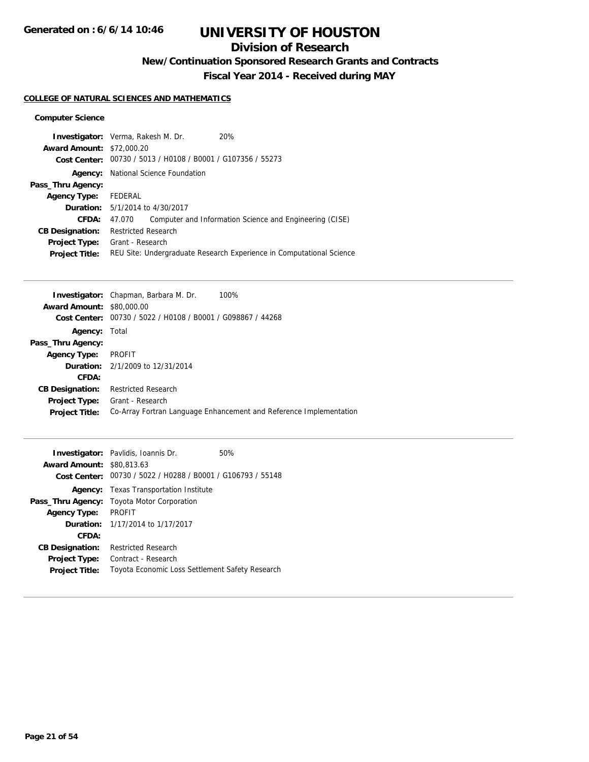# UNIVERSITY OF HOUSTON

## Division of Research

### New/Continuation Sponsored Research Grants and Contracts

### Fiscal Year 2014 - Received during MAY

**COLLEGE OF NATURAL SCIENCES AND MATHEMATICS**

**Computer Science**

**Investigator:** Verma, Rakesh M. Dr. 20%
**Award Amount:** $72,000.20
**Cost Center:** 00730 / 5013 / H0108 / B0001 / G107356 / 55273
**Agency:** National Science Foundation
**Pass_Thru Agency:**
**Agency Type:** FEDERAL
**Duration:** 5/1/2014 to 4/30/2017
**CFDA:** 47.070 Computer and Information Science and Engineering (CISE)
**CB Designation:** Restricted Research
**Project Type:** Grant - Research
**Project Title:** REU Site: Undergraduate Research Experience in Computational Science

---

**Investigator:** Chapman, Barbara M. Dr. 100%
**Award Amount:** $80,000.00
**Cost Center:** 00730 / 5022 / H0108 / B0001 / G098867 / 44268
**Agency:** Total
**Pass_Thru Agency:**
**Agency Type:** PROFIT
**Duration:** 2/1/2009 to 12/31/2014
**CFDA:**
**CB Designation:** Restricted Research
**Project Type:** Grant - Research
**Project Title:** Co-Array Fortran Language Enhancement and Reference Implementation

---

**Investigator:** Pavlidis, Ioannis Dr. 50%
**Award Amount:** $80,813.63
**Cost Center:** 00730 / 5022 / H0288 / B0001 / G106793 / 55148
**Agency:** Texas Transportation Institute
**Pass_Thru Agency:** Toyota Motor Corporation
**Agency Type:** PROFIT
**Duration:** 1/17/2014 to 1/17/2017
**CFDA:**
**CB Designation:** Restricted Research
**Project Type:** Contract - Research
**Project Title:** Toyota Economic Loss Settlement Safety Research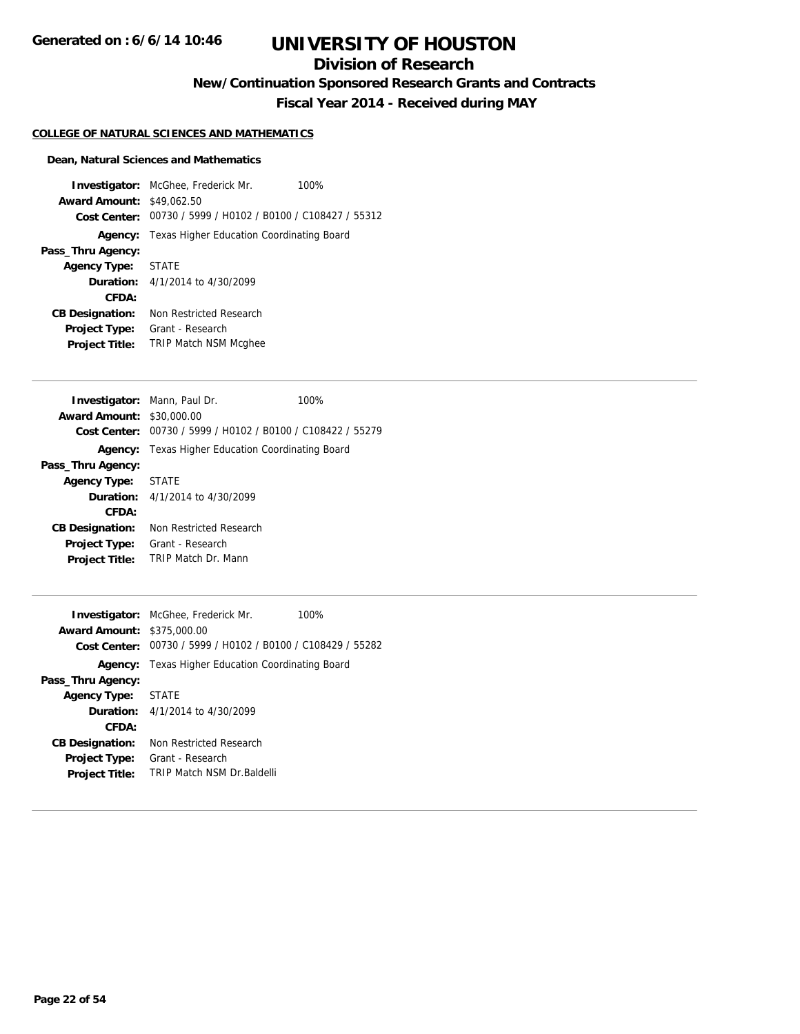# UNIVERSITY OF HOUSTON

## Division of Research

### New/Continuation Sponsored Research Grants and Contracts

### Fiscal Year 2014 - Received during MAY

**COLLEGE OF NATURAL SCIENCES AND MATHEMATICS**

**Dean, Natural Sciences and Mathematics**

**Investigator:** McGhee, Frederick Mr. 100%
**Award Amount:** $49,062.50
**Cost Center:** 00730 / 5999 / H0102 / B0100 / C108427 / 55312
**Agency:** Texas Higher Education Coordinating Board
**Pass_Thru Agency:**
**Agency Type:** STATE
**Duration:** 4/1/2014 to 4/30/2099
**CFDA:**
**CB Designation:** Non Restricted Research
**Project Type:** Grant - Research
**Project Title:** TRIP Match NSM Mcghee

---

**Investigator:** Mann, Paul Dr. 100%
**Award Amount:** $30,000.00
**Cost Center:** 00730 / 5999 / H0102 / B0100 / C108422 / 55279
**Agency:** Texas Higher Education Coordinating Board
**Pass_Thru Agency:**
**Agency Type:** STATE
**Duration:** 4/1/2014 to 4/30/2099
**CFDA:**
**CB Designation:** Non Restricted Research
**Project Type:** Grant - Research
**Project Title:** TRIP Match Dr. Mann

---

**Investigator:** McGhee, Frederick Mr. 100%
**Award Amount:** $375,000.00
**Cost Center:** 00730 / 5999 / H0102 / B0100 / C108429 / 55282
**Agency:** Texas Higher Education Coordinating Board
**Pass_Thru Agency:**
**Agency Type:** STATE
**Duration:** 4/1/2014 to 4/30/2099
**CFDA:**
**CB Designation:** Non Restricted Research
**Project Type:** Grant - Research
**Project Title:** TRIP Match NSM Dr.Baldelli

---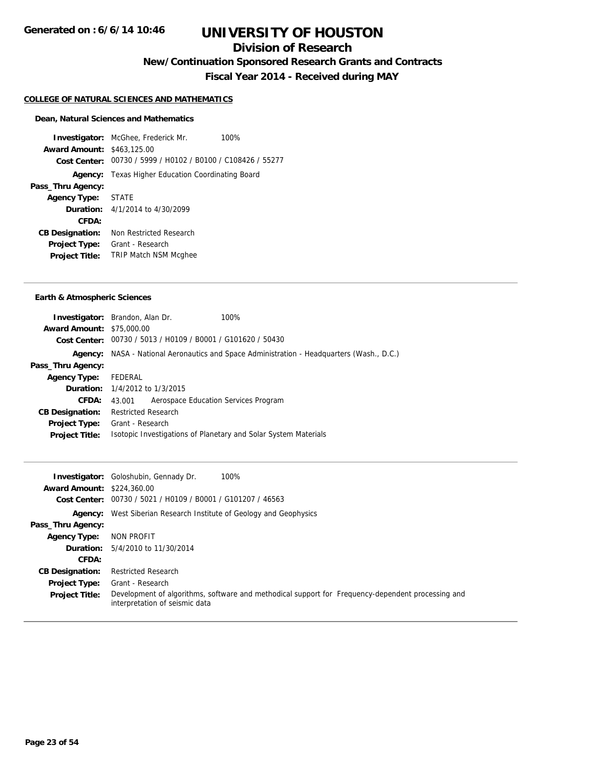# UNIVERSITY OF HOUSTON

## Division of Research

### New/Continuation Sponsored Research Grants and Contracts

### Fiscal Year 2014 - Received during MAY

Generated on : 6/6/14 10:46

**COLLEGE OF NATURAL SCIENCES AND MATHEMATICS**

**Dean, Natural Sciences and Mathematics**

**Investigator:** McGhee, Frederick Mr. 100%
**Award Amount:** $463,125.00
**Cost Center:** 00730 / 5999 / H0102 / B0100 / C108426 / 55277
**Agency:** Texas Higher Education Coordinating Board
**Pass_Thru Agency:**
**Agency Type:** STATE
**Duration:** 4/1/2014 to 4/30/2099
**CFDA:**
**CB Designation:** Non Restricted Research
**Project Type:** Grant - Research
**Project Title:** TRIP Match NSM Mcghee

---

**Earth & Atmospheric Sciences**

**Investigator:** Brandon, Alan Dr. 100%
**Award Amount:** $75,000.00
**Cost Center:** 00730 / 5013 / H0109 / B0001 / G101620 / 50430
**Agency:** NASA - National Aeronautics and Space Administration - Headquarters (Wash., D.C.)
**Pass_Thru Agency:**
**Agency Type:** FEDERAL
**Duration:** 1/4/2012 to 1/3/2015
**CFDA:** 43.001 Aerospace Education Services Program
**CB Designation:** Restricted Research
**Project Type:** Grant - Research
**Project Title:** Isotopic Investigations of Planetary and Solar System Materials

---

**Investigator:** Goloshubin, Gennady Dr. 100%
**Award Amount:** $224,360.00
**Cost Center:** 00730 / 5021 / H0109 / B0001 / G101207 / 46563
**Agency:** West Siberian Research Institute of Geology and Geophysics
**Pass_Thru Agency:**
**Agency Type:** NON PROFIT
**Duration:** 5/4/2010 to 11/30/2014
**CFDA:**
**CB Designation:** Restricted Research
**Project Type:** Grant - Research
**Project Title:** Development of algorithms, software and methodical support for Frequency-dependent processing and interpretation of seismic data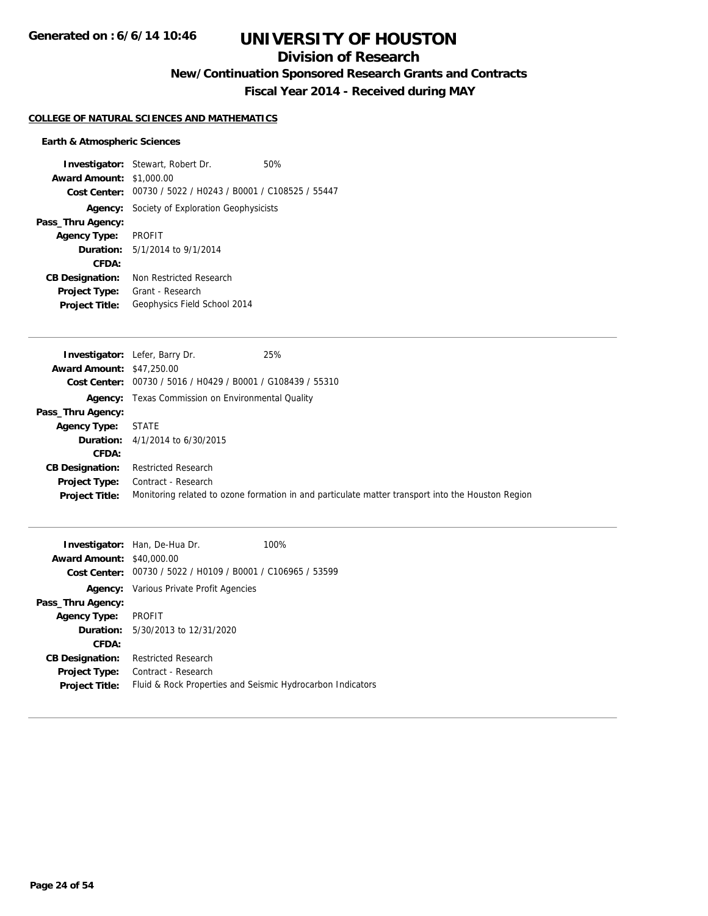# UNIVERSITY OF HOUSTON

## Division of Research

### New/Continuation Sponsored Research Grants and Contracts

### Fiscal Year 2014 - Received during MAY

**COLLEGE OF NATURAL SCIENCES AND MATHEMATICS**

**Earth & Atmospheric Sciences**

**Investigator:** Stewart, Robert Dr. 50%
**Award Amount:** $1,000.00
**Cost Center:** 00730 / 5022 / H0243 / B0001 / C108525 / 55447
**Agency:** Society of Exploration Geophysicists
**Pass_Thru Agency:**
**Agency Type:** PROFIT
**Duration:** 5/1/2014 to 9/1/2014
**CFDA:**
**CB Designation:** Non Restricted Research
**Project Type:** Grant - Research
**Project Title:** Geophysics Field School 2014

---

**Investigator:** Lefer, Barry Dr. 25%
**Award Amount:** $47,250.00
**Cost Center:** 00730 / 5016 / H0429 / B0001 / G108439 / 55310
**Agency:** Texas Commission on Environmental Quality
**Pass_Thru Agency:**
**Agency Type:** STATE
**Duration:** 4/1/2014 to 6/30/2015
**CFDA:**
**CB Designation:** Restricted Research
**Project Type:** Contract - Research
**Project Title:** Monitoring related to ozone formation in and particulate matter transport into the Houston Region

---

**Investigator:** Han, De-Hua Dr. 100%
**Award Amount:** $40,000.00
**Cost Center:** 00730 / 5022 / H0109 / B0001 / C106965 / 53599
**Agency:** Various Private Profit Agencies
**Pass_Thru Agency:**
**Agency Type:** PROFIT
**Duration:** 5/30/2013 to 12/31/2020
**CFDA:**
**CB Designation:** Restricted Research
**Project Type:** Contract - Research
**Project Title:** Fluid & Rock Properties and Seismic Hydrocarbon Indicators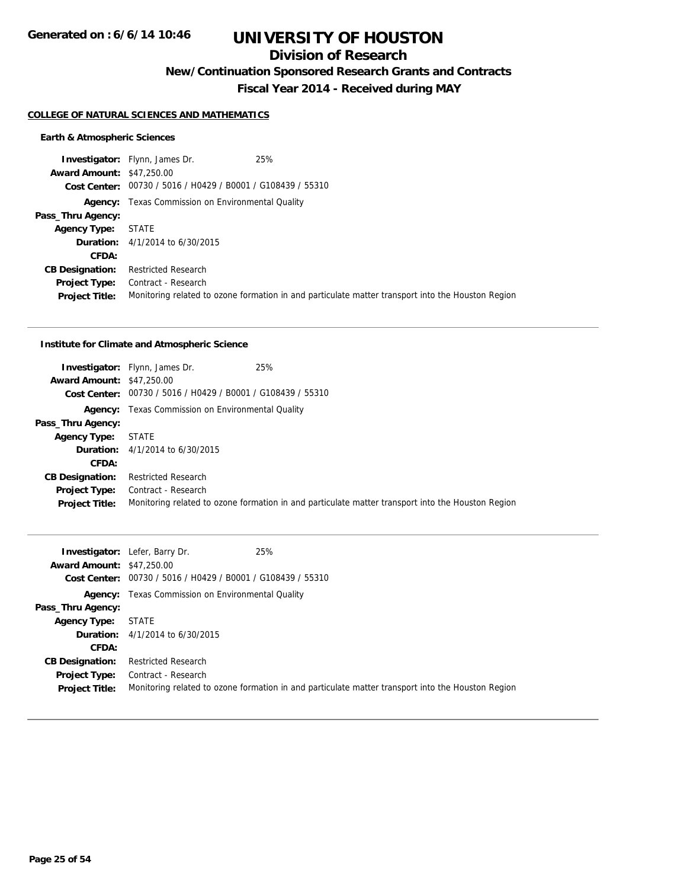**Generated on : 6/6/14 10:46**

# UNIVERSITY OF HOUSTON

## Division of Research

### New/Continuation Sponsored Research Grants and Contracts

### Fiscal Year 2014 - Received during MAY

**COLLEGE OF NATURAL SCIENCES AND MATHEMATICS**

#### Earth & Atmospheric Sciences

**Investigator:** Flynn, James Dr. 25%
**Award Amount:** $47,250.00
**Cost Center:** 00730 / 5016 / H0429 / B0001 / G108439 / 55310
**Agency:** Texas Commission on Environmental Quality
**Pass_Thru Agency:**
**Agency Type:** STATE
**Duration:** 4/1/2014 to 6/30/2015
**CFDA:**
**CB Designation:** Restricted Research
**Project Type:** Contract - Research
**Project Title:** Monitoring related to ozone formation in and particulate matter transport into the Houston Region

---

#### Institute for Climate and Atmospheric Science

**Investigator:** Flynn, James Dr. 25%
**Award Amount:** $47,250.00
**Cost Center:** 00730 / 5016 / H0429 / B0001 / G108439 / 55310
**Agency:** Texas Commission on Environmental Quality
**Pass_Thru Agency:**
**Agency Type:** STATE
**Duration:** 4/1/2014 to 6/30/2015
**CFDA:**
**CB Designation:** Restricted Research
**Project Type:** Contract - Research
**Project Title:** Monitoring related to ozone formation in and particulate matter transport into the Houston Region

---

**Investigator:** Lefer, Barry Dr. 25%
**Award Amount:** $47,250.00
**Cost Center:** 00730 / 5016 / H0429 / B0001 / G108439 / 55310
**Agency:** Texas Commission on Environmental Quality
**Pass_Thru Agency:**
**Agency Type:** STATE
**Duration:** 4/1/2014 to 6/30/2015
**CFDA:**
**CB Designation:** Restricted Research
**Project Type:** Contract - Research
**Project Title:** Monitoring related to ozone formation in and particulate matter transport into the Houston Region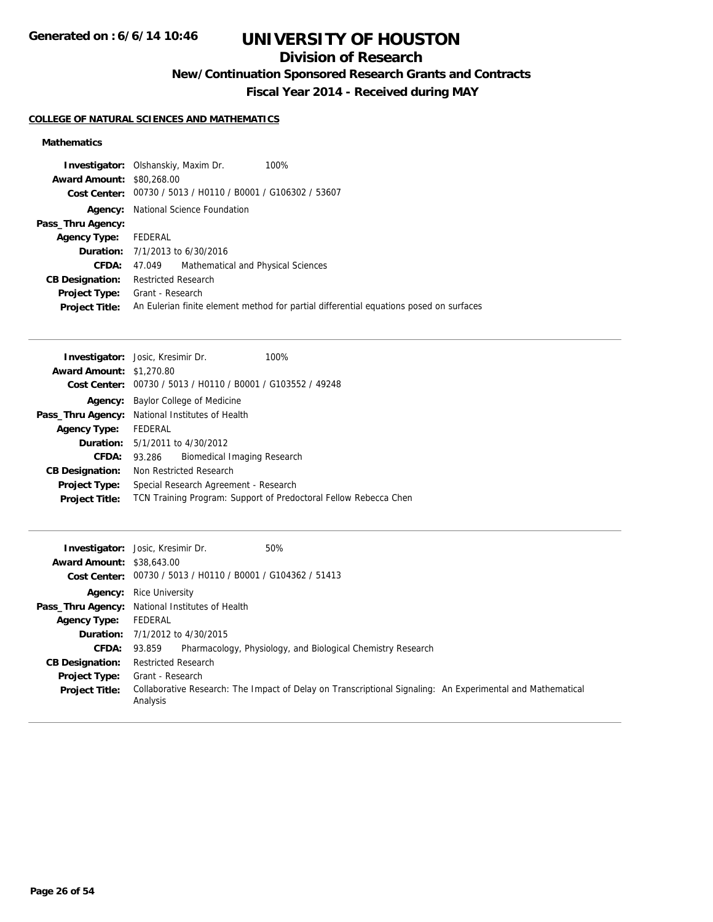# UNIVERSITY OF HOUSTON

## Division of Research

### New/Continuation Sponsored Research Grants and Contracts

### Fiscal Year 2014 - Received during MAY

**COLLEGE OF NATURAL SCIENCES AND MATHEMATICS**

#### Mathematics

**Investigator:** Olshanskiy, Maxim Dr. 100%
**Award Amount:** $80,268.00
**Cost Center:** 00730 / 5013 / H0110 / B0001 / G106302 / 53607
**Agency:** National Science Foundation
**Pass_Thru Agency:**
**Agency Type:** FEDERAL
**Duration:** 7/1/2013 to 6/30/2016
**CFDA:** 47.049 Mathematical and Physical Sciences
**CB Designation:** Restricted Research
**Project Type:** Grant - Research
**Project Title:** An Eulerian finite element method for partial differential equations posed on surfaces

---

**Investigator:** Josic, Kresimir Dr. 100%
**Award Amount:** $1,270.80
**Cost Center:** 00730 / 5013 / H0110 / B0001 / G103552 / 49248
**Agency:** Baylor College of Medicine
**Pass_Thru Agency:** National Institutes of Health
**Agency Type:** FEDERAL
**Duration:** 5/1/2011 to 4/30/2012
**CFDA:** 93.286 Biomedical Imaging Research
**CB Designation:** Non Restricted Research
**Project Type:** Special Research Agreement - Research
**Project Title:** TCN Training Program: Support of Predoctoral Fellow Rebecca Chen

---

**Investigator:** Josic, Kresimir Dr. 50%
**Award Amount:** $38,643.00
**Cost Center:** 00730 / 5013 / H0110 / B0001 / G104362 / 51413
**Agency:** Rice University
**Pass_Thru Agency:** National Institutes of Health
**Agency Type:** FEDERAL
**Duration:** 7/1/2012 to 4/30/2015
**CFDA:** 93.859 Pharmacology, Physiology, and Biological Chemistry Research
**CB Designation:** Restricted Research
**Project Type:** Grant - Research
**Project Title:** Collaborative Research: The Impact of Delay on Transcriptional Signaling: An Experimental and Mathematical Analysis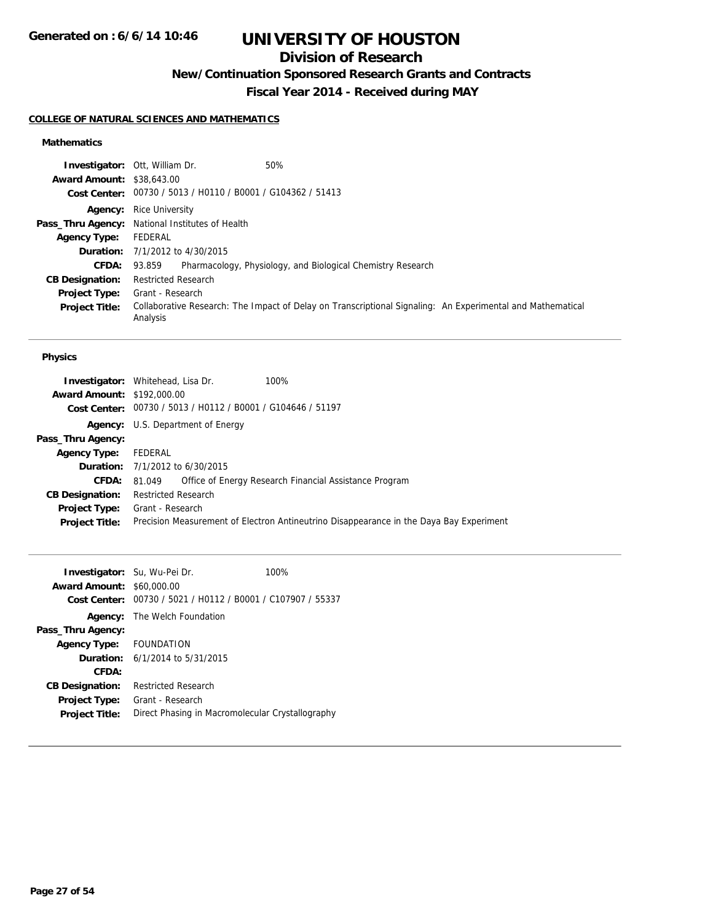# UNIVERSITY OF HOUSTON

## Division of Research

### New/Continuation Sponsored Research Grants and Contracts

### Fiscal Year 2014 - Received during MAY

**Generated on : 6/6/14 10:46**

#### COLLEGE OF NATURAL SCIENCES AND MATHEMATICS

**Mathematics**

**Investigator:** Ott, William Dr. 50%
**Award Amount:** $38,643.00
**Cost Center:** 00730 / 5013 / H0110 / B0001 / G104362 / 51413
**Agency:** Rice University
**Pass_Thru Agency:** National Institutes of Health
**Agency Type:** FEDERAL
**Duration:** 7/1/2012 to 4/30/2015
**CFDA:** 93.859 Pharmacology, Physiology, and Biological Chemistry Research
**CB Designation:** Restricted Research
**Project Type:** Grant - Research
**Project Title:** Collaborative Research: The Impact of Delay on Transcriptional Signaling: An Experimental and Mathematical Analysis

---

**Physics**

**Investigator:** Whitehead, Lisa Dr. 100%
**Award Amount:** $192,000.00
**Cost Center:** 00730 / 5013 / H0112 / B0001 / G104646 / 51197
**Agency:** U.S. Department of Energy
**Pass_Thru Agency:**
**Agency Type:** FEDERAL
**Duration:** 7/1/2012 to 6/30/2015
**CFDA:** 81.049 Office of Energy Research Financial Assistance Program
**CB Designation:** Restricted Research
**Project Type:** Grant - Research
**Project Title:** Precision Measurement of Electron Antineutrino Disappearance in the Daya Bay Experiment

---

**Investigator:** Su, Wu-Pei Dr. 100%
**Award Amount:** $60,000.00
**Cost Center:** 00730 / 5021 / H0112 / B0001 / C107907 / 55337
**Agency:** The Welch Foundation
**Pass_Thru Agency:**
**Agency Type:** FOUNDATION
**Duration:** 6/1/2014 to 5/31/2015
**CFDA:**
**CB Designation:** Restricted Research
**Project Type:** Grant - Research
**Project Title:** Direct Phasing in Macromolecular Crystallography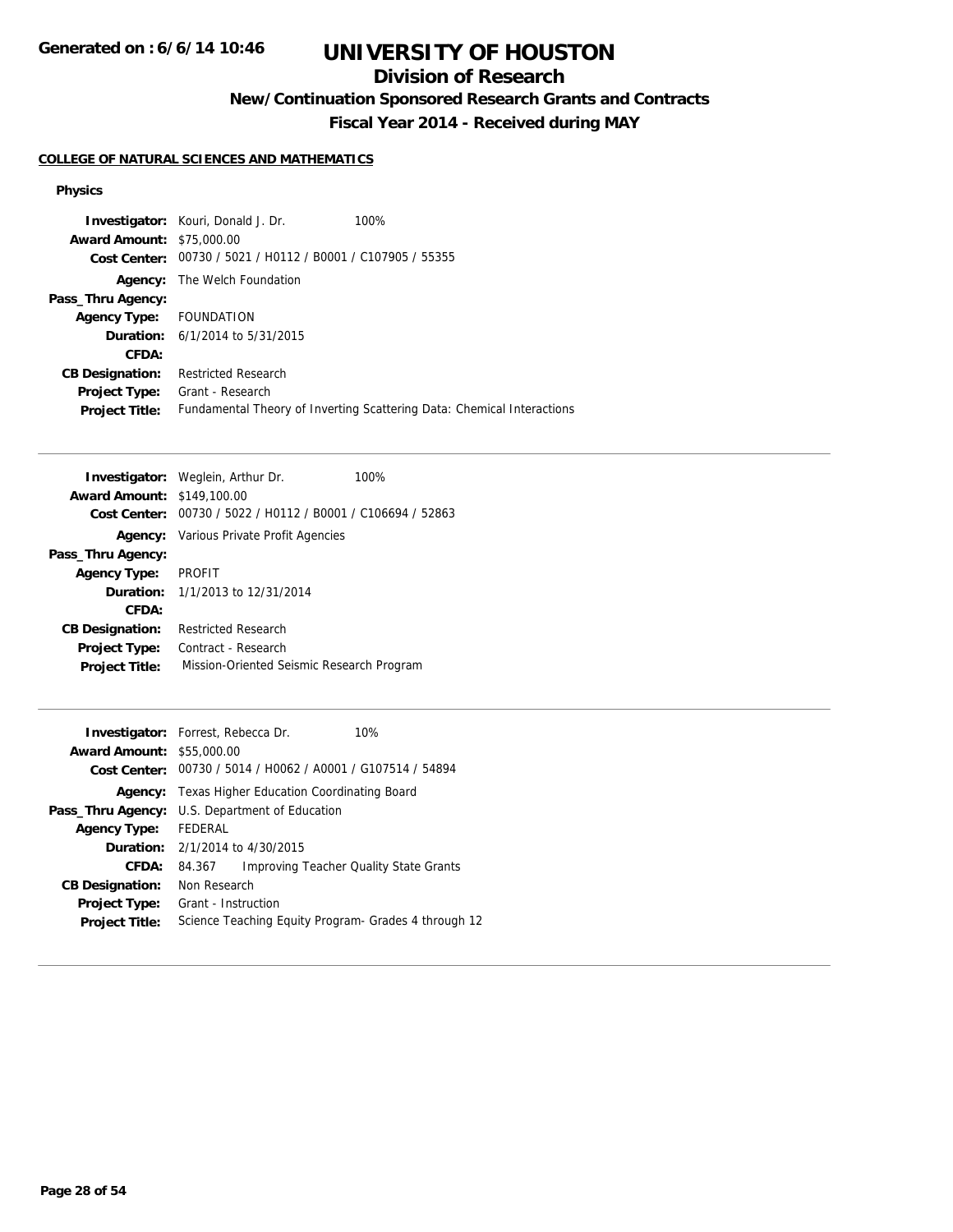# UNIVERSITY OF HOUSTON

## Division of Research

### New/Continuation Sponsored Research Grants and Contracts

### Fiscal Year 2014 - Received during MAY

#### COLLEGE OF NATURAL SCIENCES AND MATHEMATICS

**Physics**

**Investigator:** Kouri, Donald J. Dr. 100%
**Award Amount:** $75,000.00
**Cost Center:** 00730 / 5021 / H0112 / B0001 / C107905 / 55355
**Agency:** The Welch Foundation
**Pass_Thru Agency:**
**Agency Type:** FOUNDATION
**Duration:** 6/1/2014 to 5/31/2015
**CFDA:**
**CB Designation:** Restricted Research
**Project Type:** Grant - Research
**Project Title:** Fundamental Theory of Inverting Scattering Data: Chemical Interactions

---

**Investigator:** Weglein, Arthur Dr. 100%
**Award Amount:** $149,100.00
**Cost Center:** 00730 / 5022 / H0112 / B0001 / C106694 / 52863
**Agency:** Various Private Profit Agencies
**Pass_Thru Agency:**
**Agency Type:** PROFIT
**Duration:** 1/1/2013 to 12/31/2014
**CFDA:**
**CB Designation:** Restricted Research
**Project Type:** Contract - Research
**Project Title:** Mission-Oriented Seismic Research Program

---

**Investigator:** Forrest, Rebecca Dr. 10%
**Award Amount:** $55,000.00
**Cost Center:** 00730 / 5014 / H0062 / A0001 / G107514 / 54894
**Agency:** Texas Higher Education Coordinating Board
**Pass_Thru Agency:** U.S. Department of Education
**Agency Type:** FEDERAL
**Duration:** 2/1/2014 to 4/30/2015
**CFDA:** 84.367 Improving Teacher Quality State Grants
**CB Designation:** Non Research
**Project Type:** Grant - Instruction
**Project Title:** Science Teaching Equity Program- Grades 4 through 12

---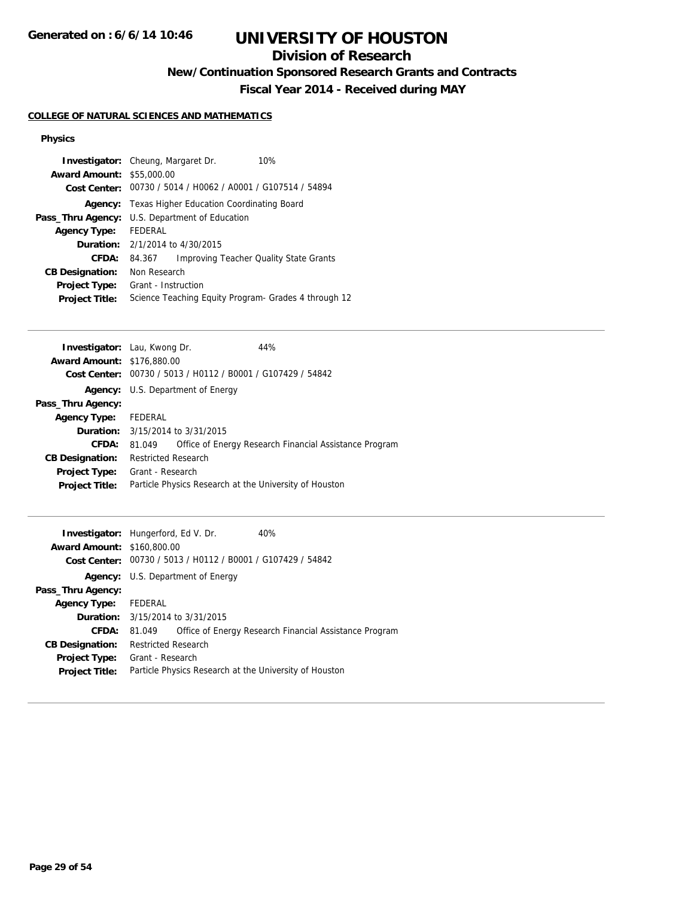# UNIVERSITY OF HOUSTON

## Division of Research

### New/Continuation Sponsored Research Grants and Contracts

### Fiscal Year 2014 - Received during MAY

**COLLEGE OF NATURAL SCIENCES AND MATHEMATICS**

**Physics**

**Investigator:** Cheung, Margaret Dr. 10%
**Award Amount:** $55,000.00
**Cost Center:** 00730 / 5014 / H0062 / A0001 / G107514 / 54894
**Agency:** Texas Higher Education Coordinating Board
**Pass_Thru Agency:** U.S. Department of Education
**Agency Type:** FEDERAL
**Duration:** 2/1/2014 to 4/30/2015
**CFDA:** 84.367 Improving Teacher Quality State Grants
**CB Designation:** Non Research
**Project Type:** Grant - Instruction
**Project Title:** Science Teaching Equity Program- Grades 4 through 12

---

**Investigator:** Lau, Kwong Dr. 44%
**Award Amount:** $176,880.00
**Cost Center:** 00730 / 5013 / H0112 / B0001 / G107429 / 54842
**Agency:** U.S. Department of Energy
**Pass_Thru Agency:**
**Agency Type:** FEDERAL
**Duration:** 3/15/2014 to 3/31/2015
**CFDA:** 81.049 Office of Energy Research Financial Assistance Program
**CB Designation:** Restricted Research
**Project Type:** Grant - Research
**Project Title:** Particle Physics Research at the University of Houston

---

**Investigator:** Hungerford, Ed V. Dr. 40%
**Award Amount:** $160,800.00
**Cost Center:** 00730 / 5013 / H0112 / B0001 / G107429 / 54842
**Agency:** U.S. Department of Energy
**Pass_Thru Agency:**
**Agency Type:** FEDERAL
**Duration:** 3/15/2014 to 3/31/2015
**CFDA:** 81.049 Office of Energy Research Financial Assistance Program
**CB Designation:** Restricted Research
**Project Type:** Grant - Research
**Project Title:** Particle Physics Research at the University of Houston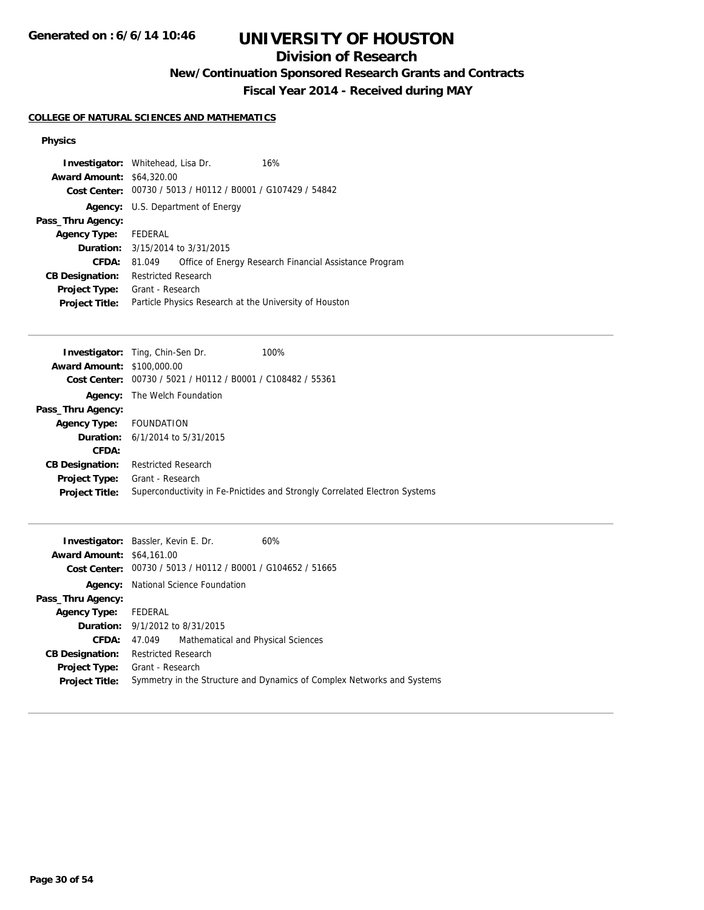# UNIVERSITY OF HOUSTON

## Division of Research

### New/Continuation Sponsored Research Grants and Contracts

### Fiscal Year 2014 - Received during MAY

**COLLEGE OF NATURAL SCIENCES AND MATHEMATICS**

**Physics**

**Investigator:** Whitehead, Lisa Dr. 16%
**Award Amount:** $64,320.00
**Cost Center:** 00730 / 5013 / H0112 / B0001 / G107429 / 54842
**Agency:** U.S. Department of Energy
**Pass_Thru Agency:**
**Agency Type:** FEDERAL
**Duration:** 3/15/2014 to 3/31/2015
**CFDA:** 81.049 Office of Energy Research Financial Assistance Program
**CB Designation:** Restricted Research
**Project Type:** Grant - Research
**Project Title:** Particle Physics Research at the University of Houston

---

**Investigator:** Ting, Chin-Sen Dr. 100%
**Award Amount:** $100,000.00
**Cost Center:** 00730 / 5021 / H0112 / B0001 / C108482 / 55361
**Agency:** The Welch Foundation
**Pass_Thru Agency:**
**Agency Type:** FOUNDATION
**Duration:** 6/1/2014 to 5/31/2015
**CFDA:**
**CB Designation:** Restricted Research
**Project Type:** Grant - Research
**Project Title:** Superconductivity in Fe-Pnictides and Strongly Correlated Electron Systems

---

**Investigator:** Bassler, Kevin E. Dr. 60%
**Award Amount:** $64,161.00
**Cost Center:** 00730 / 5013 / H0112 / B0001 / G104652 / 51665
**Agency:** National Science Foundation
**Pass_Thru Agency:**
**Agency Type:** FEDERAL
**Duration:** 9/1/2012 to 8/31/2015
**CFDA:** 47.049 Mathematical and Physical Sciences
**CB Designation:** Restricted Research
**Project Type:** Grant - Research
**Project Title:** Symmetry in the Structure and Dynamics of Complex Networks and Systems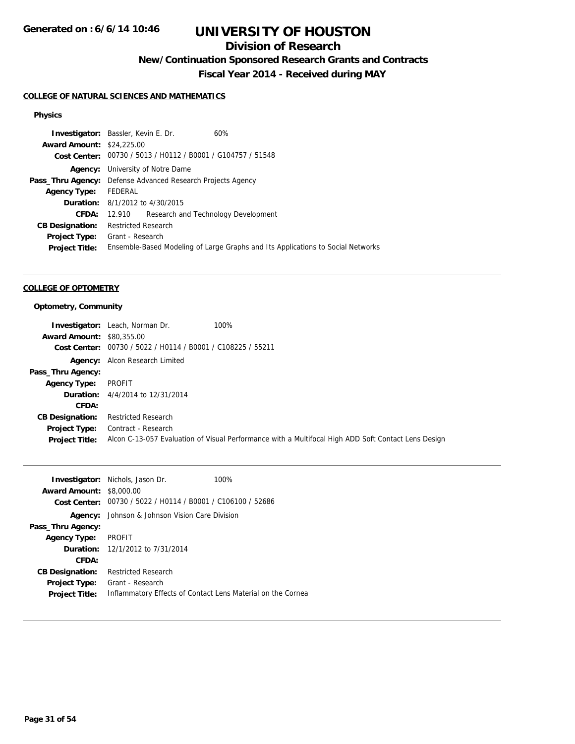# UNIVERSITY OF HOUSTON

## Division of Research

### New/Continuation Sponsored Research Grants and Contracts

### Fiscal Year 2014 - Received during MAY

**Generated on : 6/6/14 10:46**

#### COLLEGE OF NATURAL SCIENCES AND MATHEMATICS

**Physics**

**Investigator:** Bassler, Kevin E. Dr. 60%
**Award Amount:** $24,225.00
**Cost Center:** 00730 / 5013 / H0112 / B0001 / G104757 / 51548
**Agency:** University of Notre Dame
**Pass_Thru Agency:** Defense Advanced Research Projects Agency
**Agency Type:** FEDERAL
**Duration:** 8/1/2012 to 4/30/2015
**CFDA:** 12.910 Research and Technology Development
**CB Designation:** Restricted Research
**Project Type:** Grant - Research
**Project Title:** Ensemble-Based Modeling of Large Graphs and Its Applications to Social Networks

---

#### COLLEGE OF OPTOMETRY

**Optometry, Community**

**Investigator:** Leach, Norman Dr. 100%
**Award Amount:** $80,355.00
**Cost Center:** 00730 / 5022 / H0114 / B0001 / C108225 / 55211
**Agency:** Alcon Research Limited
**Pass_Thru Agency:**
**Agency Type:** PROFIT
**Duration:** 4/4/2014 to 12/31/2014
**CFDA:**
**CB Designation:** Restricted Research
**Project Type:** Contract - Research
**Project Title:** Alcon C-13-057 Evaluation of Visual Performance with a Multifocal High ADD Soft Contact Lens Design

---

**Investigator:** Nichols, Jason Dr. 100%
**Award Amount:** $8,000.00
**Cost Center:** 00730 / 5022 / H0114 / B0001 / C106100 / 52686
**Agency:** Johnson & Johnson Vision Care Division
**Pass_Thru Agency:**
**Agency Type:** PROFIT
**Duration:** 12/1/2012 to 7/31/2014
**CFDA:**
**CB Designation:** Restricted Research
**Project Type:** Grant - Research
**Project Title:** Inflammatory Effects of Contact Lens Material on the Cornea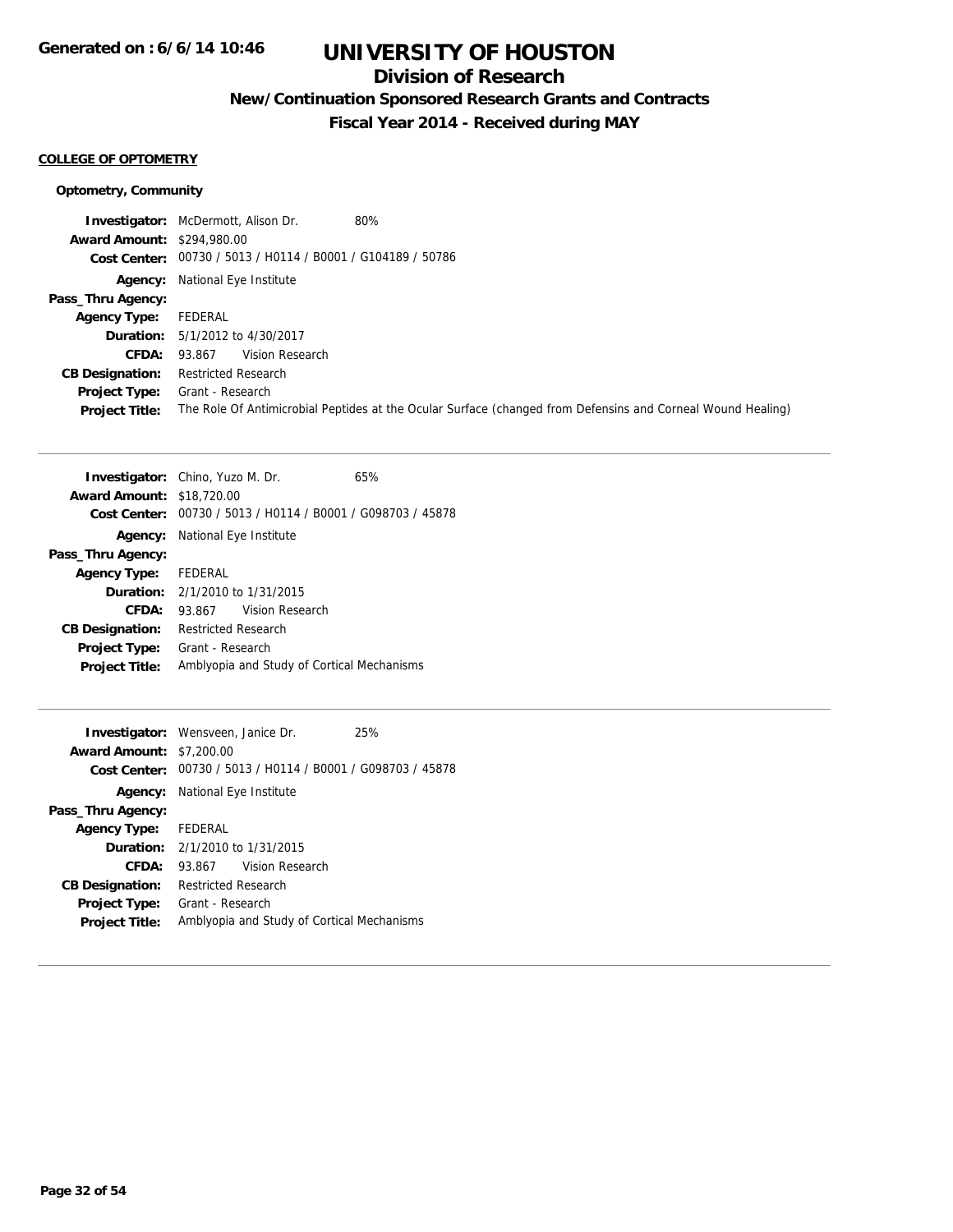# UNIVERSITY OF HOUSTON

## Division of Research

### New/Continuation Sponsored Research Grants and Contracts

### Fiscal Year 2014 - Received during MAY

**COLLEGE OF OPTOMETRY**

**Optometry, Community**

**Investigator:** McDermott, Alison Dr. 80%
**Award Amount:** $294,980.00
**Cost Center:** 00730 / 5013 / H0114 / B0001 / G104189 / 50786
**Agency:** National Eye Institute
**Pass_Thru Agency:**
**Agency Type:** FEDERAL
**Duration:** 5/1/2012 to 4/30/2017
**CFDA:** 93.867 Vision Research
**CB Designation:** Restricted Research
**Project Type:** Grant - Research
**Project Title:** The Role Of Antimicrobial Peptides at the Ocular Surface (changed from Defensins and Corneal Wound Healing)

---

**Investigator:** Chino, Yuzo M. Dr. 65%
**Award Amount:** $18,720.00
**Cost Center:** 00730 / 5013 / H0114 / B0001 / G098703 / 45878
**Agency:** National Eye Institute
**Pass_Thru Agency:**
**Agency Type:** FEDERAL
**Duration:** 2/1/2010 to 1/31/2015
**CFDA:** 93.867 Vision Research
**CB Designation:** Restricted Research
**Project Type:** Grant - Research
**Project Title:** Amblyopia and Study of Cortical Mechanisms

---

**Investigator:** Wensveen, Janice Dr. 25%
**Award Amount:** $7,200.00
**Cost Center:** 00730 / 5013 / H0114 / B0001 / G098703 / 45878
**Agency:** National Eye Institute
**Pass_Thru Agency:**
**Agency Type:** FEDERAL
**Duration:** 2/1/2010 to 1/31/2015
**CFDA:** 93.867 Vision Research
**CB Designation:** Restricted Research
**Project Type:** Grant - Research
**Project Title:** Amblyopia and Study of Cortical Mechanisms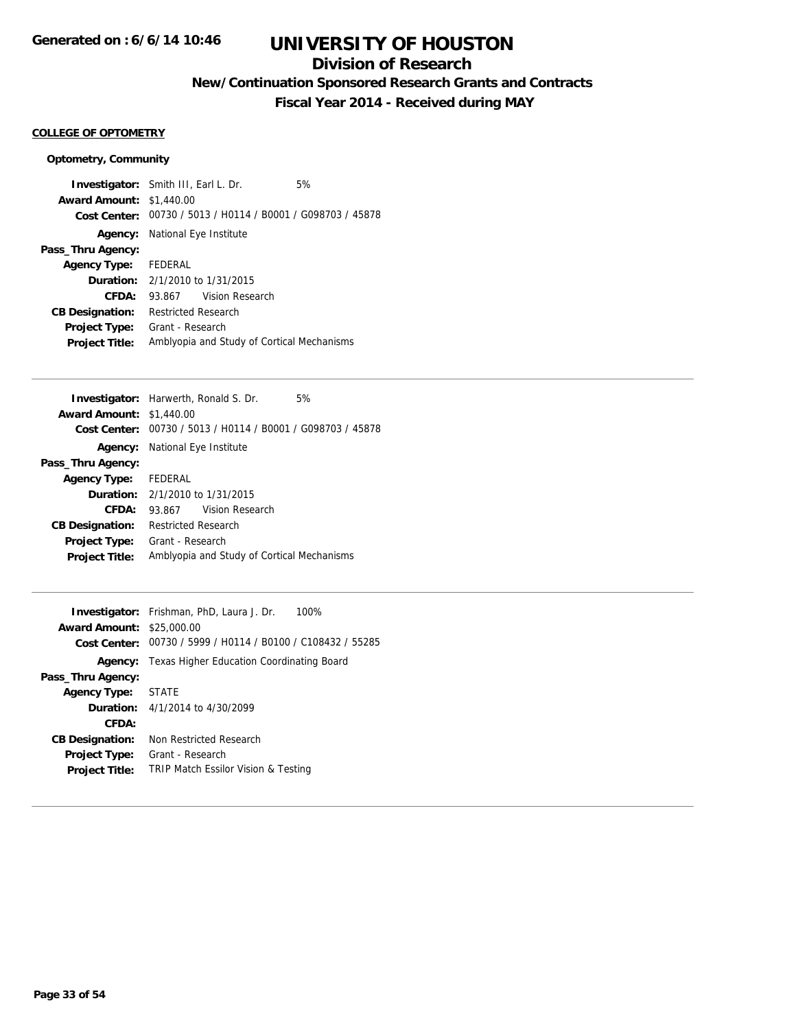**Generated on : 6/6/14 10:46**

# UNIVERSITY OF HOUSTON

## Division of Research

### New/Continuation Sponsored Research Grants and Contracts

### Fiscal Year 2014 - Received during MAY

**COLLEGE OF OPTOMETRY**

**Optometry, Community**

**Investigator:** Smith III, Earl L. Dr. 5%
**Award Amount:** $1,440.00
**Cost Center:** 00730 / 5013 / H0114 / B0001 / G098703 / 45878
**Agency:** National Eye Institute
**Pass_Thru Agency:**
**Agency Type:** FEDERAL
**Duration:** 2/1/2010 to 1/31/2015
**CFDA:** 93.867 Vision Research
**CB Designation:** Restricted Research
**Project Type:** Grant - Research
**Project Title:** Amblyopia and Study of Cortical Mechanisms

---

**Investigator:** Harwerth, Ronald S. Dr. 5%
**Award Amount:** $1,440.00
**Cost Center:** 00730 / 5013 / H0114 / B0001 / G098703 / 45878
**Agency:** National Eye Institute
**Pass_Thru Agency:**
**Agency Type:** FEDERAL
**Duration:** 2/1/2010 to 1/31/2015
**CFDA:** 93.867 Vision Research
**CB Designation:** Restricted Research
**Project Type:** Grant - Research
**Project Title:** Amblyopia and Study of Cortical Mechanisms

---

**Investigator:** Frishman, PhD, Laura J. Dr. 100%
**Award Amount:** $25,000.00
**Cost Center:** 00730 / 5999 / H0114 / B0100 / C108432 / 55285
**Agency:** Texas Higher Education Coordinating Board
**Pass_Thru Agency:**
**Agency Type:** STATE
**Duration:** 4/1/2014 to 4/30/2099
**CFDA:**
**CB Designation:** Non Restricted Research
**Project Type:** Grant - Research
**Project Title:** TRIP Match Essilor Vision & Testing

---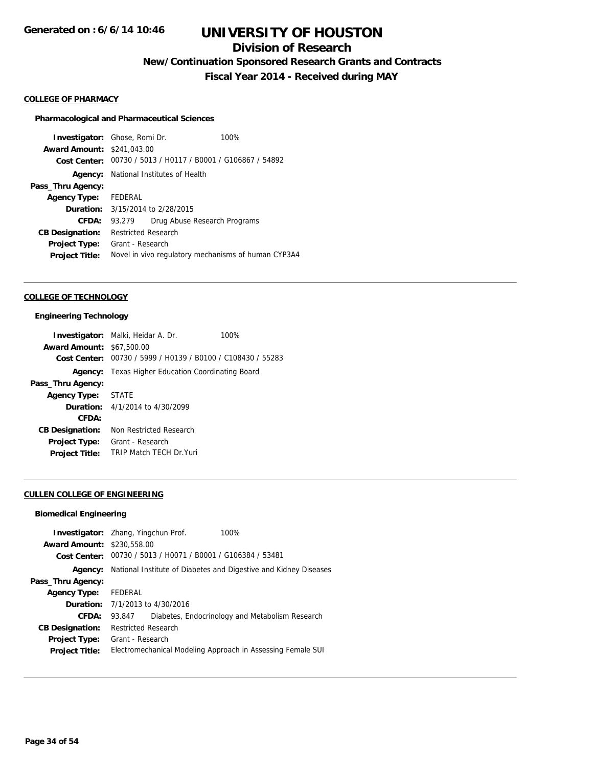# UNIVERSITY OF HOUSTON

## Division of Research

### New/Continuation Sponsored Research Grants and Contracts

### Fiscal Year 2014 - Received during MAY

Generated on : 6/6/14 10:46

#### COLLEGE OF PHARMACY

**Pharmacological and Pharmaceutical Sciences**

**Investigator:** Ghose, Romi Dr. 100%
**Award Amount:** $241,043.00
**Cost Center:** 00730 / 5013 / H0117 / B0001 / G106867 / 54892
**Agency:** National Institutes of Health
**Pass_Thru Agency:**
**Agency Type:** FEDERAL
**Duration:** 3/15/2014 to 2/28/2015
**CFDA:** 93.279 Drug Abuse Research Programs
**CB Designation:** Restricted Research
**Project Type:** Grant - Research
**Project Title:** Novel in vivo regulatory mechanisms of human CYP3A4

---

#### COLLEGE OF TECHNOLOGY

**Engineering Technology**

**Investigator:** Malki, Heidar A. Dr. 100%
**Award Amount:** $67,500.00
**Cost Center:** 00730 / 5999 / H0139 / B0100 / C108430 / 55283
**Agency:** Texas Higher Education Coordinating Board
**Pass_Thru Agency:**
**Agency Type:** STATE
**Duration:** 4/1/2014 to 4/30/2099
**CFDA:**
**CB Designation:** Non Restricted Research
**Project Type:** Grant - Research
**Project Title:** TRIP Match TECH Dr.Yuri

---

#### CULLEN COLLEGE OF ENGINEERING

**Biomedical Engineering**

**Investigator:** Zhang, Yingchun Prof. 100%
**Award Amount:** $230,558.00
**Cost Center:** 00730 / 5013 / H0071 / B0001 / G106384 / 53481
**Agency:** National Institute of Diabetes and Digestive and Kidney Diseases
**Pass_Thru Agency:**
**Agency Type:** FEDERAL
**Duration:** 7/1/2013 to 4/30/2016
**CFDA:** 93.847 Diabetes, Endocrinology and Metabolism Research
**CB Designation:** Restricted Research
**Project Type:** Grant - Research
**Project Title:** Electromechanical Modeling Approach in Assessing Female SUI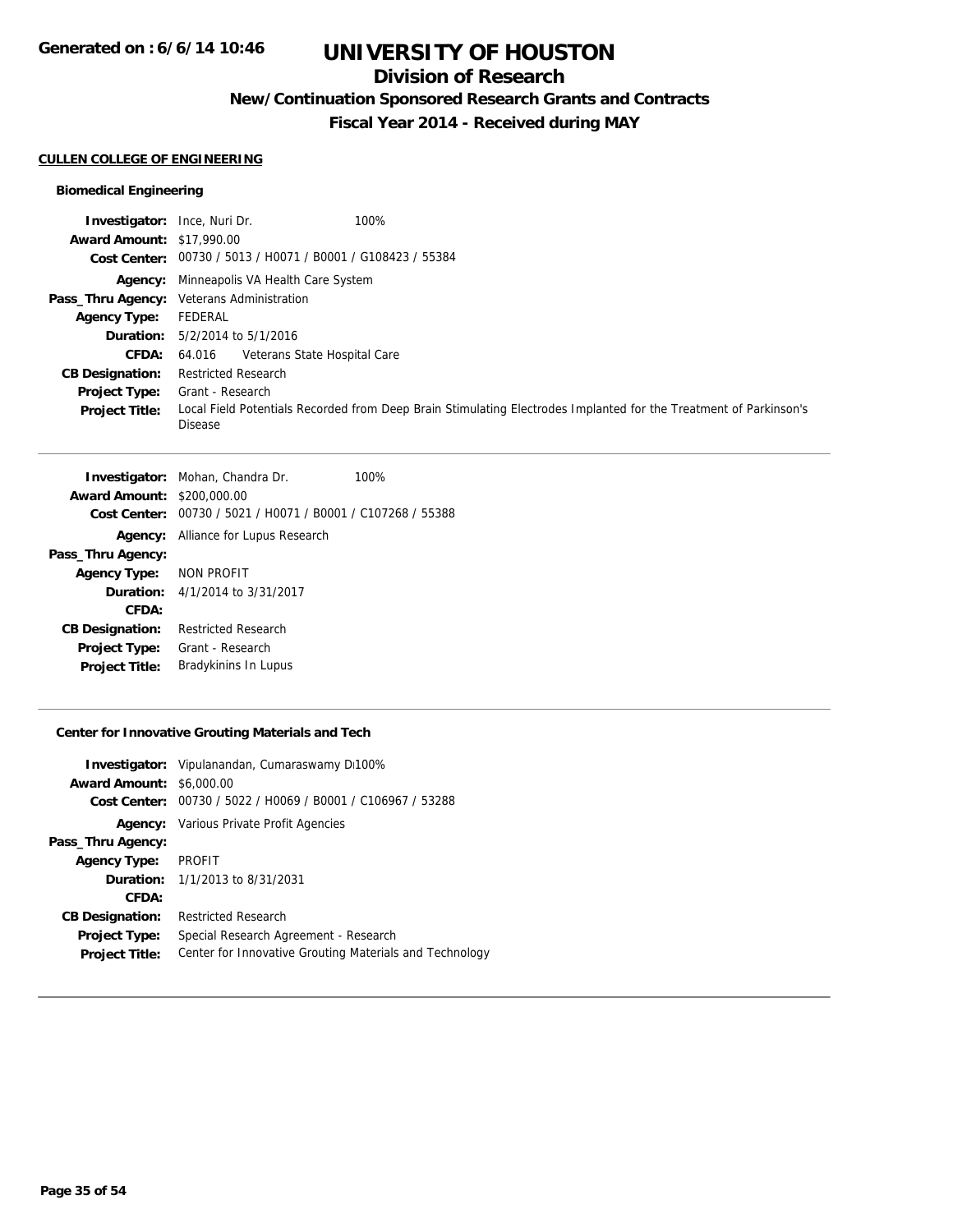# UNIVERSITY OF HOUSTON

## Division of Research

### New/Continuation Sponsored Research Grants and Contracts

### Fiscal Year 2014 - Received during MAY

Generated on : 6/6/14 10:46

**CULLEN COLLEGE OF ENGINEERING**

#### Biomedical Engineering

| | |
|---|---|
| **Investigator:** | Ince, Nuri Dr. 100% |
| **Award Amount:** | $17,990.00 |
| **Cost Center:** | 00730 / 5013 / H0071 / B0001 / G108423 / 55384 |
| **Agency:** | Minneapolis VA Health Care System |
| **Pass_Thru Agency:** | Veterans Administration |
| **Agency Type:** | FEDERAL |
| **Duration:** | 5/2/2014 to 5/1/2016 |
| **CFDA:** | 64.016 Veterans State Hospital Care |
| **CB Designation:** | Restricted Research |
| **Project Type:** | Grant - Research |
| **Project Title:** | Local Field Potentials Recorded from Deep Brain Stimulating Electrodes Implanted for the Treatment of Parkinson's Disease |

| | |
|---|---|
| **Investigator:** | Mohan, Chandra Dr. 100% |
| **Award Amount:** | $200,000.00 |
| **Cost Center:** | 00730 / 5021 / H0071 / B0001 / C107268 / 55388 |
| **Agency:** | Alliance for Lupus Research |
| **Pass_Thru Agency:** | |
| **Agency Type:** | NON PROFIT |
| **Duration:** | 4/1/2014 to 3/31/2017 |
| **CFDA:** | |
| **CB Designation:** | Restricted Research |
| **Project Type:** | Grant - Research |
| **Project Title:** | Bradykinins In Lupus |

#### Center for Innovative Grouting Materials and Tech

| | |
|---|---|
| **Investigator:** | Vipulanandan, Cumaraswamy Di100% |
| **Award Amount:** | $6,000.00 |
| **Cost Center:** | 00730 / 5022 / H0069 / B0001 / C106967 / 53288 |
| **Agency:** | Various Private Profit Agencies |
| **Pass_Thru Agency:** | |
| **Agency Type:** | PROFIT |
| **Duration:** | 1/1/2013 to 8/31/2031 |
| **CFDA:** | |
| **CB Designation:** | Restricted Research |
| **Project Type:** | Special Research Agreement - Research |
| **Project Title:** | Center for Innovative Grouting Materials and Technology |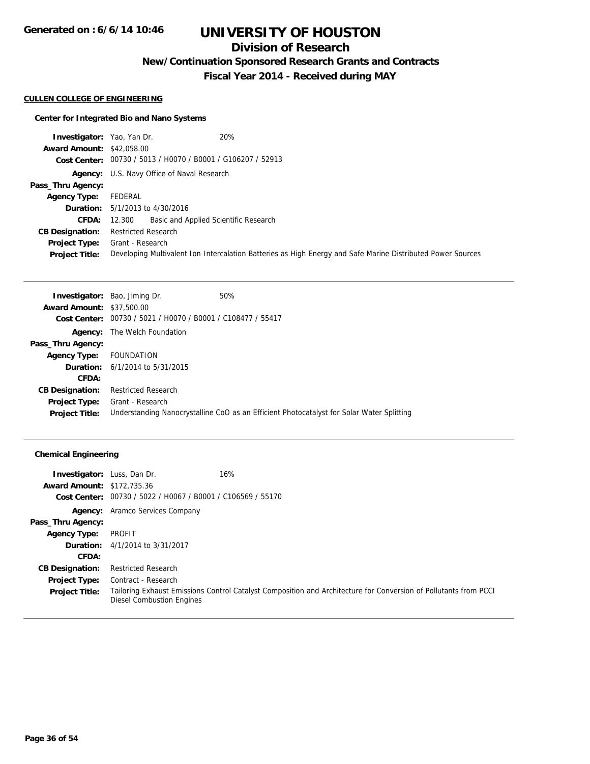# UNIVERSITY OF HOUSTON

## Division of Research

### New/Continuation Sponsored Research Grants and Contracts

### Fiscal Year 2014 - Received during MAY

**CULLEN COLLEGE OF ENGINEERING**

**Center for Integrated Bio and Nano Systems**

**Investigator:** Yao, Yan Dr. 20%
**Award Amount:** $42,058.00
**Cost Center:** 00730 / 5013 / H0070 / B0001 / G106207 / 52913
**Agency:** U.S. Navy Office of Naval Research
**Pass_Thru Agency:**
**Agency Type:** FEDERAL
**Duration:** 5/1/2013 to 4/30/2016
**CFDA:** 12.300 Basic and Applied Scientific Research
**CB Designation:** Restricted Research
**Project Type:** Grant - Research
**Project Title:** Developing Multivalent Ion Intercalation Batteries as High Energy and Safe Marine Distributed Power Sources

---

**Investigator:** Bao, Jiming Dr. 50%
**Award Amount:** $37,500.00
**Cost Center:** 00730 / 5021 / H0070 / B0001 / C108477 / 55417
**Agency:** The Welch Foundation
**Pass_Thru Agency:**
**Agency Type:** FOUNDATION
**Duration:** 6/1/2014 to 5/31/2015
**CFDA:**
**CB Designation:** Restricted Research
**Project Type:** Grant - Research
**Project Title:** Understanding Nanocrystalline CoO as an Efficient Photocatalyst for Solar Water Splitting

---

**Chemical Engineering**

**Investigator:** Luss, Dan Dr. 16%
**Award Amount:** $172,735.36
**Cost Center:** 00730 / 5022 / H0067 / B0001 / C106569 / 55170
**Agency:** Aramco Services Company
**Pass_Thru Agency:**
**Agency Type:** PROFIT
**Duration:** 4/1/2014 to 3/31/2017
**CFDA:**
**CB Designation:** Restricted Research
**Project Type:** Contract - Research
**Project Title:** Tailoring Exhaust Emissions Control Catalyst Composition and Architecture for Conversion of Pollutants from PCCI Diesel Combustion Engines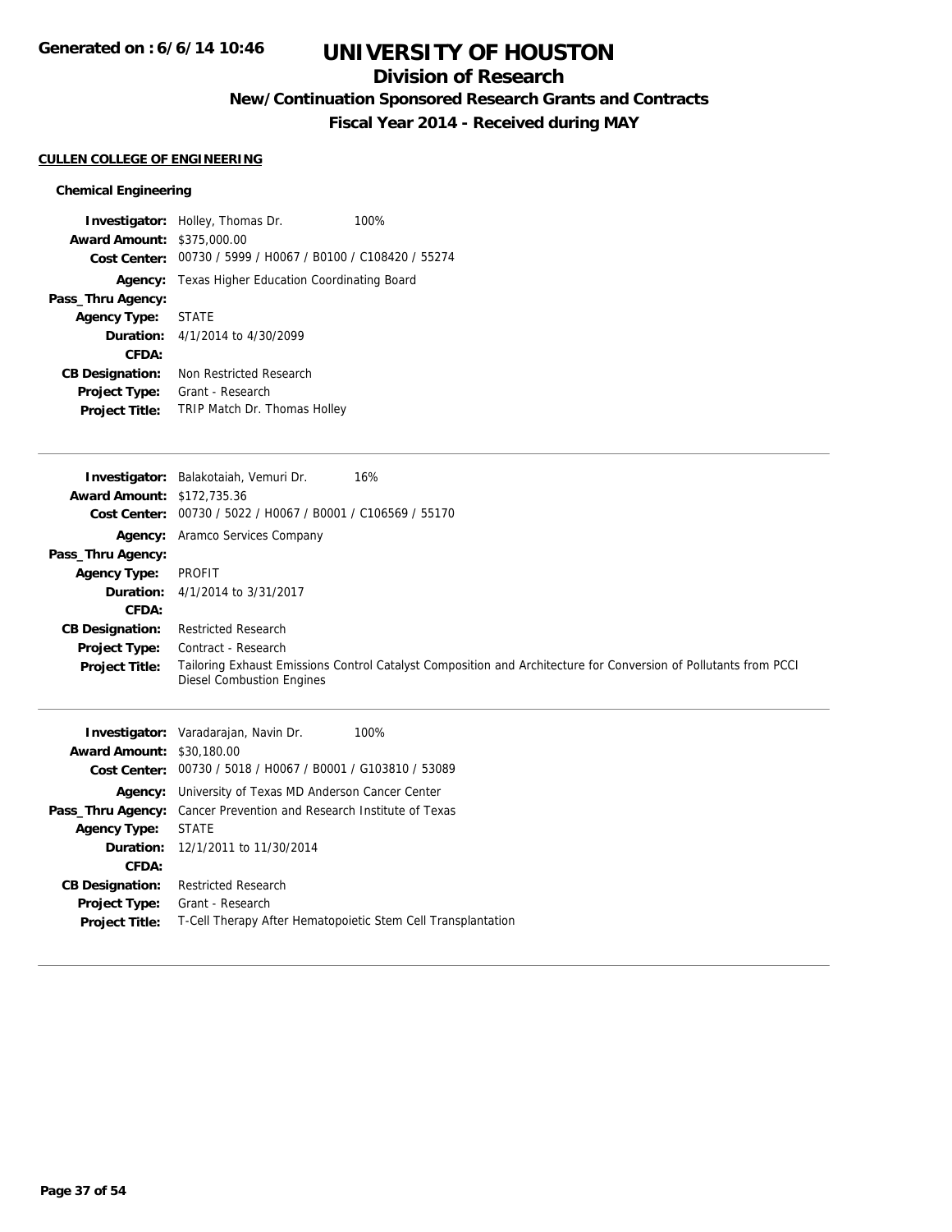# UNIVERSITY OF HOUSTON

## Division of Research

### New/Continuation Sponsored Research Grants and Contracts

### Fiscal Year 2014 - Received during MAY

**CULLEN COLLEGE OF ENGINEERING**

#### Chemical Engineering

**Investigator:** Holley, Thomas Dr. 100%
**Award Amount:** $375,000.00
**Cost Center:** 00730 / 5999 / H0067 / B0100 / C108420 / 55274
**Agency:** Texas Higher Education Coordinating Board
**Pass_Thru Agency:**
**Agency Type:** STATE
**Duration:** 4/1/2014 to 4/30/2099
**CFDA:**
**CB Designation:** Non Restricted Research
**Project Type:** Grant - Research
**Project Title:** TRIP Match Dr. Thomas Holley

---

**Investigator:** Balakotaiah, Vemuri Dr. 16%
**Award Amount:** $172,735.36
**Cost Center:** 00730 / 5022 / H0067 / B0001 / C106569 / 55170
**Agency:** Aramco Services Company
**Pass_Thru Agency:**
**Agency Type:** PROFIT
**Duration:** 4/1/2014 to 3/31/2017
**CFDA:**
**CB Designation:** Restricted Research
**Project Type:** Contract - Research
**Project Title:** Tailoring Exhaust Emissions Control Catalyst Composition and Architecture for Conversion of Pollutants from PCCI Diesel Combustion Engines

---

**Investigator:** Varadarajan, Navin Dr. 100%
**Award Amount:** $30,180.00
**Cost Center:** 00730 / 5018 / H0067 / B0001 / G103810 / 53089
**Agency:** University of Texas MD Anderson Cancer Center
**Pass_Thru Agency:** Cancer Prevention and Research Institute of Texas
**Agency Type:** STATE
**Duration:** 12/1/2011 to 11/30/2014
**CFDA:**
**CB Designation:** Restricted Research
**Project Type:** Grant - Research
**Project Title:** T-Cell Therapy After Hematopoietic Stem Cell Transplantation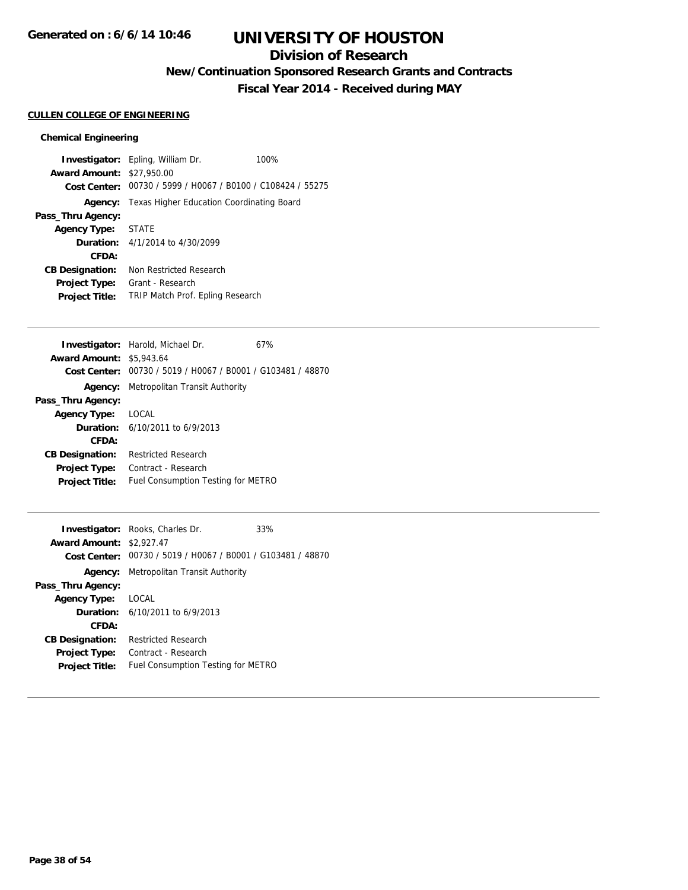# UNIVERSITY OF HOUSTON

## Division of Research

### New/Continuation Sponsored Research Grants and Contracts

### Fiscal Year 2014 - Received during MAY

Generated on : 6/6/14 10:46

**CULLEN COLLEGE OF ENGINEERING**

**Chemical Engineering**

**Investigator:** Epling, William Dr. 100%
**Award Amount:** $27,950.00
**Cost Center:** 00730 / 5999 / H0067 / B0100 / C108424 / 55275
**Agency:** Texas Higher Education Coordinating Board
**Pass_Thru Agency:**
**Agency Type:** STATE
**Duration:** 4/1/2014 to 4/30/2099
**CFDA:**
**CB Designation:** Non Restricted Research
**Project Type:** Grant - Research
**Project Title:** TRIP Match Prof. Epling Research

---

**Investigator:** Harold, Michael Dr. 67%
**Award Amount:** $5,943.64
**Cost Center:** 00730 / 5019 / H0067 / B0001 / G103481 / 48870
**Agency:** Metropolitan Transit Authority
**Pass_Thru Agency:**
**Agency Type:** LOCAL
**Duration:** 6/10/2011 to 6/9/2013
**CFDA:**
**CB Designation:** Restricted Research
**Project Type:** Contract - Research
**Project Title:** Fuel Consumption Testing for METRO

---

**Investigator:** Rooks, Charles Dr. 33%
**Award Amount:** $2,927.47
**Cost Center:** 00730 / 5019 / H0067 / B0001 / G103481 / 48870
**Agency:** Metropolitan Transit Authority
**Pass_Thru Agency:**
**Agency Type:** LOCAL
**Duration:** 6/10/2011 to 6/9/2013
**CFDA:**
**CB Designation:** Restricted Research
**Project Type:** Contract - Research
**Project Title:** Fuel Consumption Testing for METRO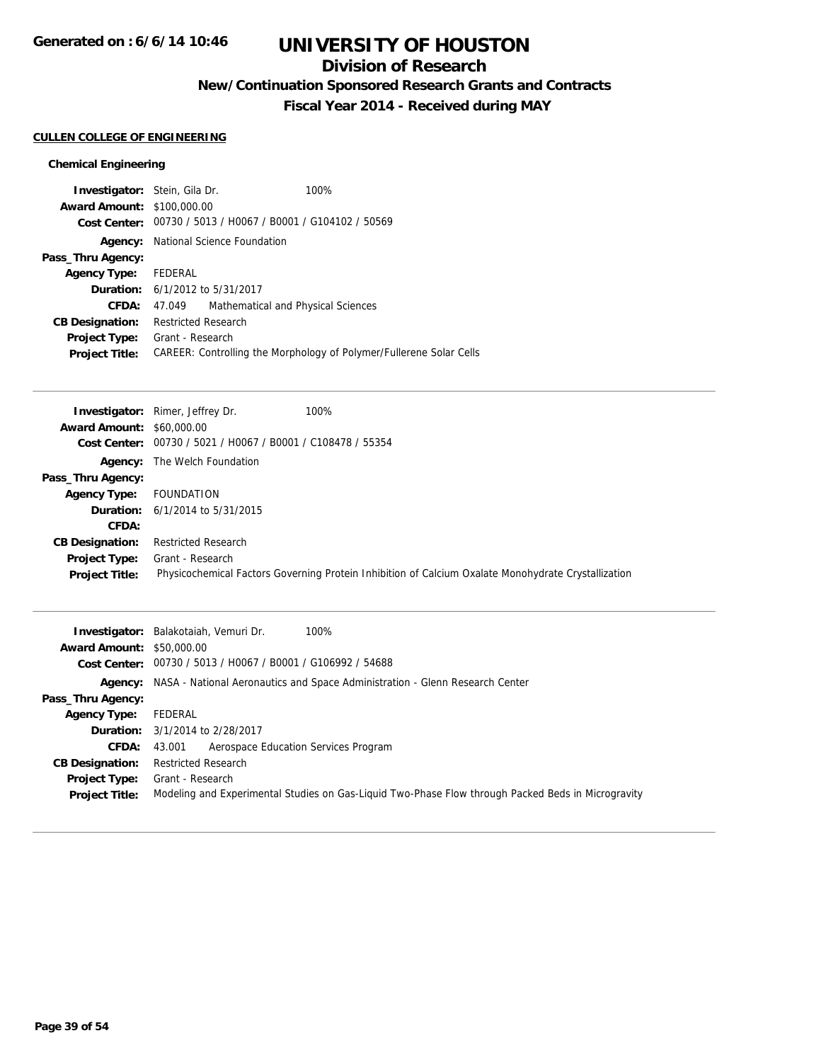# UNIVERSITY OF HOUSTON

## Division of Research

### New/Continuation Sponsored Research Grants and Contracts

### Fiscal Year 2014 - Received during MAY

**CULLEN COLLEGE OF ENGINEERING**

#### Chemical Engineering

**Investigator:** Stein, Gila Dr. 100%
**Award Amount:** $100,000.00
**Cost Center:** 00730 / 5013 / H0067 / B0001 / G104102 / 50569
**Agency:** National Science Foundation
**Pass_Thru Agency:**
**Agency Type:** FEDERAL
**Duration:** 6/1/2012 to 5/31/2017
**CFDA:** 47.049 Mathematical and Physical Sciences
**CB Designation:** Restricted Research
**Project Type:** Grant - Research
**Project Title:** CAREER: Controlling the Morphology of Polymer/Fullerene Solar Cells

---

**Investigator:** Rimer, Jeffrey Dr. 100%
**Award Amount:** $60,000.00
**Cost Center:** 00730 / 5021 / H0067 / B0001 / C108478 / 55354
**Agency:** The Welch Foundation
**Pass_Thru Agency:**
**Agency Type:** FOUNDATION
**Duration:** 6/1/2014 to 5/31/2015
**CFDA:**
**CB Designation:** Restricted Research
**Project Type:** Grant - Research
**Project Title:** Physicochemical Factors Governing Protein Inhibition of Calcium Oxalate Monohydrate Crystallization

---

**Investigator:** Balakotaiah, Vemuri Dr. 100%
**Award Amount:** $50,000.00
**Cost Center:** 00730 / 5013 / H0067 / B0001 / G106992 / 54688
**Agency:** NASA - National Aeronautics and Space Administration - Glenn Research Center
**Pass_Thru Agency:**
**Agency Type:** FEDERAL
**Duration:** 3/1/2014 to 2/28/2017
**CFDA:** 43.001 Aerospace Education Services Program
**CB Designation:** Restricted Research
**Project Type:** Grant - Research
**Project Title:** Modeling and Experimental Studies on Gas-Liquid Two-Phase Flow through Packed Beds in Microgravity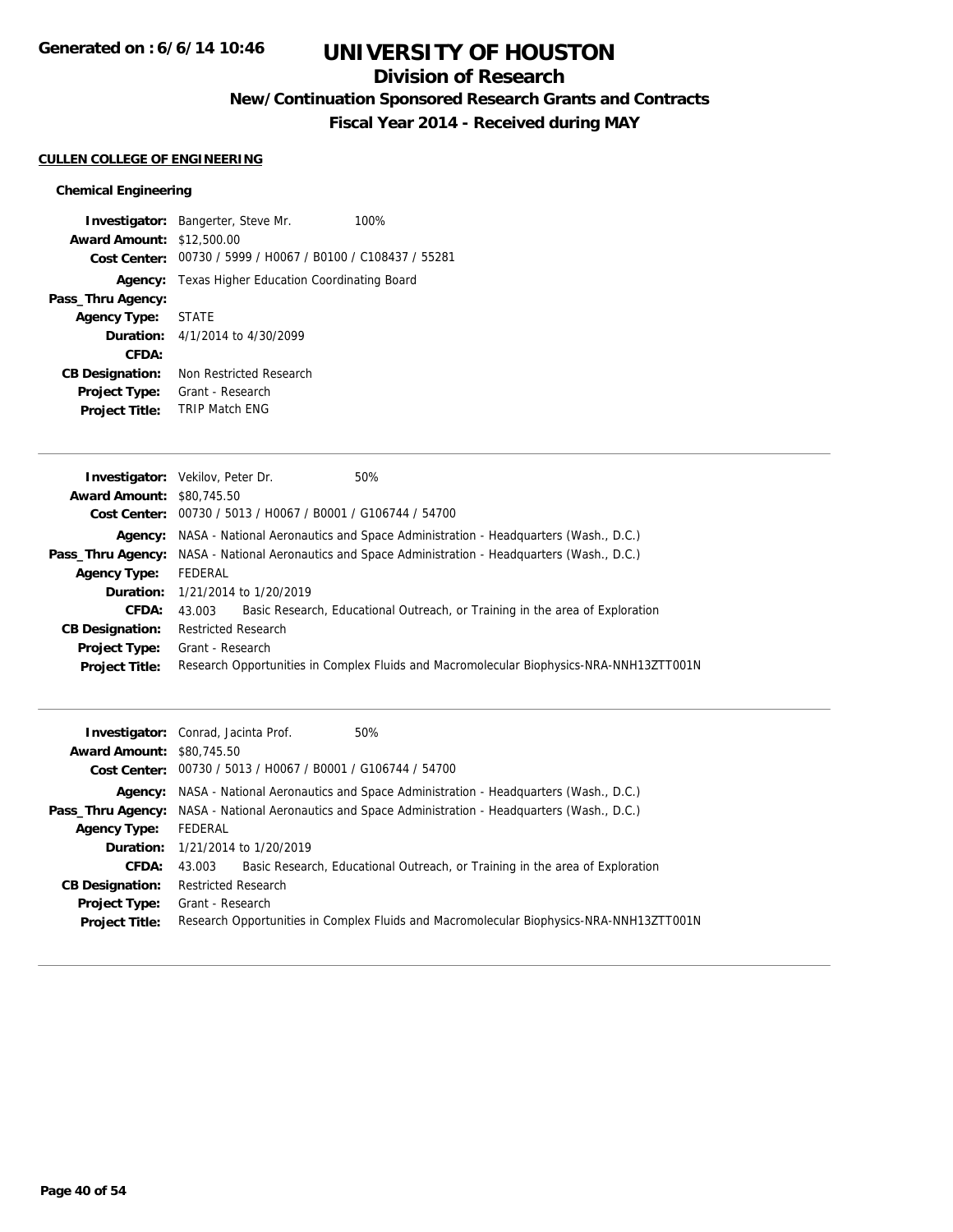# UNIVERSITY OF HOUSTON

## Division of Research

### New/Continuation Sponsored Research Grants and Contracts

### Fiscal Year 2014 - Received during MAY

**CULLEN COLLEGE OF ENGINEERING**

#### Chemical Engineering

**Investigator:** Bangerter, Steve Mr. 100%
**Award Amount:** $12,500.00
**Cost Center:** 00730 / 5999 / H0067 / B0100 / C108437 / 55281
**Agency:** Texas Higher Education Coordinating Board
**Pass_Thru Agency:**
**Agency Type:** STATE
**Duration:** 4/1/2014 to 4/30/2099
**CFDA:**
**CB Designation:** Non Restricted Research
**Project Type:** Grant - Research
**Project Title:** TRIP Match ENG

---

**Investigator:** Vekilov, Peter Dr. 50%
**Award Amount:** $80,745.50
**Cost Center:** 00730 / 5013 / H0067 / B0001 / G106744 / 54700
**Agency:** NASA - National Aeronautics and Space Administration - Headquarters (Wash., D.C.)
**Pass_Thru Agency:** NASA - National Aeronautics and Space Administration - Headquarters (Wash., D.C.)
**Agency Type:** FEDERAL
**Duration:** 1/21/2014 to 1/20/2019
**CFDA:** 43.003 Basic Research, Educational Outreach, or Training in the area of Exploration
**CB Designation:** Restricted Research
**Project Type:** Grant - Research
**Project Title:** Research Opportunities in Complex Fluids and Macromolecular Biophysics-NRA-NNH13ZTT001N

---

**Investigator:** Conrad, Jacinta Prof. 50%
**Award Amount:** $80,745.50
**Cost Center:** 00730 / 5013 / H0067 / B0001 / G106744 / 54700
**Agency:** NASA - National Aeronautics and Space Administration - Headquarters (Wash., D.C.)
**Pass_Thru Agency:** NASA - National Aeronautics and Space Administration - Headquarters (Wash., D.C.)
**Agency Type:** FEDERAL
**Duration:** 1/21/2014 to 1/20/2019
**CFDA:** 43.003 Basic Research, Educational Outreach, or Training in the area of Exploration
**CB Designation:** Restricted Research
**Project Type:** Grant - Research
**Project Title:** Research Opportunities in Complex Fluids and Macromolecular Biophysics-NRA-NNH13ZTT001N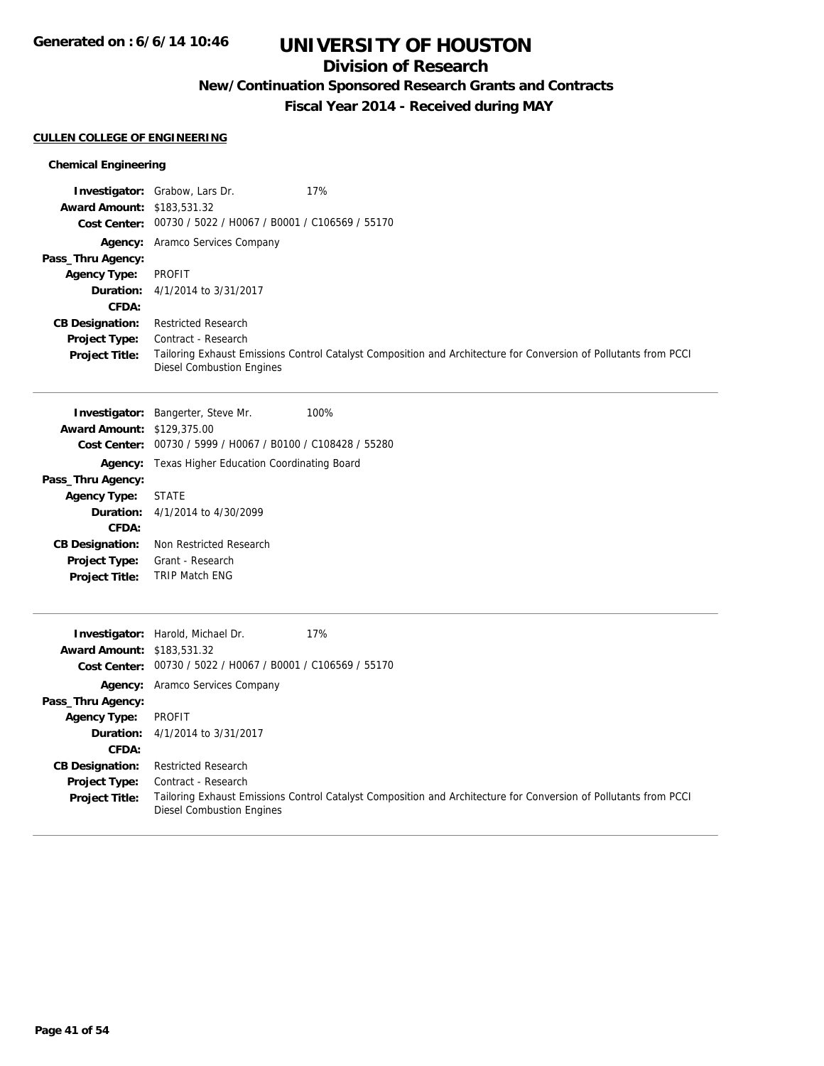# UNIVERSITY OF HOUSTON

## Division of Research

### New/Continuation Sponsored Research Grants and Contracts

### Fiscal Year 2014 - Received during MAY

Generated on : 6/6/14 10:46

**CULLEN COLLEGE OF ENGINEERING**

#### Chemical Engineering

**Investigator:** Grabow, Lars Dr. 17%
**Award Amount:** $183,531.32
**Cost Center:** 00730 / 5022 / H0067 / B0001 / C106569 / 55170
**Agency:** Aramco Services Company
**Pass_Thru Agency:**
**Agency Type:** PROFIT
**Duration:** 4/1/2014 to 3/31/2017
**CFDA:**
**CB Designation:** Restricted Research
**Project Type:** Contract - Research
**Project Title:** Tailoring Exhaust Emissions Control Catalyst Composition and Architecture for Conversion of Pollutants from PCCI Diesel Combustion Engines

---

**Investigator:** Bangerter, Steve Mr. 100%
**Award Amount:** $129,375.00
**Cost Center:** 00730 / 5999 / H0067 / B0100 / C108428 / 55280
**Agency:** Texas Higher Education Coordinating Board
**Pass_Thru Agency:**
**Agency Type:** STATE
**Duration:** 4/1/2014 to 4/30/2099
**CFDA:**
**CB Designation:** Non Restricted Research
**Project Type:** Grant - Research
**Project Title:** TRIP Match ENG

---

**Investigator:** Harold, Michael Dr. 17%
**Award Amount:** $183,531.32
**Cost Center:** 00730 / 5022 / H0067 / B0001 / C106569 / 55170
**Agency:** Aramco Services Company
**Pass_Thru Agency:**
**Agency Type:** PROFIT
**Duration:** 4/1/2014 to 3/31/2017
**CFDA:**
**CB Designation:** Restricted Research
**Project Type:** Contract - Research
**Project Title:** Tailoring Exhaust Emissions Control Catalyst Composition and Architecture for Conversion of Pollutants from PCCI Diesel Combustion Engines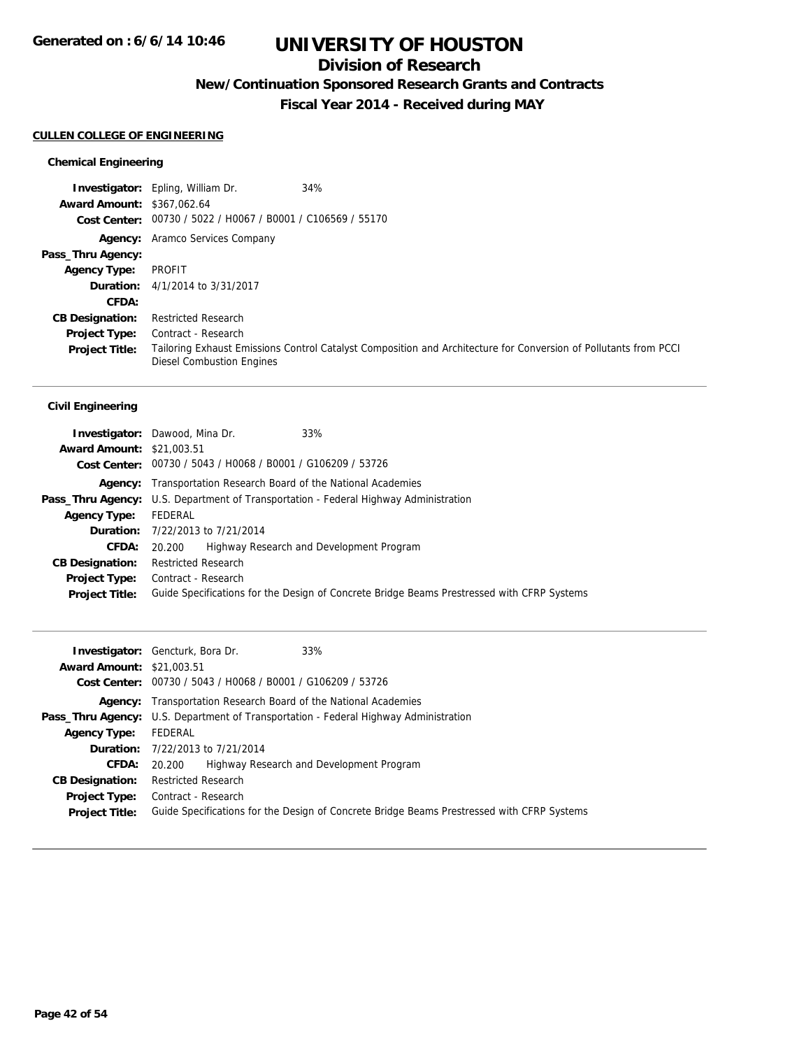# UNIVERSITY OF HOUSTON

## Division of Research

### New/Continuation Sponsored Research Grants and Contracts

### Fiscal Year 2014 - Received during MAY

Generated on : 6/6/14 10:46

**CULLEN COLLEGE OF ENGINEERING**

#### Chemical Engineering

**Investigator:** Epling, William Dr. 34%
**Award Amount:** $367,062.64
**Cost Center:** 00730 / 5022 / H0067 / B0001 / C106569 / 55170
**Agency:** Aramco Services Company
**Pass_Thru Agency:**
**Agency Type:** PROFIT
**Duration:** 4/1/2014 to 3/31/2017
**CFDA:**
**CB Designation:** Restricted Research
**Project Type:** Contract - Research
**Project Title:** Tailoring Exhaust Emissions Control Catalyst Composition and Architecture for Conversion of Pollutants from PCCI Diesel Combustion Engines

---

#### Civil Engineering

**Investigator:** Dawood, Mina Dr. 33%
**Award Amount:** $21,003.51
**Cost Center:** 00730 / 5043 / H0068 / B0001 / G106209 / 53726
**Agency:** Transportation Research Board of the National Academies
**Pass_Thru Agency:** U.S. Department of Transportation - Federal Highway Administration
**Agency Type:** FEDERAL
**Duration:** 7/22/2013 to 7/21/2014
**CFDA:** 20.200 Highway Research and Development Program
**CB Designation:** Restricted Research
**Project Type:** Contract - Research
**Project Title:** Guide Specifications for the Design of Concrete Bridge Beams Prestressed with CFRP Systems

---

**Investigator:** Gencturk, Bora Dr. 33%
**Award Amount:** $21,003.51
**Cost Center:** 00730 / 5043 / H0068 / B0001 / G106209 / 53726
**Agency:** Transportation Research Board of the National Academies
**Pass_Thru Agency:** U.S. Department of Transportation - Federal Highway Administration
**Agency Type:** FEDERAL
**Duration:** 7/22/2013 to 7/21/2014
**CFDA:** 20.200 Highway Research and Development Program
**CB Designation:** Restricted Research
**Project Type:** Contract - Research
**Project Title:** Guide Specifications for the Design of Concrete Bridge Beams Prestressed with CFRP Systems

---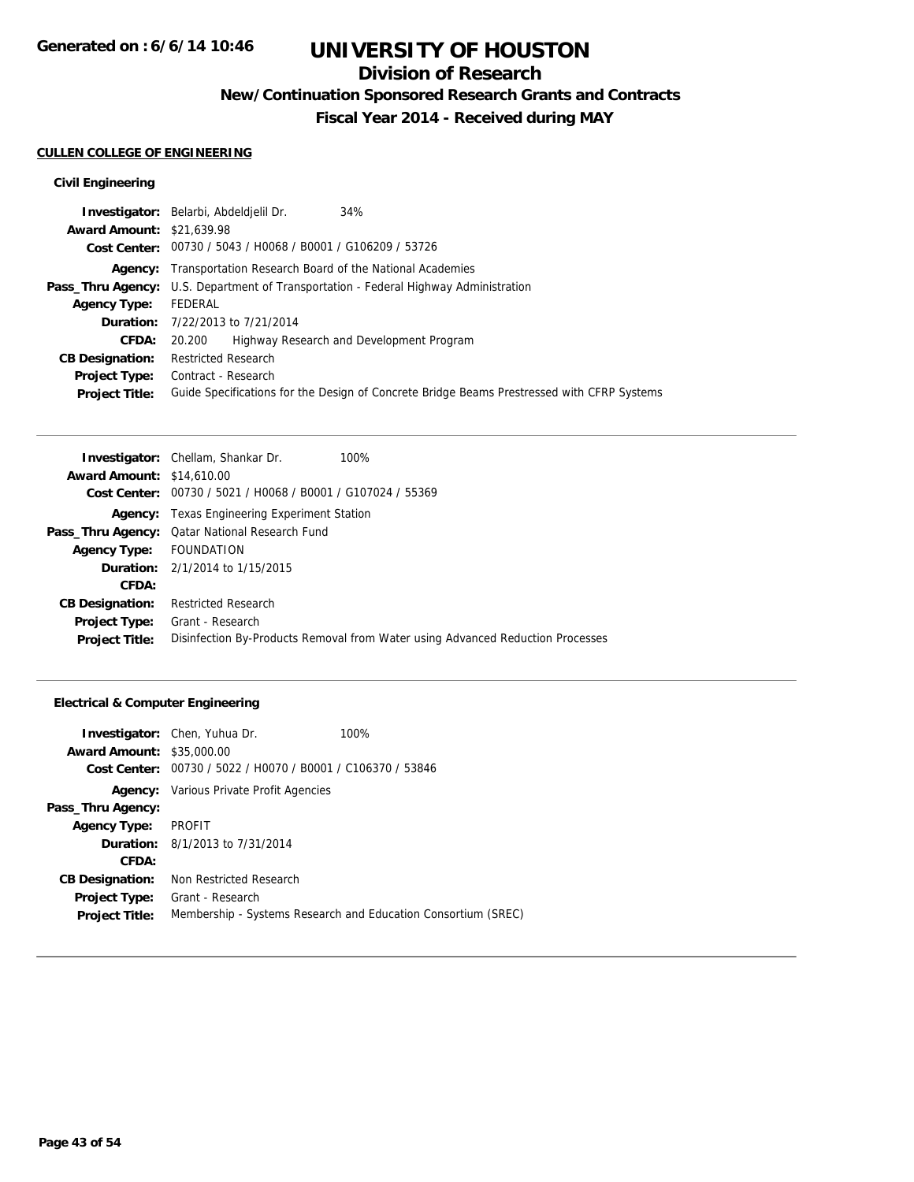# UNIVERSITY OF HOUSTON

## Division of Research

### New/Continuation Sponsored Research Grants and Contracts

### Fiscal Year 2014 - Received during MAY

**CULLEN COLLEGE OF ENGINEERING**

#### Civil Engineering

**Investigator:** Belarbi, Abdeldjelil Dr. 34%
**Award Amount:** $21,639.98
**Cost Center:** 00730 / 5043 / H0068 / B0001 / G106209 / 53726
**Agency:** Transportation Research Board of the National Academies
**Pass_Thru Agency:** U.S. Department of Transportation - Federal Highway Administration
**Agency Type:** FEDERAL
**Duration:** 7/22/2013 to 7/21/2014
**CFDA:** 20.200 Highway Research and Development Program
**CB Designation:** Restricted Research
**Project Type:** Contract - Research
**Project Title:** Guide Specifications for the Design of Concrete Bridge Beams Prestressed with CFRP Systems

---

**Investigator:** Chellam, Shankar Dr. 100%
**Award Amount:** $14,610.00
**Cost Center:** 00730 / 5021 / H0068 / B0001 / G107024 / 55369
**Agency:** Texas Engineering Experiment Station
**Pass_Thru Agency:** Qatar National Research Fund
**Agency Type:** FOUNDATION
**Duration:** 2/1/2014 to 1/15/2015
**CFDA:**
**CB Designation:** Restricted Research
**Project Type:** Grant - Research
**Project Title:** Disinfection By-Products Removal from Water using Advanced Reduction Processes

---

#### Electrical & Computer Engineering

**Investigator:** Chen, Yuhua Dr. 100%
**Award Amount:** $35,000.00
**Cost Center:** 00730 / 5022 / H0070 / B0001 / C106370 / 53846
**Agency:** Various Private Profit Agencies
**Pass_Thru Agency:**
**Agency Type:** PROFIT
**Duration:** 8/1/2013 to 7/31/2014
**CFDA:**
**CB Designation:** Non Restricted Research
**Project Type:** Grant - Research
**Project Title:** Membership - Systems Research and Education Consortium (SREC)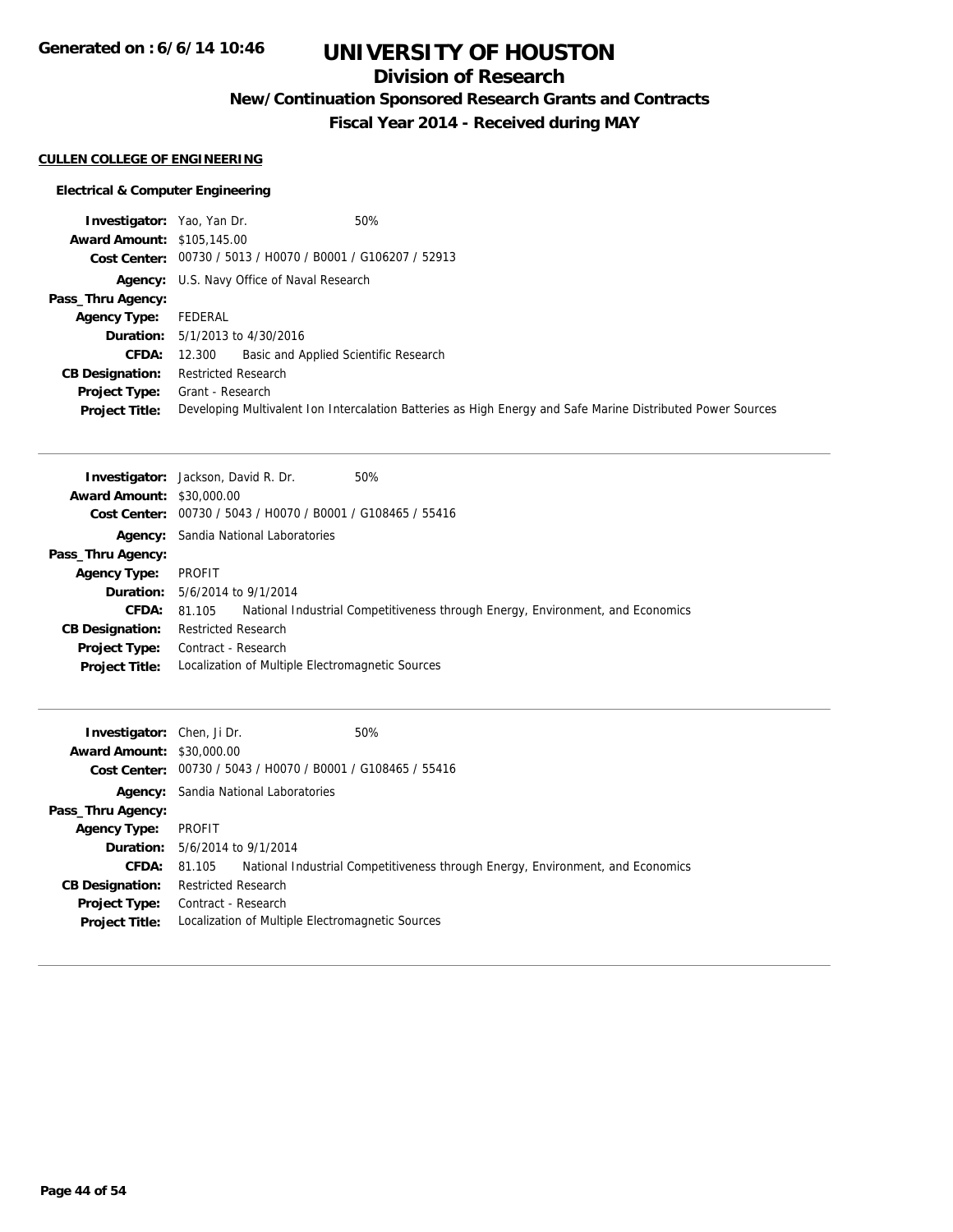# UNIVERSITY OF HOUSTON

## Division of Research

### New/Continuation Sponsored Research Grants and Contracts

### Fiscal Year 2014 - Received during MAY

Generated on : 6/6/14 10:46

**CULLEN COLLEGE OF ENGINEERING**

**Electrical & Computer Engineering**

**Investigator:** Yao, Yan Dr. 50%
**Award Amount:** $105,145.00
**Cost Center:** 00730 / 5013 / H0070 / B0001 / G106207 / 52913
**Agency:** U.S. Navy Office of Naval Research
**Pass_Thru Agency:**
**Agency Type:** FEDERAL
**Duration:** 5/1/2013 to 4/30/2016
**CFDA:** 12.300 Basic and Applied Scientific Research
**CB Designation:** Restricted Research
**Project Type:** Grant - Research
**Project Title:** Developing Multivalent Ion Intercalation Batteries as High Energy and Safe Marine Distributed Power Sources

---

**Investigator:** Jackson, David R. Dr. 50%
**Award Amount:** $30,000.00
**Cost Center:** 00730 / 5043 / H0070 / B0001 / G108465 / 55416
**Agency:** Sandia National Laboratories
**Pass_Thru Agency:**
**Agency Type:** PROFIT
**Duration:** 5/6/2014 to 9/1/2014
**CFDA:** 81.105 National Industrial Competitiveness through Energy, Environment, and Economics
**CB Designation:** Restricted Research
**Project Type:** Contract - Research
**Project Title:** Localization of Multiple Electromagnetic Sources

---

**Investigator:** Chen, Ji Dr. 50%
**Award Amount:** $30,000.00
**Cost Center:** 00730 / 5043 / H0070 / B0001 / G108465 / 55416
**Agency:** Sandia National Laboratories
**Pass_Thru Agency:**
**Agency Type:** PROFIT
**Duration:** 5/6/2014 to 9/1/2014
**CFDA:** 81.105 National Industrial Competitiveness through Energy, Environment, and Economics
**CB Designation:** Restricted Research
**Project Type:** Contract - Research
**Project Title:** Localization of Multiple Electromagnetic Sources

---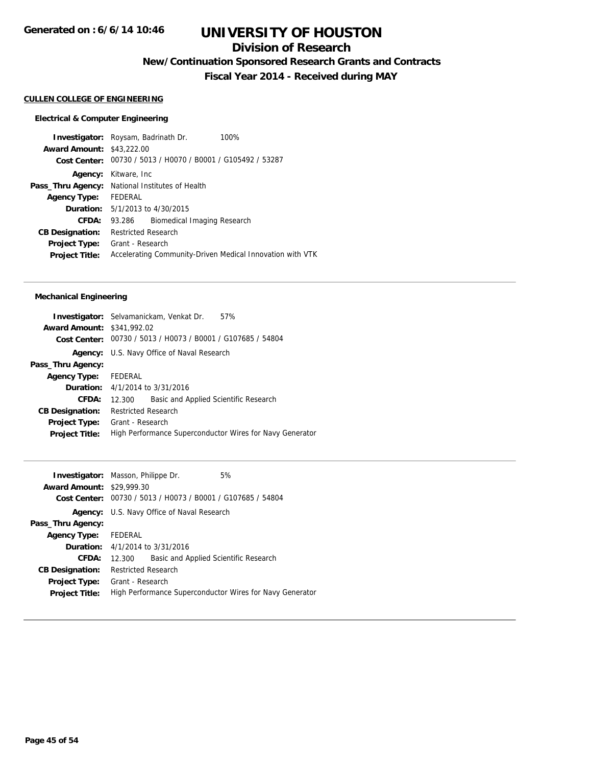# UNIVERSITY OF HOUSTON

## Division of Research

### New/Continuation Sponsored Research Grants and Contracts

### Fiscal Year 2014 - Received during MAY

Generated on : 6/6/14 10:46

**CULLEN COLLEGE OF ENGINEERING**

**Electrical & Computer Engineering**

**Investigator:** Roysam, Badrinath Dr. 100%
**Award Amount:** $43,222.00
**Cost Center:** 00730 / 5013 / H0070 / B0001 / G105492 / 53287
**Agency:** Kitware, Inc
**Pass_Thru Agency:** National Institutes of Health
**Agency Type:** FEDERAL
**Duration:** 5/1/2013 to 4/30/2015
**CFDA:** 93.286 Biomedical Imaging Research
**CB Designation:** Restricted Research
**Project Type:** Grant - Research
**Project Title:** Accelerating Community-Driven Medical Innovation with VTK

---

**Mechanical Engineering**

**Investigator:** Selvamanickam, Venkat Dr. 57%
**Award Amount:** $341,992.02
**Cost Center:** 00730 / 5013 / H0073 / B0001 / G107685 / 54804
**Agency:** U.S. Navy Office of Naval Research
**Pass_Thru Agency:**
**Agency Type:** FEDERAL
**Duration:** 4/1/2014 to 3/31/2016
**CFDA:** 12.300 Basic and Applied Scientific Research
**CB Designation:** Restricted Research
**Project Type:** Grant - Research
**Project Title:** High Performance Superconductor Wires for Navy Generator

---

**Investigator:** Masson, Philippe Dr. 5%
**Award Amount:** $29,999.30
**Cost Center:** 00730 / 5013 / H0073 / B0001 / G107685 / 54804
**Agency:** U.S. Navy Office of Naval Research
**Pass_Thru Agency:**
**Agency Type:** FEDERAL
**Duration:** 4/1/2014 to 3/31/2016
**CFDA:** 12.300 Basic and Applied Scientific Research
**CB Designation:** Restricted Research
**Project Type:** Grant - Research
**Project Title:** High Performance Superconductor Wires for Navy Generator

---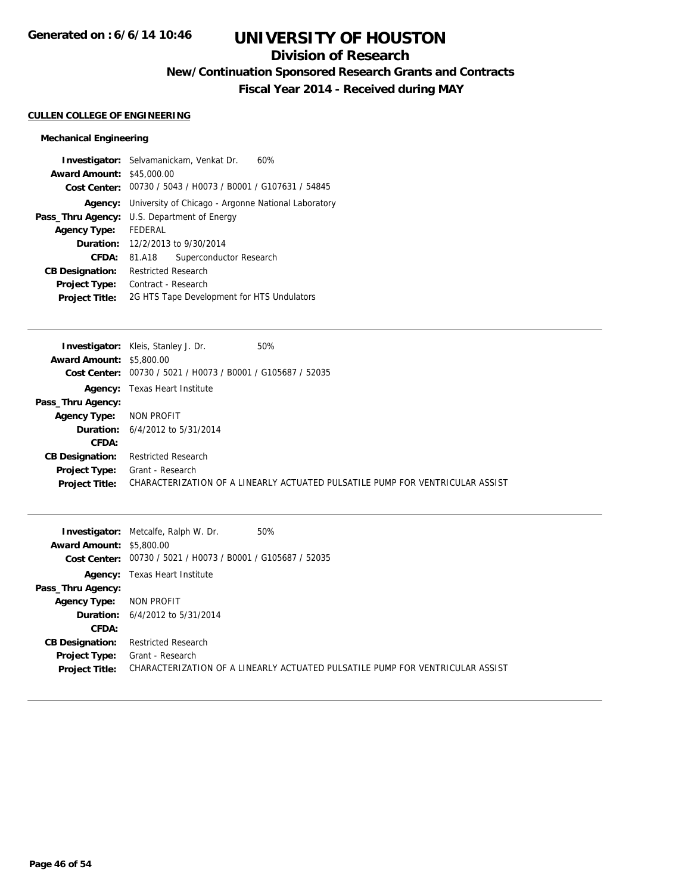# UNIVERSITY OF HOUSTON

## Division of Research

### New/Continuation Sponsored Research Grants and Contracts

### Fiscal Year 2014 - Received during MAY

Generated on : 6/6/14 10:46

**CULLEN COLLEGE OF ENGINEERING**

**Mechanical Engineering**

**Investigator:** Selvamanickam, Venkat Dr. 60%
**Award Amount:** $45,000.00
**Cost Center:** 00730 / 5043 / H0073 / B0001 / G107631 / 54845
**Agency:** University of Chicago - Argonne National Laboratory
**Pass_Thru Agency:** U.S. Department of Energy
**Agency Type:** FEDERAL
**Duration:** 12/2/2013 to 9/30/2014
**CFDA:** 81.A18 Superconductor Research
**CB Designation:** Restricted Research
**Project Type:** Contract - Research
**Project Title:** 2G HTS Tape Development for HTS Undulators

---

**Investigator:** Kleis, Stanley J. Dr. 50%
**Award Amount:** $5,800.00
**Cost Center:** 00730 / 5021 / H0073 / B0001 / G105687 / 52035
**Agency:** Texas Heart Institute
**Pass_Thru Agency:**
**Agency Type:** NON PROFIT
**Duration:** 6/4/2012 to 5/31/2014
**CFDA:**
**CB Designation:** Restricted Research
**Project Type:** Grant - Research
**Project Title:** CHARACTERIZATION OF A LINEARLY ACTUATED PULSATILE PUMP FOR VENTRICULAR ASSIST

---

**Investigator:** Metcalfe, Ralph W. Dr. 50%
**Award Amount:** $5,800.00
**Cost Center:** 00730 / 5021 / H0073 / B0001 / G105687 / 52035
**Agency:** Texas Heart Institute
**Pass_Thru Agency:**
**Agency Type:** NON PROFIT
**Duration:** 6/4/2012 to 5/31/2014
**CFDA:**
**CB Designation:** Restricted Research
**Project Type:** Grant - Research
**Project Title:** CHARACTERIZATION OF A LINEARLY ACTUATED PULSATILE PUMP FOR VENTRICULAR ASSIST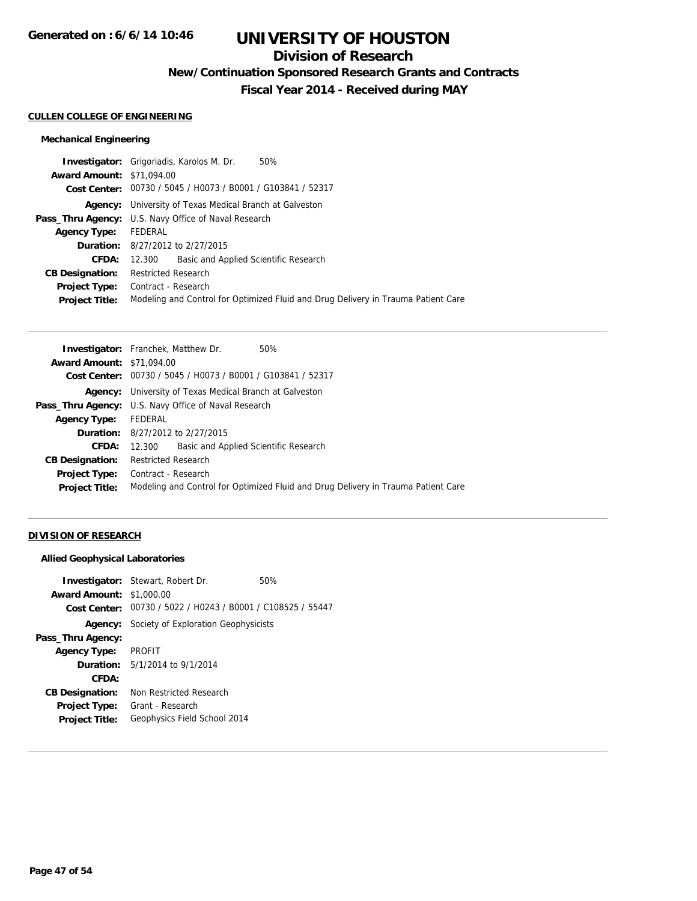# UNIVERSITY OF HOUSTON

## Division of Research

### New/Continuation Sponsored Research Grants and Contracts

### Fiscal Year 2014 - Received during MAY

Generated on : 6/6/14 10:46

#### CULLEN COLLEGE OF ENGINEERING

##### Mechanical Engineering

**Investigator:** Grigoriadis, Karolos M. Dr. 50%
**Award Amount:** $71,094.00
**Cost Center:** 00730 / 5045 / H0073 / B0001 / G103841 / 52317
**Agency:** University of Texas Medical Branch at Galveston
**Pass_Thru Agency:** U.S. Navy Office of Naval Research
**Agency Type:** FEDERAL
**Duration:** 8/27/2012 to 2/27/2015
**CFDA:** 12.300 Basic and Applied Scientific Research
**CB Designation:** Restricted Research
**Project Type:** Contract - Research
**Project Title:** Modeling and Control for Optimized Fluid and Drug Delivery in Trauma Patient Care

---

**Investigator:** Franchek, Matthew Dr. 50%
**Award Amount:** $71,094.00
**Cost Center:** 00730 / 5045 / H0073 / B0001 / G103841 / 52317
**Agency:** University of Texas Medical Branch at Galveston
**Pass_Thru Agency:** U.S. Navy Office of Naval Research
**Agency Type:** FEDERAL
**Duration:** 8/27/2012 to 2/27/2015
**CFDA:** 12.300 Basic and Applied Scientific Research
**CB Designation:** Restricted Research
**Project Type:** Contract - Research
**Project Title:** Modeling and Control for Optimized Fluid and Drug Delivery in Trauma Patient Care

---

#### DIVISION OF RESEARCH

##### Allied Geophysical Laboratories

**Investigator:** Stewart, Robert Dr. 50%
**Award Amount:** $1,000.00
**Cost Center:** 00730 / 5022 / H0243 / B0001 / C108525 / 55447
**Agency:** Society of Exploration Geophysicists
**Pass_Thru Agency:**
**Agency Type:** PROFIT
**Duration:** 5/1/2014 to 9/1/2014
**CFDA:**
**CB Designation:** Non Restricted Research
**Project Type:** Grant - Research
**Project Title:** Geophysics Field School 2014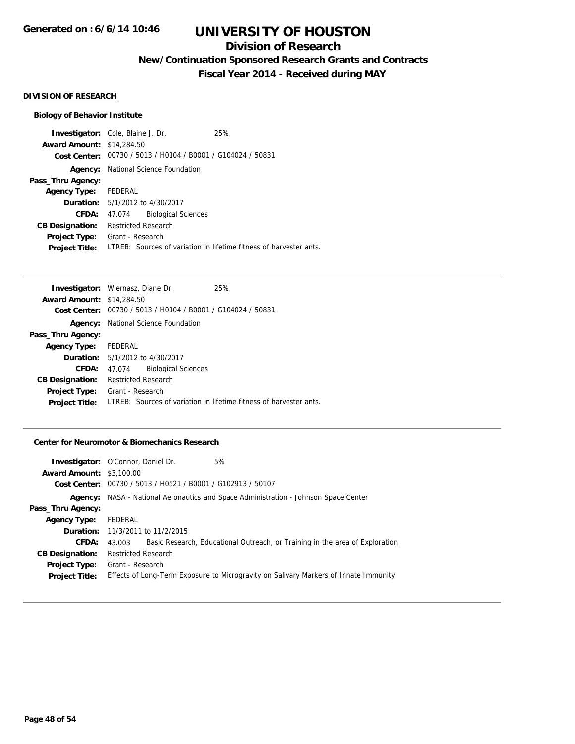**Generated on : 6/6/14 10:46**

# UNIVERSITY OF HOUSTON

## Division of Research

### New/Continuation Sponsored Research Grants and Contracts

### Fiscal Year 2014 - Received during MAY

**DIVISION OF RESEARCH**

**Biology of Behavior Institute**

**Investigator:** Cole, Blaine J. Dr. 25%
**Award Amount:** $14,284.50
**Cost Center:** 00730 / 5013 / H0104 / B0001 / G104024 / 50831
**Agency:** National Science Foundation
**Pass_Thru Agency:**
**Agency Type:** FEDERAL
**Duration:** 5/1/2012 to 4/30/2017
**CFDA:** 47.074 Biological Sciences
**CB Designation:** Restricted Research
**Project Type:** Grant - Research
**Project Title:** LTREB: Sources of variation in lifetime fitness of harvester ants.

---

**Investigator:** Wiernasz, Diane Dr. 25%
**Award Amount:** $14,284.50
**Cost Center:** 00730 / 5013 / H0104 / B0001 / G104024 / 50831
**Agency:** National Science Foundation
**Pass_Thru Agency:**
**Agency Type:** FEDERAL
**Duration:** 5/1/2012 to 4/30/2017
**CFDA:** 47.074 Biological Sciences
**CB Designation:** Restricted Research
**Project Type:** Grant - Research
**Project Title:** LTREB: Sources of variation in lifetime fitness of harvester ants.

---

**Center for Neuromotor & Biomechanics Research**

**Investigator:** O'Connor, Daniel Dr. 5%
**Award Amount:** $3,100.00
**Cost Center:** 00730 / 5013 / H0521 / B0001 / G102913 / 50107
**Agency:** NASA - National Aeronautics and Space Administration - Johnson Space Center
**Pass_Thru Agency:**
**Agency Type:** FEDERAL
**Duration:** 11/3/2011 to 11/2/2015
**CFDA:** 43.003 Basic Research, Educational Outreach, or Training in the area of Exploration
**CB Designation:** Restricted Research
**Project Type:** Grant - Research
**Project Title:** Effects of Long-Term Exposure to Microgravity on Salivary Markers of Innate Immunity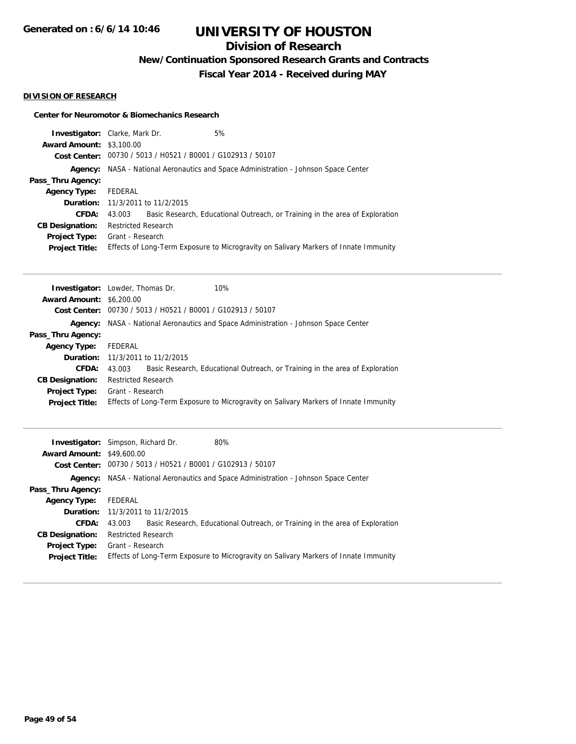**Generated on : 6/6/14 10:46**

# UNIVERSITY OF HOUSTON

## Division of Research

### New/Continuation Sponsored Research Grants and Contracts

### Fiscal Year 2014 - Received during MAY

**DIVISION OF RESEARCH**

**Center for Neuromotor & Biomechanics Research**

**Investigator:** Clarke, Mark Dr. 5%
**Award Amount:** $3,100.00
**Cost Center:** 00730 / 5013 / H0521 / B0001 / G102913 / 50107
**Agency:** NASA - National Aeronautics and Space Administration - Johnson Space Center
**Pass_Thru Agency:**
**Agency Type:** FEDERAL
**Duration:** 11/3/2011 to 11/2/2015
**CFDA:** 43.003 Basic Research, Educational Outreach, or Training in the area of Exploration
**CB Designation:** Restricted Research
**Project Type:** Grant - Research
**Project Title:** Effects of Long-Term Exposure to Microgravity on Salivary Markers of Innate Immunity

---

**Investigator:** Lowder, Thomas Dr. 10%
**Award Amount:** $6,200.00
**Cost Center:** 00730 / 5013 / H0521 / B0001 / G102913 / 50107
**Agency:** NASA - National Aeronautics and Space Administration - Johnson Space Center
**Pass_Thru Agency:**
**Agency Type:** FEDERAL
**Duration:** 11/3/2011 to 11/2/2015
**CFDA:** 43.003 Basic Research, Educational Outreach, or Training in the area of Exploration
**CB Designation:** Restricted Research
**Project Type:** Grant - Research
**Project Title:** Effects of Long-Term Exposure to Microgravity on Salivary Markers of Innate Immunity

---

**Investigator:** Simpson, Richard Dr. 80%
**Award Amount:** $49,600.00
**Cost Center:** 00730 / 5013 / H0521 / B0001 / G102913 / 50107
**Agency:** NASA - National Aeronautics and Space Administration - Johnson Space Center
**Pass_Thru Agency:**
**Agency Type:** FEDERAL
**Duration:** 11/3/2011 to 11/2/2015
**CFDA:** 43.003 Basic Research, Educational Outreach, or Training in the area of Exploration
**CB Designation:** Restricted Research
**Project Type:** Grant - Research
**Project Title:** Effects of Long-Term Exposure to Microgravity on Salivary Markers of Innate Immunity

---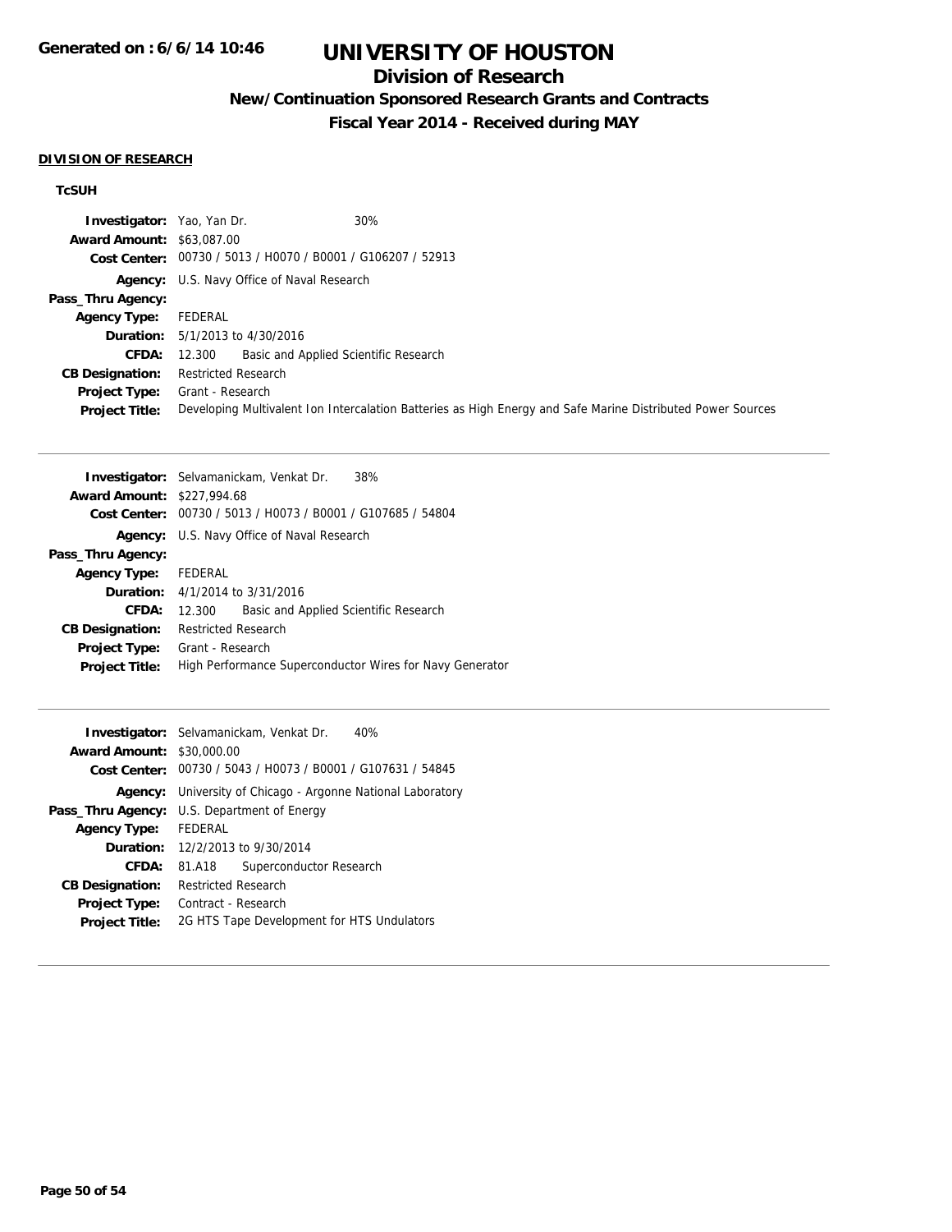# UNIVERSITY OF HOUSTON

## Division of Research

### New/Continuation Sponsored Research Grants and Contracts

### Fiscal Year 2014 - Received during MAY

**DIVISION OF RESEARCH**

**TcSUH**

| | |
|---|---|
| **Investigator:** | Yao, Yan Dr. 30% |
| **Award Amount:** | $63,087.00 |
| **Cost Center:** | 00730 / 5013 / H0070 / B0001 / G106207 / 52913 |
| **Agency:** | U.S. Navy Office of Naval Research |
| **Pass_Thru Agency:** | |
| **Agency Type:** | FEDERAL |
| **Duration:** | 5/1/2013 to 4/30/2016 |
| **CFDA:** | 12.300 Basic and Applied Scientific Research |
| **CB Designation:** | Restricted Research |
| **Project Type:** | Grant - Research |
| **Project Title:** | Developing Multivalent Ion Intercalation Batteries as High Energy and Safe Marine Distributed Power Sources |

---

| | |
|---|---|
| **Investigator:** | Selvamanickam, Venkat Dr. 38% |
| **Award Amount:** | $227,994.68 |
| **Cost Center:** | 00730 / 5013 / H0073 / B0001 / G107685 / 54804 |
| **Agency:** | U.S. Navy Office of Naval Research |
| **Pass_Thru Agency:** | |
| **Agency Type:** | FEDERAL |
| **Duration:** | 4/1/2014 to 3/31/2016 |
| **CFDA:** | 12.300 Basic and Applied Scientific Research |
| **CB Designation:** | Restricted Research |
| **Project Type:** | Grant - Research |
| **Project Title:** | High Performance Superconductor Wires for Navy Generator |

---

| | |
|---|---|
| **Investigator:** | Selvamanickam, Venkat Dr. 40% |
| **Award Amount:** | $30,000.00 |
| **Cost Center:** | 00730 / 5043 / H0073 / B0001 / G107631 / 54845 |
| **Agency:** | University of Chicago - Argonne National Laboratory |
| **Pass_Thru Agency:** | U.S. Department of Energy |
| **Agency Type:** | FEDERAL |
| **Duration:** | 12/2/2013 to 9/30/2014 |
| **CFDA:** | 81.A18 Superconductor Research |
| **CB Designation:** | Restricted Research |
| **Project Type:** | Contract - Research |
| **Project Title:** | 2G HTS Tape Development for HTS Undulators |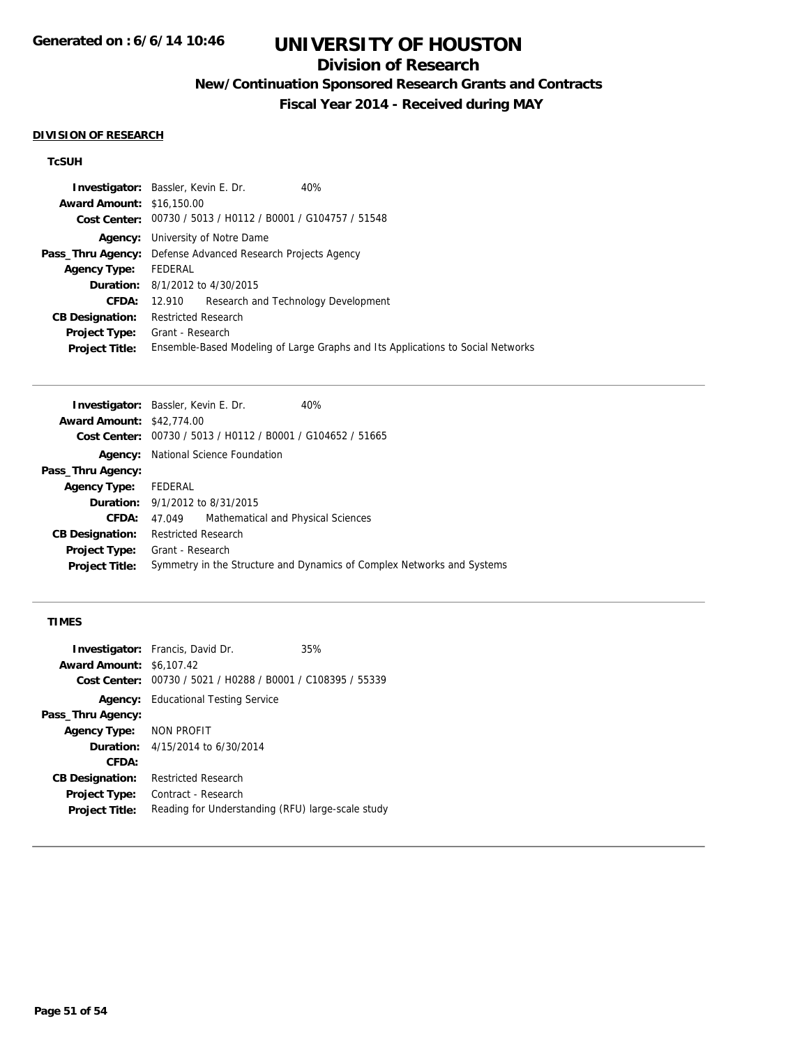# UNIVERSITY OF HOUSTON

## Division of Research

### New/Continuation Sponsored Research Grants and Contracts

### Fiscal Year 2014 - Received during MAY

**Generated on : 6/6/14 10:46**

#### DIVISION OF RESEARCH

##### TcSUH

**Investigator:** Bassler, Kevin E. Dr. 40%
**Award Amount:** $16,150.00
**Cost Center:** 00730 / 5013 / H0112 / B0001 / G104757 / 51548
**Agency:** University of Notre Dame
**Pass_Thru Agency:** Defense Advanced Research Projects Agency
**Agency Type:** FEDERAL
**Duration:** 8/1/2012 to 4/30/2015
**CFDA:** 12.910 Research and Technology Development
**CB Designation:** Restricted Research
**Project Type:** Grant - Research
**Project Title:** Ensemble-Based Modeling of Large Graphs and Its Applications to Social Networks

---

**Investigator:** Bassler, Kevin E. Dr. 40%
**Award Amount:** $42,774.00
**Cost Center:** 00730 / 5013 / H0112 / B0001 / G104652 / 51665
**Agency:** National Science Foundation
**Pass_Thru Agency:**
**Agency Type:** FEDERAL
**Duration:** 9/1/2012 to 8/31/2015
**CFDA:** 47.049 Mathematical and Physical Sciences
**CB Designation:** Restricted Research
**Project Type:** Grant - Research
**Project Title:** Symmetry in the Structure and Dynamics of Complex Networks and Systems

---

##### TIMES

**Investigator:** Francis, David Dr. 35%
**Award Amount:** $6,107.42
**Cost Center:** 00730 / 5021 / H0288 / B0001 / C108395 / 55339
**Agency:** Educational Testing Service
**Pass_Thru Agency:**
**Agency Type:** NON PROFIT
**Duration:** 4/15/2014 to 6/30/2014
**CFDA:**
**CB Designation:** Restricted Research
**Project Type:** Contract - Research
**Project Title:** Reading for Understanding (RFU) large-scale study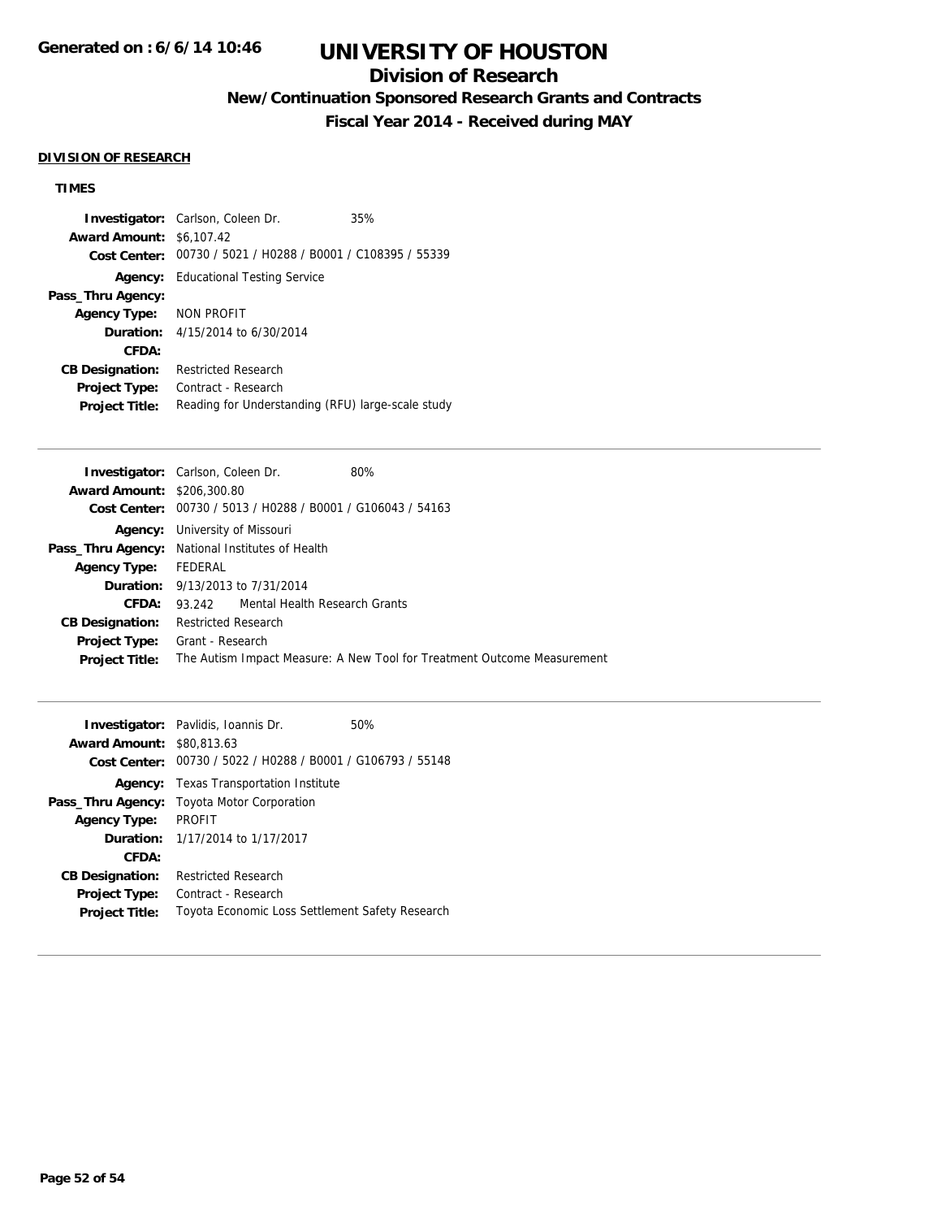# UNIVERSITY OF HOUSTON

## Division of Research

### New/Continuation Sponsored Research Grants and Contracts

### Fiscal Year 2014 - Received during MAY

Generated on : 6/6/14 10:46

**DIVISION OF RESEARCH**

**TIMES**

**Investigator:** Carlson, Coleen Dr. 35%
**Award Amount:** $6,107.42
**Cost Center:** 00730 / 5021 / H0288 / B0001 / C108395 / 55339
**Agency:** Educational Testing Service
**Pass_Thru Agency:**
**Agency Type:** NON PROFIT
**Duration:** 4/15/2014 to 6/30/2014
**CFDA:**
**CB Designation:** Restricted Research
**Project Type:** Contract - Research
**Project Title:** Reading for Understanding (RFU) large-scale study

---

**Investigator:** Carlson, Coleen Dr. 80%
**Award Amount:** $206,300.80
**Cost Center:** 00730 / 5013 / H0288 / B0001 / G106043 / 54163
**Agency:** University of Missouri
**Pass_Thru Agency:** National Institutes of Health
**Agency Type:** FEDERAL
**Duration:** 9/13/2013 to 7/31/2014
**CFDA:** 93.242 Mental Health Research Grants
**CB Designation:** Restricted Research
**Project Type:** Grant - Research
**Project Title:** The Autism Impact Measure: A New Tool for Treatment Outcome Measurement

---

**Investigator:** Pavlidis, Ioannis Dr. 50%
**Award Amount:** $80,813.63
**Cost Center:** 00730 / 5022 / H0288 / B0001 / G106793 / 55148
**Agency:** Texas Transportation Institute
**Pass_Thru Agency:** Toyota Motor Corporation
**Agency Type:** PROFIT
**Duration:** 1/17/2014 to 1/17/2017
**CFDA:**
**CB Designation:** Restricted Research
**Project Type:** Contract - Research
**Project Title:** Toyota Economic Loss Settlement Safety Research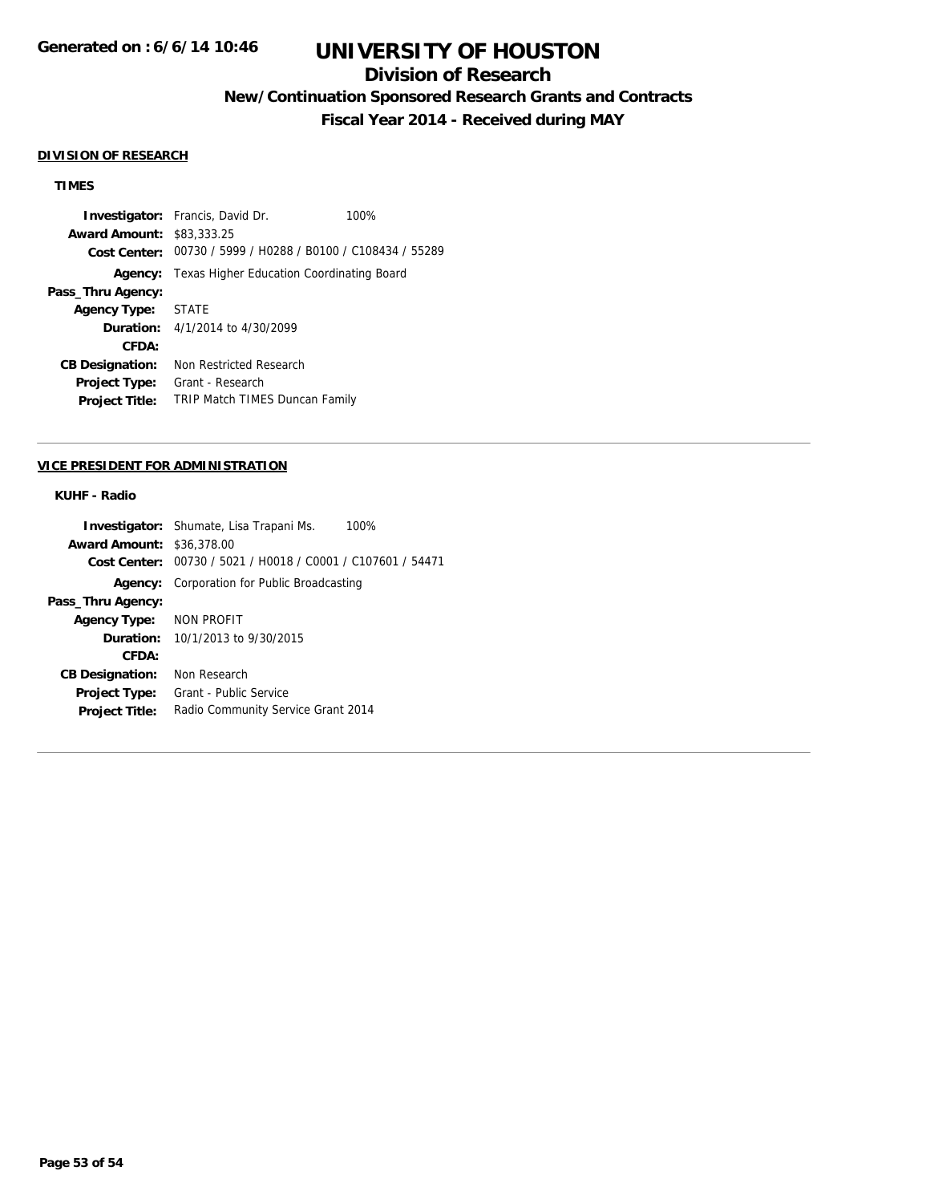# UNIVERSITY OF HOUSTON

## Division of Research

### New/Continuation Sponsored Research Grants and Contracts

### Fiscal Year 2014 - Received during MAY

**DIVISION OF RESEARCH**

**TIMES**

**Investigator:** Francis, David Dr. 100%
**Award Amount:** $83,333.25
**Cost Center:** 00730 / 5999 / H0288 / B0100 / C108434 / 55289
**Agency:** Texas Higher Education Coordinating Board
**Pass_Thru Agency:**
**Agency Type:** STATE
**Duration:** 4/1/2014 to 4/30/2099
**CFDA:**
**CB Designation:** Non Restricted Research
**Project Type:** Grant - Research
**Project Title:** TRIP Match TIMES Duncan Family

---

**VICE PRESIDENT FOR ADMINISTRATION**

**KUHF - Radio**

**Investigator:** Shumate, Lisa Trapani Ms. 100%
**Award Amount:** $36,378.00
**Cost Center:** 00730 / 5021 / H0018 / C0001 / C107601 / 54471
**Agency:** Corporation for Public Broadcasting
**Pass_Thru Agency:**
**Agency Type:** NON PROFIT
**Duration:** 10/1/2013 to 9/30/2015
**CFDA:**
**CB Designation:** Non Research
**Project Type:** Grant - Public Service
**Project Title:** Radio Community Service Grant 2014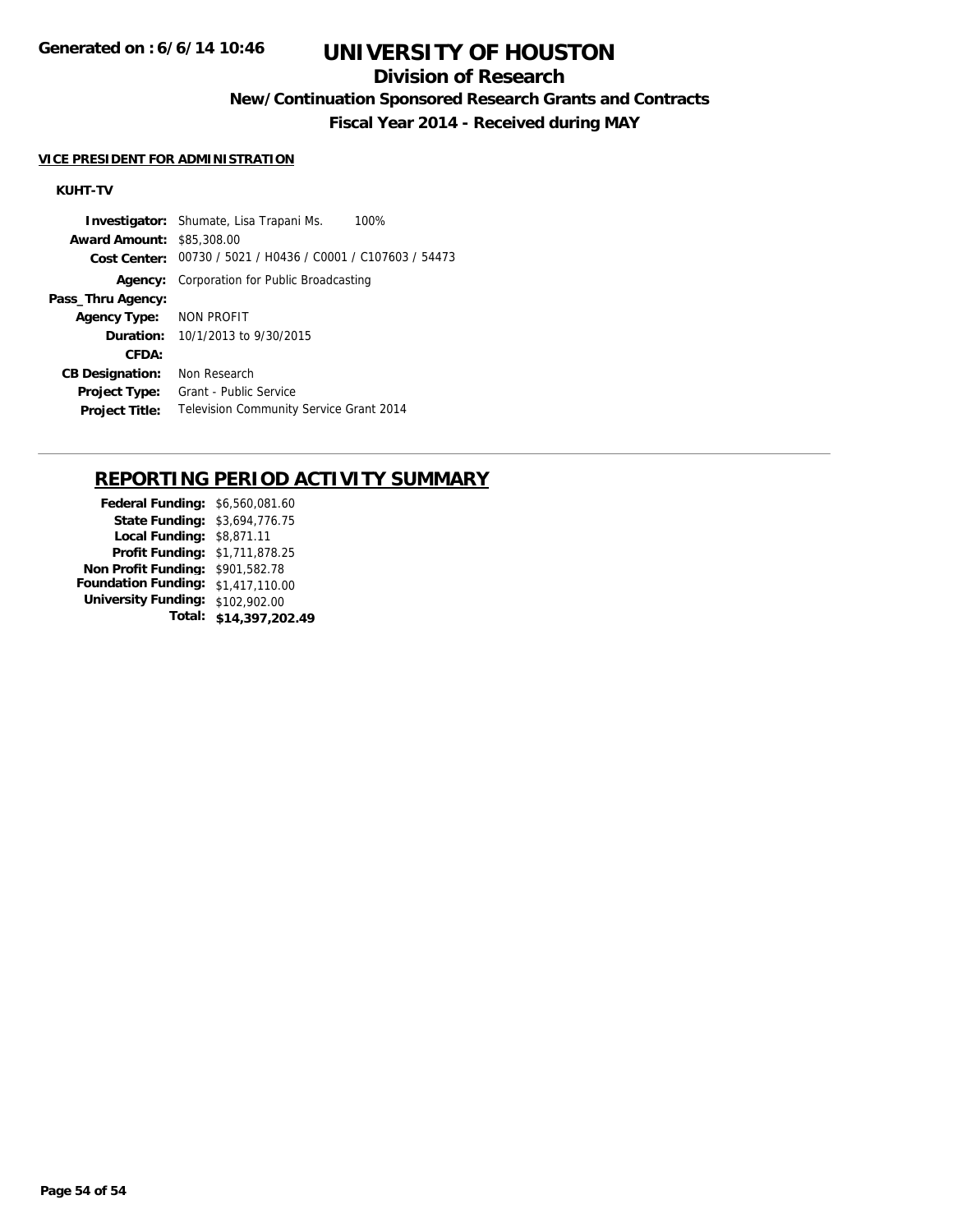# UNIVERSITY OF HOUSTON

## Division of Research

### New/Continuation Sponsored Research Grants and Contracts

### Fiscal Year 2014 - Received during MAY

**VICE PRESIDENT FOR ADMINISTRATION**

**KUHT-TV**

**Investigator:** Shumate, Lisa Trapani Ms. 100%
**Award Amount:** $85,308.00
**Cost Center:** 00730 / 5021 / H0436 / C0001 / C107603 / 54473
**Agency:** Corporation for Public Broadcasting
**Pass_Thru Agency:**
**Agency Type:** NON PROFIT
**Duration:** 10/1/2013 to 9/30/2015
**CFDA:**
**CB Designation:** Non Research
**Project Type:** Grant - Public Service
**Project Title:** Television Community Service Grant 2014

## REPORTING PERIOD ACTIVITY SUMMARY

**Federal Funding:** $6,560,081.60
**State Funding:** $3,694,776.75
**Local Funding:** $8,871.11
**Profit Funding:** $1,711,878.25
**Non Profit Funding:** $901,582.78
**Foundation Funding:** $1,417,110.00
**University Funding:** $102,902.00
**Total:** **$14,397,202.49**